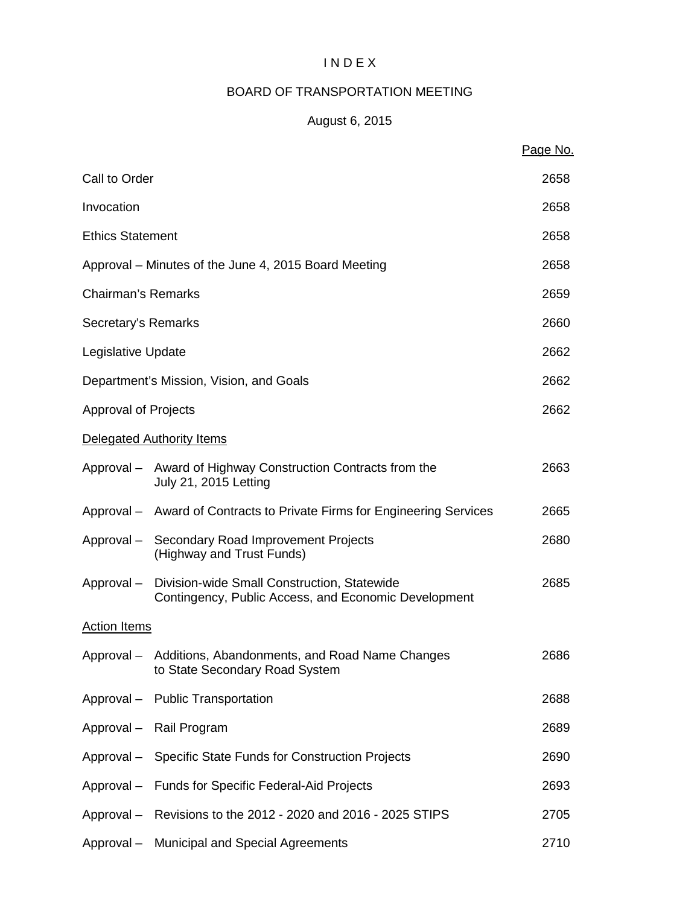# I N D E X

## BOARD OF TRANSPORTATION MEETING

### August 6, 2015

| | Page No. |
|---|---|
| Call to Order | 2658 |
| Invocation | 2658 |
| Ethics Statement | 2658 |
| Approval – Minutes of the June 4, 2015 Board Meeting | 2658 |
| Chairman's Remarks | 2659 |
| Secretary's Remarks | 2660 |
| Legislative Update | 2662 |
| Department's Mission, Vision, and Goals | 2662 |
| Approval of Projects | 2662 |
| Delegated Authority Items | |
| Approval – Award of Highway Construction Contracts from the July 21, 2015 Letting | 2663 |
| Approval – Award of Contracts to Private Firms for Engineering Services | 2665 |
| Approval – Secondary Road Improvement Projects (Highway and Trust Funds) | 2680 |
| Approval – Division-wide Small Construction, Statewide Contingency, Public Access, and Economic Development | 2685 |
| Action Items | |
| Approval – Additions, Abandonments, and Road Name Changes to State Secondary Road System | 2686 |
| Approval – Public Transportation | 2688 |
| Approval – Rail Program | 2689 |
| Approval – Specific State Funds for Construction Projects | 2690 |
| Approval – Funds for Specific Federal-Aid Projects | 2693 |
| Approval – Revisions to the 2012 - 2020 and 2016 - 2025 STIPS | 2705 |
| Approval – Municipal and Special Agreements | 2710 |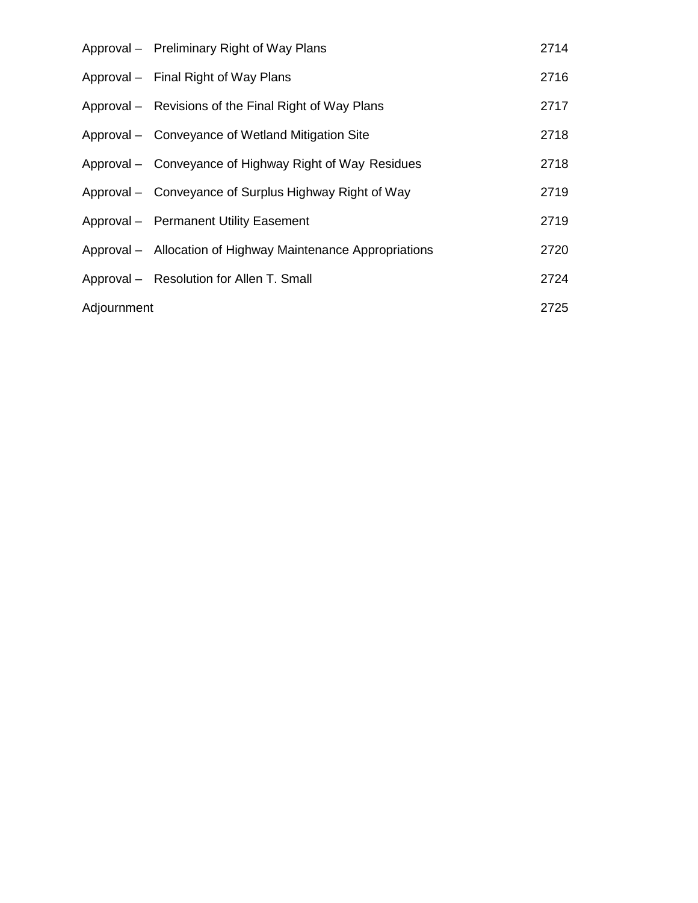| | | |
|---|---|---|
| Approval – | Preliminary Right of Way Plans | 2714 |
| Approval – | Final Right of Way Plans | 2716 |
| Approval – | Revisions of the Final Right of Way Plans | 2717 |
| Approval – | Conveyance of Wetland Mitigation Site | 2718 |
| Approval – | Conveyance of Highway Right of Way Residues | 2718 |
| Approval – | Conveyance of Surplus Highway Right of Way | 2719 |
| Approval – | Permanent Utility Easement | 2719 |
| Approval – | Allocation of Highway Maintenance Appropriations | 2720 |
| Approval – | Resolution for Allen T. Small | 2724 |
| Adjournment | | 2725 |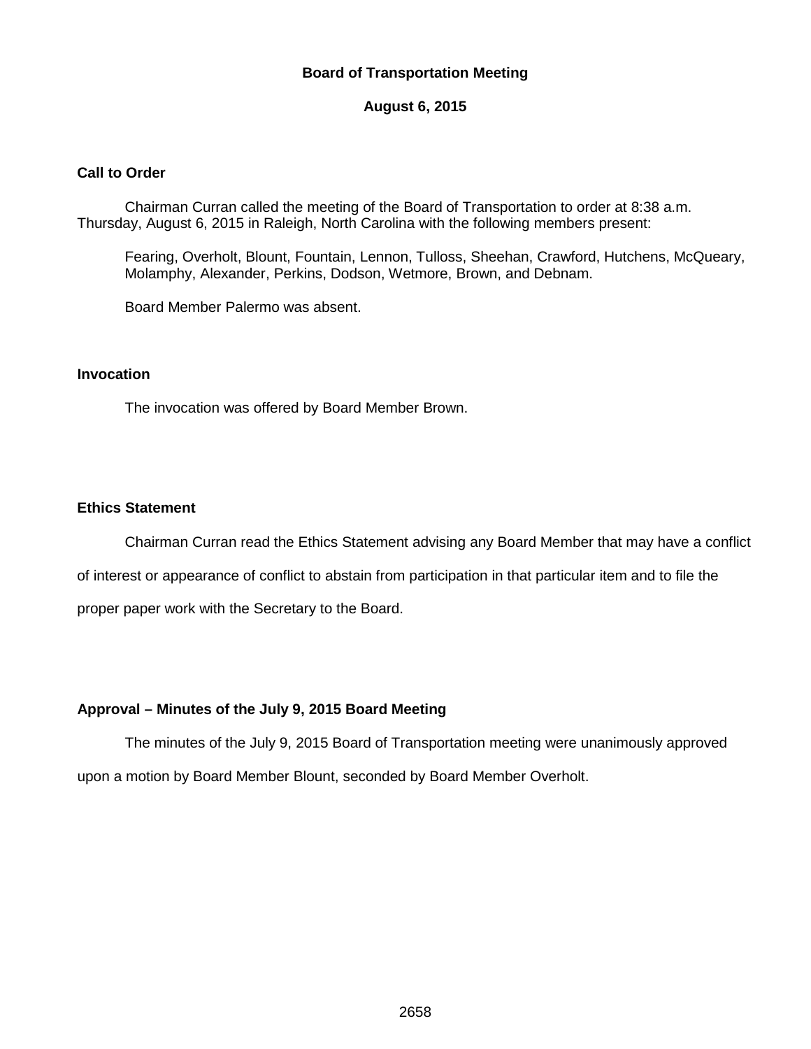**Board of Transportation Meeting**

**August 6, 2015**

## Call to Order

Chairman Curran called the meeting of the Board of Transportation to order at 8:38 a.m. Thursday, August 6, 2015 in Raleigh, North Carolina with the following members present:

Fearing, Overholt, Blount, Fountain, Lennon, Tulloss, Sheehan, Crawford, Hutchens, McQueary, Molamphy, Alexander, Perkins, Dodson, Wetmore, Brown, and Debnam.

Board Member Palermo was absent.

## Invocation

The invocation was offered by Board Member Brown.

## Ethics Statement

Chairman Curran read the Ethics Statement advising any Board Member that may have a conflict of interest or appearance of conflict to abstain from participation in that particular item and to file the proper paper work with the Secretary to the Board.

## Approval – Minutes of the July 9, 2015 Board Meeting

The minutes of the July 9, 2015 Board of Transportation meeting were unanimously approved upon a motion by Board Member Blount, seconded by Board Member Overholt.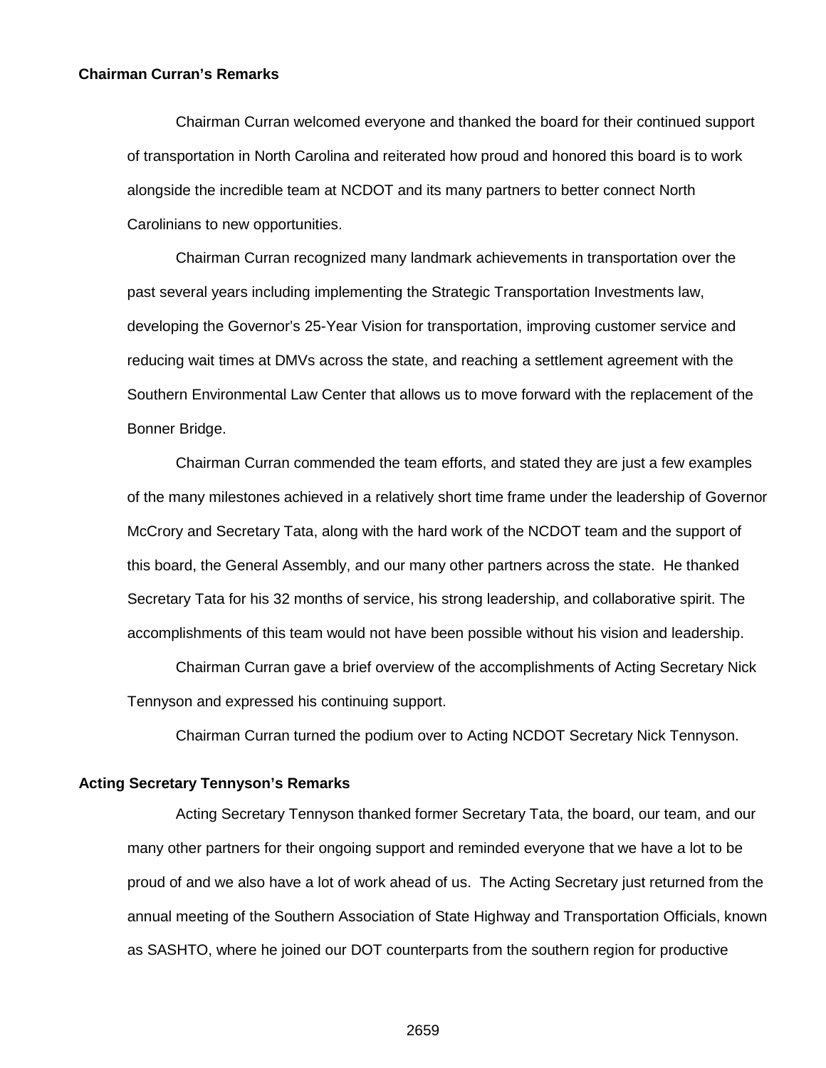**Chairman Curran's Remarks**

Chairman Curran welcomed everyone and thanked the board for their continued support of transportation in North Carolina and reiterated how proud and honored this board is to work alongside the incredible team at NCDOT and its many partners to better connect North Carolinians to new opportunities.

Chairman Curran recognized many landmark achievements in transportation over the past several years including implementing the Strategic Transportation Investments law, developing the Governor's 25-Year Vision for transportation, improving customer service and reducing wait times at DMVs across the state, and reaching a settlement agreement with the Southern Environmental Law Center that allows us to move forward with the replacement of the Bonner Bridge.

Chairman Curran commended the team efforts, and stated they are just a few examples of the many milestones achieved in a relatively short time frame under the leadership of Governor McCrory and Secretary Tata, along with the hard work of the NCDOT team and the support of this board, the General Assembly, and our many other partners across the state. He thanked Secretary Tata for his 32 months of service, his strong leadership, and collaborative spirit. The accomplishments of this team would not have been possible without his vision and leadership.

Chairman Curran gave a brief overview of the accomplishments of Acting Secretary Nick Tennyson and expressed his continuing support.

Chairman Curran turned the podium over to Acting NCDOT Secretary Nick Tennyson.

**Acting Secretary Tennyson's Remarks**

Acting Secretary Tennyson thanked former Secretary Tata, the board, our team, and our many other partners for their ongoing support and reminded everyone that we have a lot to be proud of and we also have a lot of work ahead of us. The Acting Secretary just returned from the annual meeting of the Southern Association of State Highway and Transportation Officials, known as SASHTO, where he joined our DOT counterparts from the southern region for productive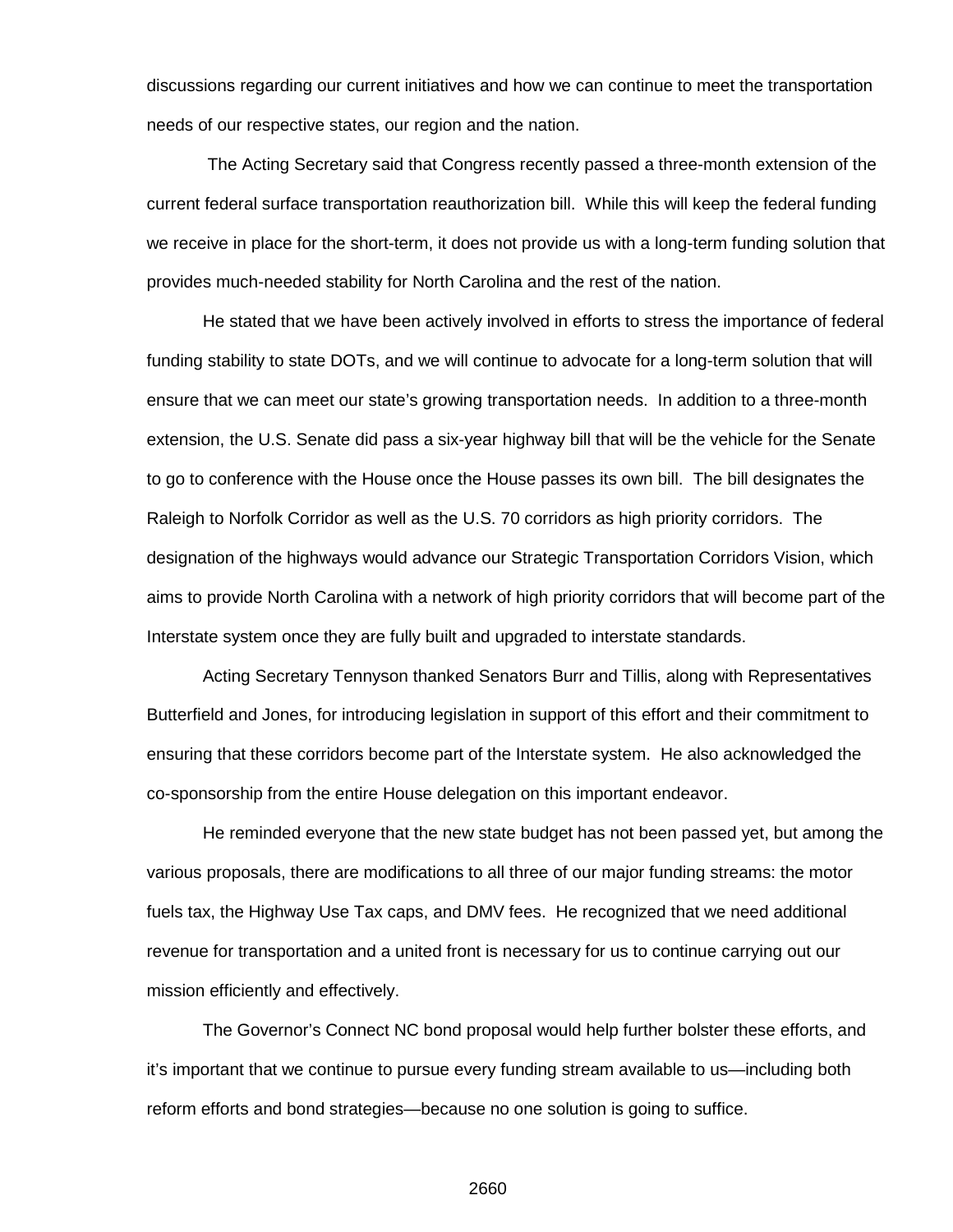discussions regarding our current initiatives and how we can continue to meet the transportation needs of our respective states, our region and the nation.

The Acting Secretary said that Congress recently passed a three-month extension of the current federal surface transportation reauthorization bill. While this will keep the federal funding we receive in place for the short-term, it does not provide us with a long-term funding solution that provides much-needed stability for North Carolina and the rest of the nation.

He stated that we have been actively involved in efforts to stress the importance of federal funding stability to state DOTs, and we will continue to advocate for a long-term solution that will ensure that we can meet our state's growing transportation needs. In addition to a three-month extension, the U.S. Senate did pass a six-year highway bill that will be the vehicle for the Senate to go to conference with the House once the House passes its own bill. The bill designates the Raleigh to Norfolk Corridor as well as the U.S. 70 corridors as high priority corridors. The designation of the highways would advance our Strategic Transportation Corridors Vision, which aims to provide North Carolina with a network of high priority corridors that will become part of the Interstate system once they are fully built and upgraded to interstate standards.

Acting Secretary Tennyson thanked Senators Burr and Tillis, along with Representatives Butterfield and Jones, for introducing legislation in support of this effort and their commitment to ensuring that these corridors become part of the Interstate system. He also acknowledged the co-sponsorship from the entire House delegation on this important endeavor.

He reminded everyone that the new state budget has not been passed yet, but among the various proposals, there are modifications to all three of our major funding streams: the motor fuels tax, the Highway Use Tax caps, and DMV fees. He recognized that we need additional revenue for transportation and a united front is necessary for us to continue carrying out our mission efficiently and effectively.

The Governor's Connect NC bond proposal would help further bolster these efforts, and it's important that we continue to pursue every funding stream available to us—including both reform efforts and bond strategies—because no one solution is going to suffice.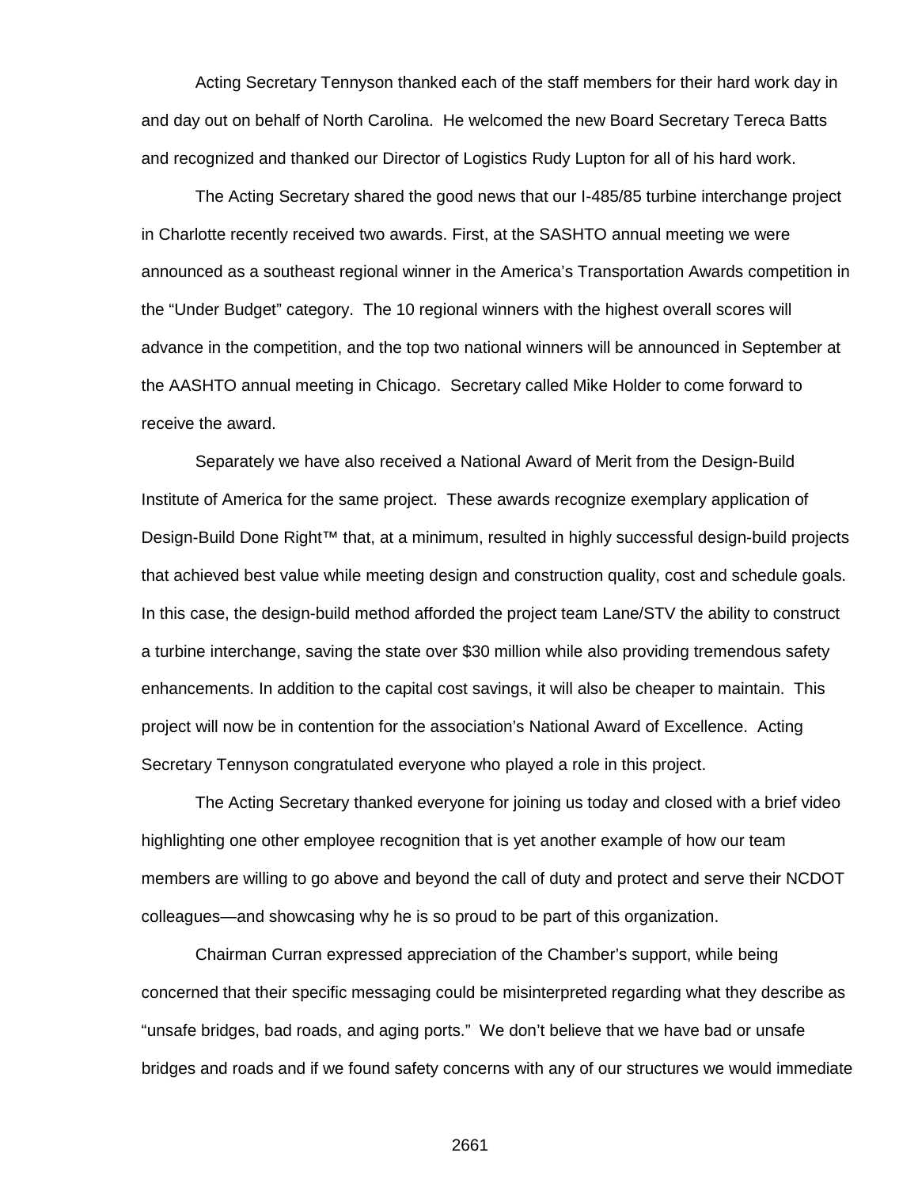Acting Secretary Tennyson thanked each of the staff members for their hard work day in and day out on behalf of North Carolina. He welcomed the new Board Secretary Tereca Batts and recognized and thanked our Director of Logistics Rudy Lupton for all of his hard work.

The Acting Secretary shared the good news that our I-485/85 turbine interchange project in Charlotte recently received two awards. First, at the SASHTO annual meeting we were announced as a southeast regional winner in the America's Transportation Awards competition in the "Under Budget" category. The 10 regional winners with the highest overall scores will advance in the competition, and the top two national winners will be announced in September at the AASHTO annual meeting in Chicago. Secretary called Mike Holder to come forward to receive the award.

Separately we have also received a National Award of Merit from the Design-Build Institute of America for the same project. These awards recognize exemplary application of Design-Build Done Right™ that, at a minimum, resulted in highly successful design-build projects that achieved best value while meeting design and construction quality, cost and schedule goals. In this case, the design-build method afforded the project team Lane/STV the ability to construct a turbine interchange, saving the state over $30 million while also providing tremendous safety enhancements. In addition to the capital cost savings, it will also be cheaper to maintain. This project will now be in contention for the association's National Award of Excellence. Acting Secretary Tennyson congratulated everyone who played a role in this project.

The Acting Secretary thanked everyone for joining us today and closed with a brief video highlighting one other employee recognition that is yet another example of how our team members are willing to go above and beyond the call of duty and protect and serve their NCDOT colleagues—and showcasing why he is so proud to be part of this organization.

Chairman Curran expressed appreciation of the Chamber's support, while being concerned that their specific messaging could be misinterpreted regarding what they describe as "unsafe bridges, bad roads, and aging ports." We don't believe that we have bad or unsafe bridges and roads and if we found safety concerns with any of our structures we would immediate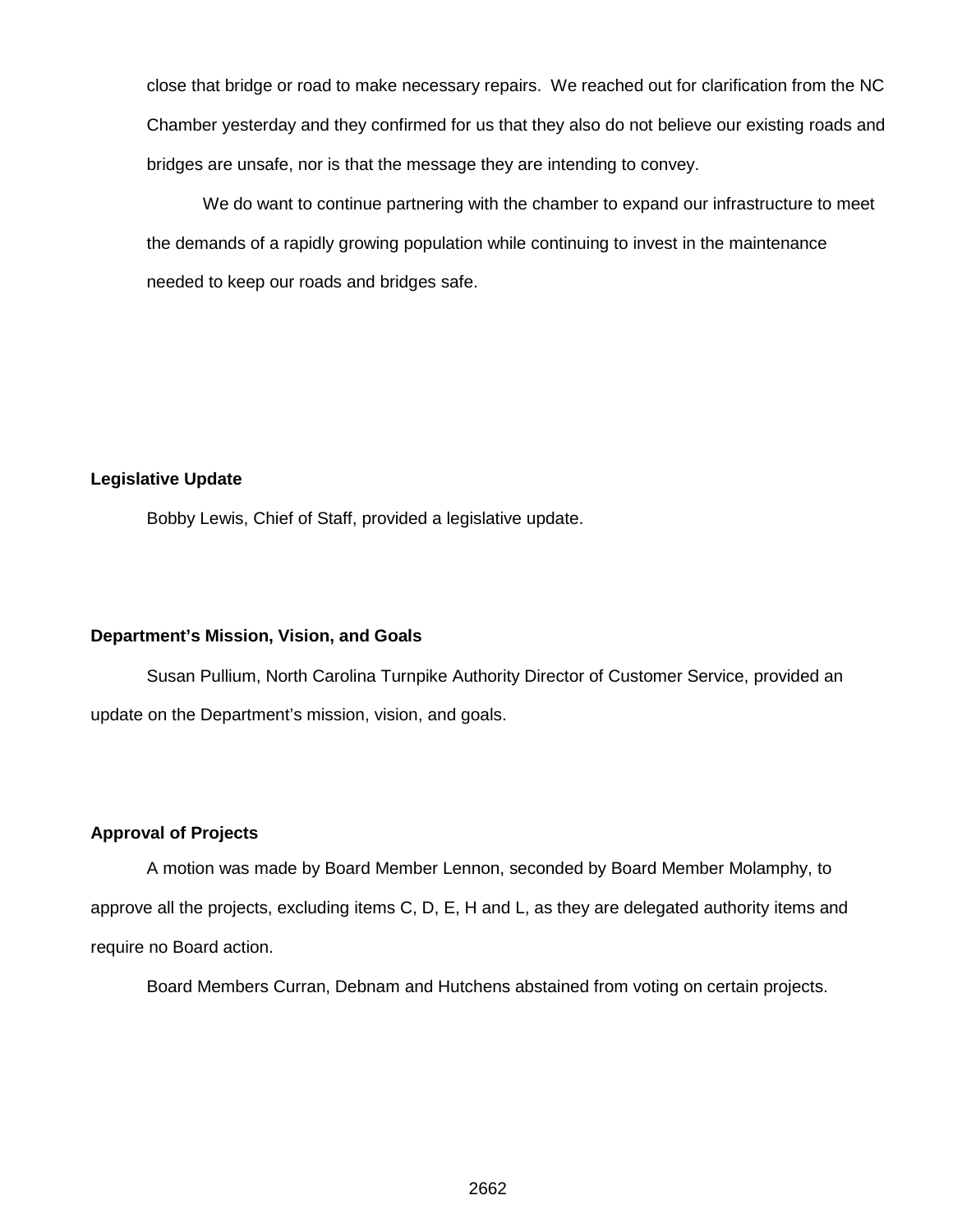close that bridge or road to make necessary repairs. We reached out for clarification from the NC Chamber yesterday and they confirmed for us that they also do not believe our existing roads and bridges are unsafe, nor is that the message they are intending to convey.

We do want to continue partnering with the chamber to expand our infrastructure to meet the demands of a rapidly growing population while continuing to invest in the maintenance needed to keep our roads and bridges safe.

**Legislative Update**

Bobby Lewis, Chief of Staff, provided a legislative update.

**Department's Mission, Vision, and Goals**

Susan Pullium, North Carolina Turnpike Authority Director of Customer Service, provided an update on the Department's mission, vision, and goals.

**Approval of Projects**

A motion was made by Board Member Lennon, seconded by Board Member Molamphy, to approve all the projects, excluding items C, D, E, H and L, as they are delegated authority items and require no Board action.

Board Members Curran, Debnam and Hutchens abstained from voting on certain projects.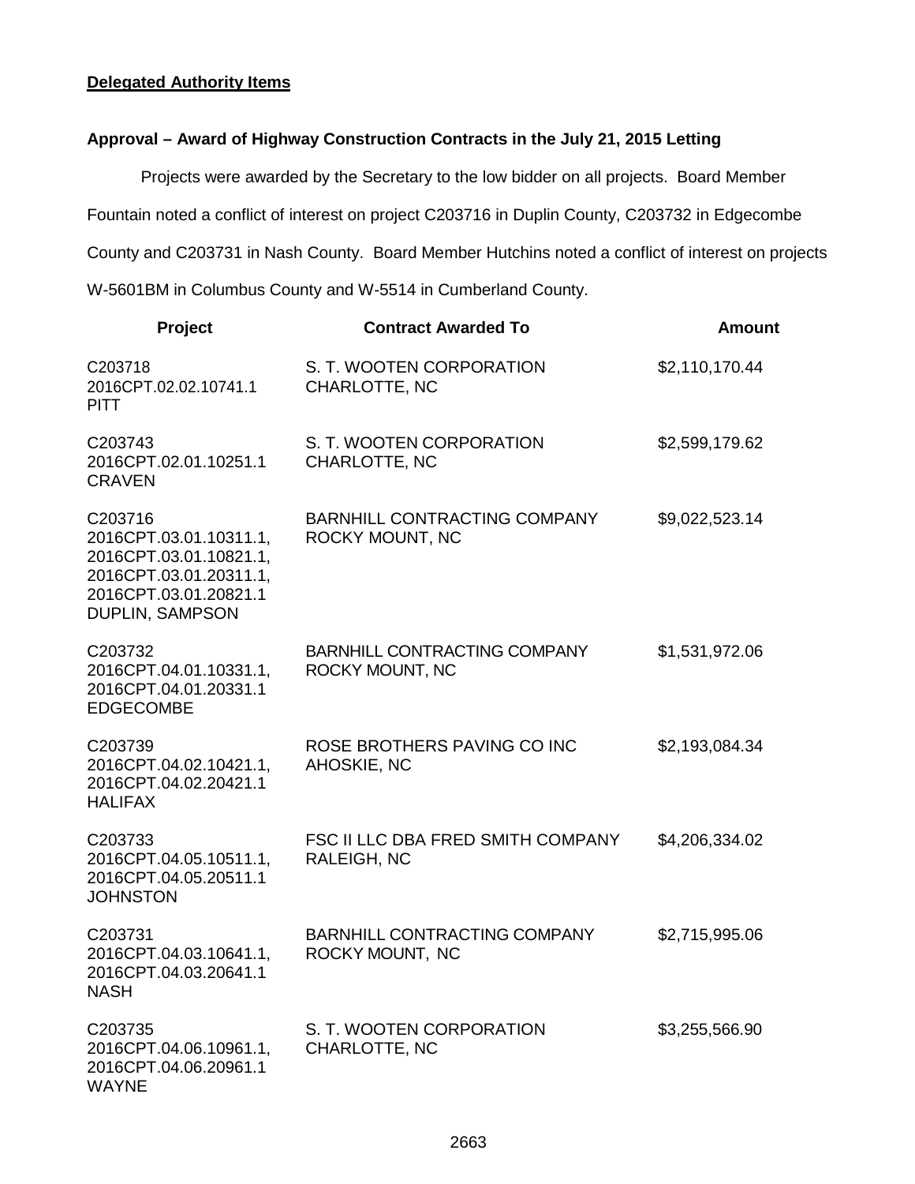**Delegated Authority Items**

**Approval – Award of Highway Construction Contracts in the July 21, 2015 Letting**

Projects were awarded by the Secretary to the low bidder on all projects. Board Member Fountain noted a conflict of interest on project C203716 in Duplin County, C203732 in Edgecombe County and C203731 in Nash County. Board Member Hutchins noted a conflict of interest on projects W-5601BM in Columbus County and W-5514 in Cumberland County.

| Project | Contract Awarded To | Amount |
|---|---|---|
| C203718<br>2016CPT.02.02.10741.1<br>PITT | S. T. WOOTEN CORPORATION<br>CHARLOTTE, NC | \$2,110,170.44 |
| C203743<br>2016CPT.02.01.10251.1<br>CRAVEN | S. T. WOOTEN CORPORATION<br>CHARLOTTE, NC | \$2,599,179.62 |
| C203716<br>2016CPT.03.01.10311.1,<br>2016CPT.03.01.10821.1,<br>2016CPT.03.01.20311.1,<br>2016CPT.03.01.20821.1<br>DUPLIN, SAMPSON | BARNHILL CONTRACTING COMPANY<br>ROCKY MOUNT, NC | \$9,022,523.14 |
| C203732<br>2016CPT.04.01.10331.1,<br>2016CPT.04.01.20331.1<br>EDGECOMBE | BARNHILL CONTRACTING COMPANY<br>ROCKY MOUNT, NC | \$1,531,972.06 |
| C203739<br>2016CPT.04.02.10421.1,<br>2016CPT.04.02.20421.1<br>HALIFAX | ROSE BROTHERS PAVING CO INC<br>AHOSKIE, NC | \$2,193,084.34 |
| C203733<br>2016CPT.04.05.10511.1,<br>2016CPT.04.05.20511.1<br>JOHNSTON | FSC II LLC DBA FRED SMITH COMPANY<br>RALEIGH, NC | \$4,206,334.02 |
| C203731<br>2016CPT.04.03.10641.1,<br>2016CPT.04.03.20641.1<br>NASH | BARNHILL CONTRACTING COMPANY<br>ROCKY MOUNT, NC | \$2,715,995.06 |
| C203735<br>2016CPT.04.06.10961.1,<br>2016CPT.04.06.20961.1<br>WAYNE | S. T. WOOTEN CORPORATION<br>CHARLOTTE, NC | \$3,255,566.90 |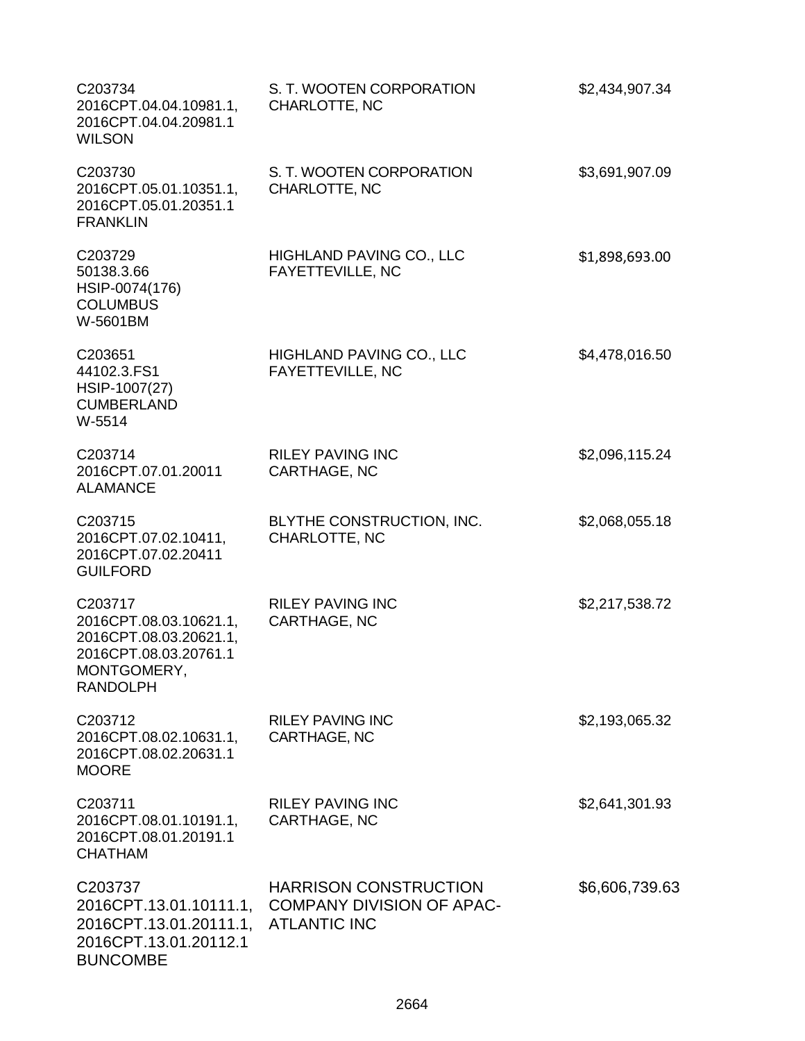| | | |
|---|---|---|
| C203734<br>2016CPT.04.04.10981.1,<br>2016CPT.04.04.20981.1<br>WILSON | S. T. WOOTEN CORPORATION<br>CHARLOTTE, NC | $2,434,907.34 |
| C203730<br>2016CPT.05.01.10351.1,<br>2016CPT.05.01.20351.1<br>FRANKLIN | S. T. WOOTEN CORPORATION<br>CHARLOTTE, NC | $3,691,907.09 |
| C203729<br>50138.3.66<br>HSIP-0074(176)<br>COLUMBUS<br>W-5601BM | HIGHLAND PAVING CO., LLC<br>FAYETTEVILLE, NC | $1,898,693.00 |
| C203651<br>44102.3.FS1<br>HSIP-1007(27)<br>CUMBERLAND<br>W-5514 | HIGHLAND PAVING CO., LLC<br>FAYETTEVILLE, NC | $4,478,016.50 |
| C203714<br>2016CPT.07.01.20011<br>ALAMANCE | RILEY PAVING INC<br>CARTHAGE, NC | $2,096,115.24 |
| C203715<br>2016CPT.07.02.10411,<br>2016CPT.07.02.20411<br>GUILFORD | BLYTHE CONSTRUCTION, INC.<br>CHARLOTTE, NC | $2,068,055.18 |
| C203717<br>2016CPT.08.03.10621.1,<br>2016CPT.08.03.20621.1,<br>2016CPT.08.03.20761.1<br>MONTGOMERY,<br>RANDOLPH | RILEY PAVING INC<br>CARTHAGE, NC | $2,217,538.72 |
| C203712<br>2016CPT.08.02.10631.1,<br>2016CPT.08.02.20631.1<br>MOORE | RILEY PAVING INC<br>CARTHAGE, NC | $2,193,065.32 |
| C203711<br>2016CPT.08.01.10191.1,<br>2016CPT.08.01.20191.1<br>CHATHAM | RILEY PAVING INC<br>CARTHAGE, NC | $2,641,301.93 |
| C203737<br>2016CPT.13.01.10111.1,<br>2016CPT.13.01.20111.1,<br>2016CPT.13.01.20112.1<br>BUNCOMBE | HARRISON CONSTRUCTION COMPANY DIVISION OF APAC-ATLANTIC INC | $6,606,739.63 |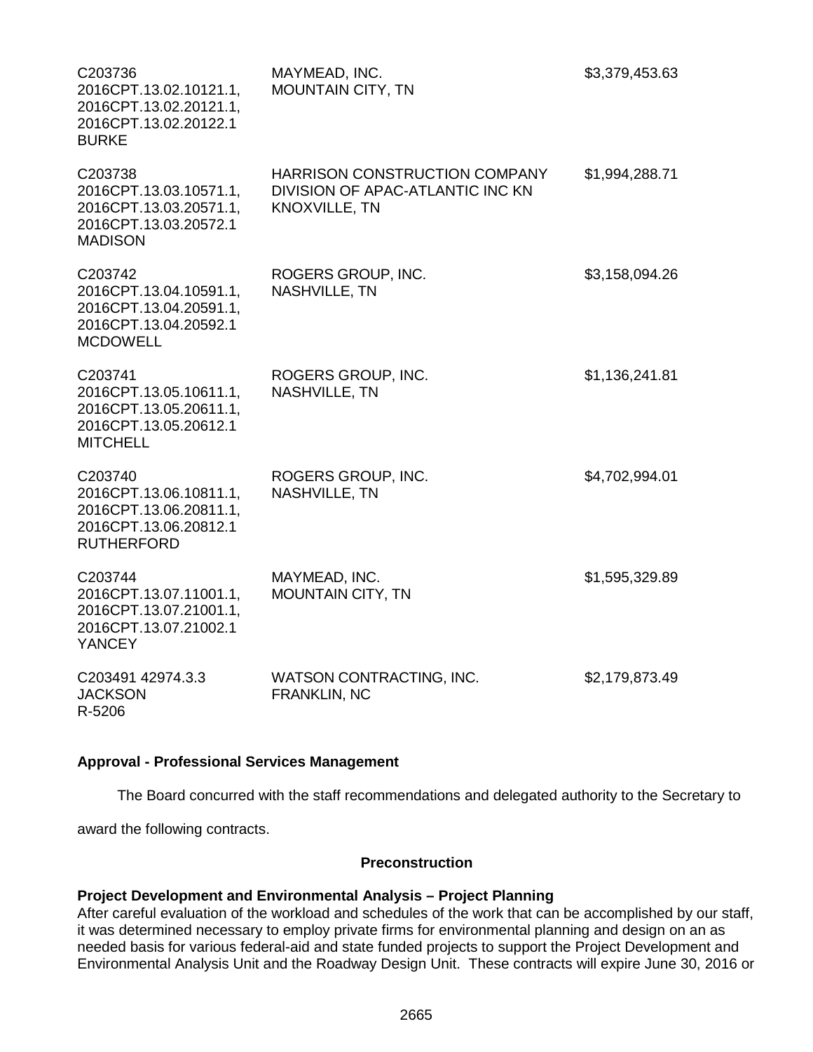| | | |
|---|---|---|
| C203736<br>2016CPT.13.02.10121.1,<br>2016CPT.13.02.20121.1,<br>2016CPT.13.02.20122.1<br>BURKE | MAYMEAD, INC.<br>MOUNTAIN CITY, TN | $3,379,453.63 |
| C203738<br>2016CPT.13.03.10571.1,<br>2016CPT.13.03.20571.1,<br>2016CPT.13.03.20572.1<br>MADISON | HARRISON CONSTRUCTION COMPANY<br>DIVISION OF APAC-ATLANTIC INC KN<br>KNOXVILLE, TN | $1,994,288.71 |
| C203742<br>2016CPT.13.04.10591.1,<br>2016CPT.13.04.20591.1,<br>2016CPT.13.04.20592.1<br>MCDOWELL | ROGERS GROUP, INC.<br>NASHVILLE, TN | $3,158,094.26 |
| C203741<br>2016CPT.13.05.10611.1,<br>2016CPT.13.05.20611.1,<br>2016CPT.13.05.20612.1<br>MITCHELL | ROGERS GROUP, INC.<br>NASHVILLE, TN | $1,136,241.81 |
| C203740<br>2016CPT.13.06.10811.1,<br>2016CPT.13.06.20811.1,<br>2016CPT.13.06.20812.1<br>RUTHERFORD | ROGERS GROUP, INC.<br>NASHVILLE, TN | $4,702,994.01 |
| C203744<br>2016CPT.13.07.11001.1,<br>2016CPT.13.07.21001.1,<br>2016CPT.13.07.21002.1<br>YANCEY | MAYMEAD, INC.<br>MOUNTAIN CITY, TN | $1,595,329.89 |
| C203491 42974.3.3<br>JACKSON<br>R-5206 | WATSON CONTRACTING, INC.<br>FRANKLIN, NC | $2,179,873.49 |

**Approval - Professional Services Management**

The Board concurred with the staff recommendations and delegated authority to the Secretary to award the following contracts.

**Preconstruction**

**Project Development and Environmental Analysis – Project Planning**

After careful evaluation of the workload and schedules of the work that can be accomplished by our staff, it was determined necessary to employ private firms for environmental planning and design on an as needed basis for various federal-aid and state funded projects to support the Project Development and Environmental Analysis Unit and the Roadway Design Unit. These contracts will expire June 30, 2016 or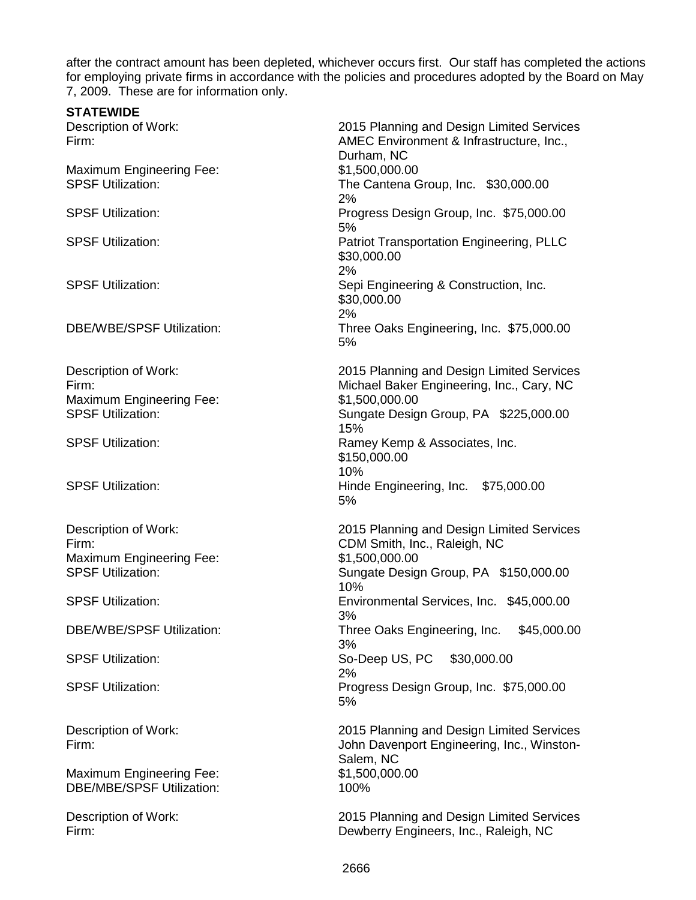after the contract amount has been depleted, whichever occurs first. Our staff has completed the actions for employing private firms in accordance with the policies and procedures adopted by the Board on May 7, 2009. These are for information only.

**STATEWIDE**

| | |
|---|---|
| Description of Work: | 2015 Planning and Design Limited Services |
| Firm: | AMEC Environment & Infrastructure, Inc., Durham, NC |
| Maximum Engineering Fee: | $1,500,000.00 |
| SPSF Utilization: | The Cantena Group, Inc. $30,000.00 2% |
| SPSF Utilization: | Progress Design Group, Inc. $75,000.00 5% |
| SPSF Utilization: | Patriot Transportation Engineering, PLLC $30,000.00 2% |
| SPSF Utilization: | Sepi Engineering & Construction, Inc. $30,000.00 2% |
| DBE/WBE/SPSF Utilization: | Three Oaks Engineering, Inc. $75,000.00 5% |

| | |
|---|---|
| Description of Work: | 2015 Planning and Design Limited Services |
| Firm: | Michael Baker Engineering, Inc., Cary, NC |
| Maximum Engineering Fee: | $1,500,000.00 |
| SPSF Utilization: | Sungate Design Group, PA $225,000.00 15% |
| SPSF Utilization: | Ramey Kemp & Associates, Inc. $150,000.00 10% |
| SPSF Utilization: | Hinde Engineering, Inc. $75,000.00 5% |

| | |
|---|---|
| Description of Work: | 2015 Planning and Design Limited Services |
| Firm: | CDM Smith, Inc., Raleigh, NC |
| Maximum Engineering Fee: | $1,500,000.00 |
| SPSF Utilization: | Sungate Design Group, PA $150,000.00 10% |
| SPSF Utilization: | Environmental Services, Inc. $45,000.00 3% |
| DBE/WBE/SPSF Utilization: | Three Oaks Engineering, Inc. $45,000.00 3% |
| SPSF Utilization: | So-Deep US, PC $30,000.00 2% |
| SPSF Utilization: | Progress Design Group, Inc. $75,000.00 5% |

| | |
|---|---|
| Description of Work: | 2015 Planning and Design Limited Services |
| Firm: | John Davenport Engineering, Inc., Winston-Salem, NC |
| Maximum Engineering Fee: | $1,500,000.00 |
| DBE/MBE/SPSF Utilization: | 100% |

| | |
|---|---|
| Description of Work: | 2015 Planning and Design Limited Services |
| Firm: | Dewberry Engineers, Inc., Raleigh, NC |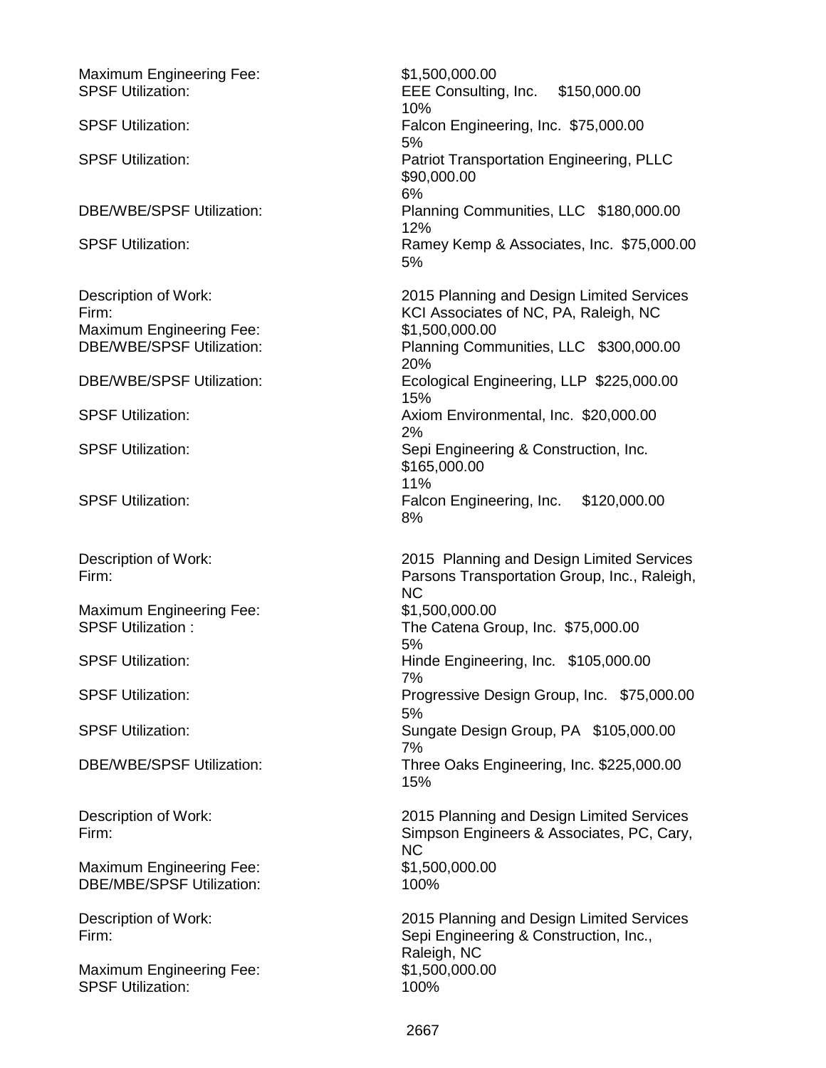Maximum Engineering Fee: $1,500,000.00
SPSF Utilization: EEE Consulting, Inc. $150,000.00
10%
SPSF Utilization: Falcon Engineering, Inc. $75,000.00
5%
SPSF Utilization: Patriot Transportation Engineering, PLLC
$90,000.00
6%
DBE/WBE/SPSF Utilization: Planning Communities, LLC $180,000.00
12%
SPSF Utilization: Ramey Kemp & Associates, Inc. $75,000.00
5%

Description of Work: 2015 Planning and Design Limited Services
Firm: KCI Associates of NC, PA, Raleigh, NC
Maximum Engineering Fee: $1,500,000.00
DBE/WBE/SPSF Utilization: Planning Communities, LLC $300,000.00
20%
DBE/WBE/SPSF Utilization: Ecological Engineering, LLP $225,000.00
15%
SPSF Utilization: Axiom Environmental, Inc. $20,000.00
2%
SPSF Utilization: Sepi Engineering & Construction, Inc.
$165,000.00
11%
SPSF Utilization: Falcon Engineering, Inc. $120,000.00
8%

Description of Work: 2015 Planning and Design Limited Services
Firm: Parsons Transportation Group, Inc., Raleigh, NC
Maximum Engineering Fee: $1,500,000.00
SPSF Utilization : The Catena Group, Inc. $75,000.00
5%
SPSF Utilization: Hinde Engineering, Inc. $105,000.00
7%
SPSF Utilization: Progressive Design Group, Inc. $75,000.00
5%
SPSF Utilization: Sungate Design Group, PA $105,000.00
7%
DBE/WBE/SPSF Utilization: Three Oaks Engineering, Inc. $225,000.00
15%

Description of Work: 2015 Planning and Design Limited Services
Firm: Simpson Engineers & Associates, PC, Cary, NC
Maximum Engineering Fee: $1,500,000.00
DBE/MBE/SPSF Utilization: 100%

Description of Work: 2015 Planning and Design Limited Services
Firm: Sepi Engineering & Construction, Inc., Raleigh, NC
Maximum Engineering Fee: $1,500,000.00
SPSF Utilization: 100%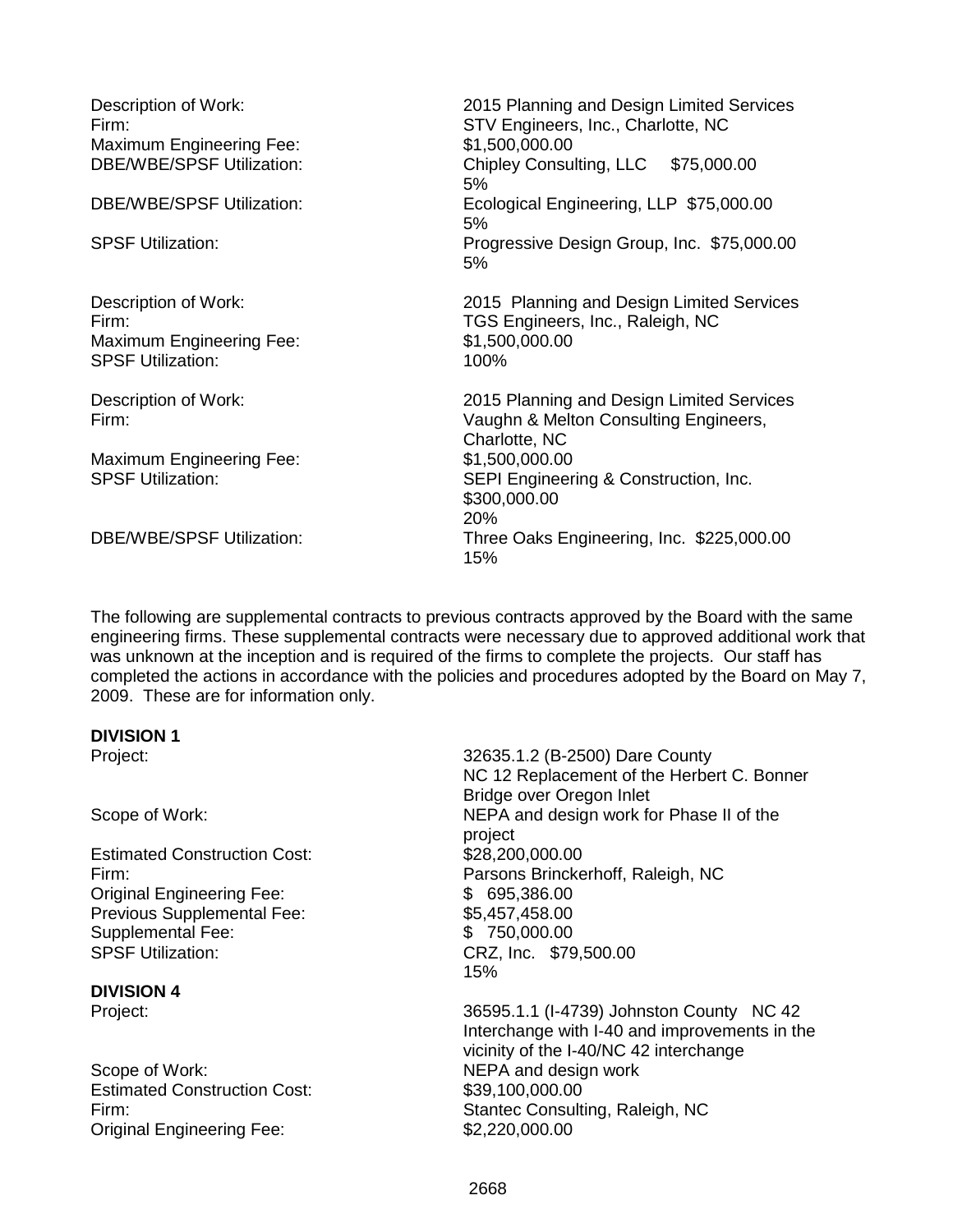Description of Work: 2015 Planning and Design Limited Services
Firm: STV Engineers, Inc., Charlotte, NC
Maximum Engineering Fee: $1,500,000.00
DBE/WBE/SPSF Utilization: Chipley Consulting, LLC $75,000.00
5%
DBE/WBE/SPSF Utilization: Ecological Engineering, LLP $75,000.00
5%
SPSF Utilization: Progressive Design Group, Inc. $75,000.00
5%

Description of Work: 2015 Planning and Design Limited Services
Firm: TGS Engineers, Inc., Raleigh, NC
Maximum Engineering Fee: $1,500,000.00
SPSF Utilization: 100%

Description of Work: 2015 Planning and Design Limited Services
Firm: Vaughn & Melton Consulting Engineers, Charlotte, NC
Maximum Engineering Fee: $1,500,000.00
SPSF Utilization: SEPI Engineering & Construction, Inc.
$300,000.00
20%
DBE/WBE/SPSF Utilization: Three Oaks Engineering, Inc. $225,000.00
15%

The following are supplemental contracts to previous contracts approved by the Board with the same engineering firms. These supplemental contracts were necessary due to approved additional work that was unknown at the inception and is required of the firms to complete the projects. Our staff has completed the actions in accordance with the policies and procedures adopted by the Board on May 7, 2009. These are for information only.

**DIVISION 1**

Project: 32635.1.2 (B-2500) Dare County
NC 12 Replacement of the Herbert C. Bonner Bridge over Oregon Inlet
Scope of Work: NEPA and design work for Phase II of the project
Estimated Construction Cost: $28,200,000.00
Firm: Parsons Brinckerhoff, Raleigh, NC
Original Engineering Fee: $ 695,386.00
Previous Supplemental Fee: $5,457,458.00
Supplemental Fee: $ 750,000.00
SPSF Utilization: CRZ, Inc. $79,500.00
15%

**DIVISION 4**

Project: 36595.1.1 (I-4739) Johnston County NC 42 Interchange with I-40 and improvements in the vicinity of the I-40/NC 42 interchange
Scope of Work: NEPA and design work
Estimated Construction Cost: $39,100,000.00
Firm: Stantec Consulting, Raleigh, NC
Original Engineering Fee: $2,220,000.00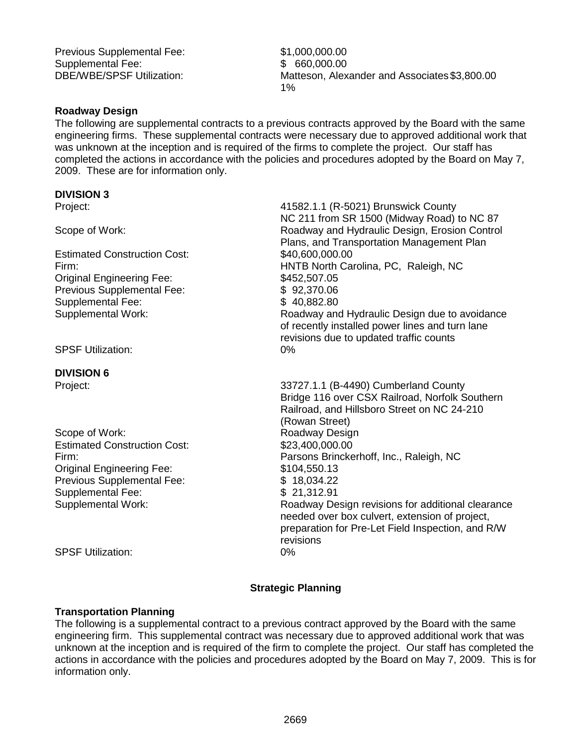Previous Supplemental Fee: $1,000,000.00
Supplemental Fee: $ 660,000.00
DBE/WBE/SPSF Utilization: Matteson, Alexander and Associates $3,800.00 1%

**Roadway Design**

The following are supplemental contracts to a previous contracts approved by the Board with the same engineering firms. These supplemental contracts were necessary due to approved additional work that was unknown at the inception and is required of the firms to complete the project. Our staff has completed the actions in accordance with the policies and procedures adopted by the Board on May 7, 2009. These are for information only.

**DIVISION 3**

| | |
|---|---|
| Project: | 41582.1.1 (R-5021) Brunswick County NC 211 from SR 1500 (Midway Road) to NC 87 |
| Scope of Work: | Roadway and Hydraulic Design, Erosion Control Plans, and Transportation Management Plan |
| Estimated Construction Cost: | $40,600,000.00 |
| Firm: | HNTB North Carolina, PC, Raleigh, NC |
| Original Engineering Fee: | $452,507.05 |
| Previous Supplemental Fee: | $ 92,370.06 |
| Supplemental Fee: | $ 40,882.80 |
| Supplemental Work: | Roadway and Hydraulic Design due to avoidance of recently installed power lines and turn lane revisions due to updated traffic counts |
| SPSF Utilization: | 0% |

**DIVISION 6**

| | |
|---|---|
| Project: | 33727.1.1 (B-4490) Cumberland County Bridge 116 over CSX Railroad, Norfolk Southern Railroad, and Hillsboro Street on NC 24-210 (Rowan Street) |
| Scope of Work: | Roadway Design |
| Estimated Construction Cost: | $23,400,000.00 |
| Firm: | Parsons Brinckerhoff, Inc., Raleigh, NC |
| Original Engineering Fee: | $104,550.13 |
| Previous Supplemental Fee: | $ 18,034.22 |
| Supplemental Fee: | $ 21,312.91 |
| Supplemental Work: | Roadway Design revisions for additional clearance needed over box culvert, extension of project, preparation for Pre-Let Field Inspection, and R/W revisions |
| SPSF Utilization: | 0% |

## Strategic Planning

**Transportation Planning**

The following is a supplemental contract to a previous contract approved by the Board with the same engineering firm. This supplemental contract was necessary due to approved additional work that was unknown at the inception and is required of the firm to complete the project. Our staff has completed the actions in accordance with the policies and procedures adopted by the Board on May 7, 2009. This is for information only.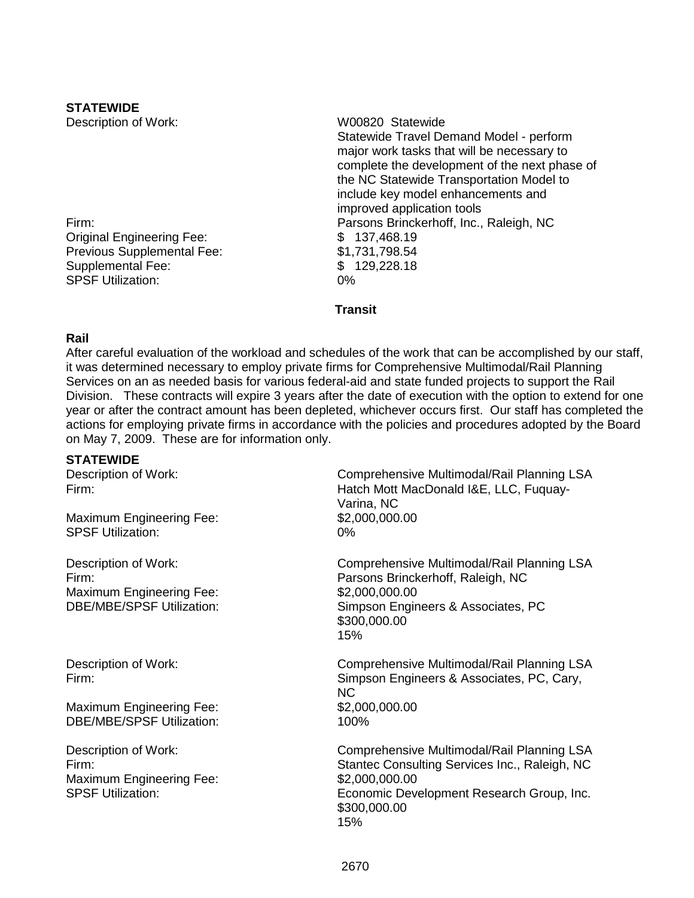**STATEWIDE**

| | |
|---|---|
| Description of Work: | W00820 Statewide<br>Statewide Travel Demand Model - perform major work tasks that will be necessary to complete the development of the next phase of the NC Statewide Transportation Model to include key model enhancements and improved application tools |
| Firm: | Parsons Brinckerhoff, Inc., Raleigh, NC |
| Original Engineering Fee: | $ 137,468.19 |
| Previous Supplemental Fee: | $1,731,798.54 |
| Supplemental Fee: | $ 129,228.18 |
| SPSF Utilization: | 0% |

## Transit

### Rail

After careful evaluation of the workload and schedules of the work that can be accomplished by our staff, it was determined necessary to employ private firms for Comprehensive Multimodal/Rail Planning Services on an as needed basis for various federal-aid and state funded projects to support the Rail Division. These contracts will expire 3 years after the date of execution with the option to extend for one year or after the contract amount has been depleted, whichever occurs first. Our staff has completed the actions for employing private firms in accordance with the policies and procedures adopted by the Board on May 7, 2009. These are for information only.

**STATEWIDE**

| | |
|---|---|
| Description of Work: | Comprehensive Multimodal/Rail Planning LSA |
| Firm: | Hatch Mott MacDonald I&E, LLC, Fuquay-Varina, NC |
| Maximum Engineering Fee: | $2,000,000.00 |
| SPSF Utilization: | 0% |

| | |
|---|---|
| Description of Work: | Comprehensive Multimodal/Rail Planning LSA |
| Firm: | Parsons Brinckerhoff, Raleigh, NC |
| Maximum Engineering Fee: | $2,000,000.00 |
| DBE/MBE/SPSF Utilization: | Simpson Engineers & Associates, PC<br>$300,000.00<br>15% |

| | |
|---|---|
| Description of Work: | Comprehensive Multimodal/Rail Planning LSA |
| Firm: | Simpson Engineers & Associates, PC, Cary, NC |
| Maximum Engineering Fee: | $2,000,000.00 |
| DBE/MBE/SPSF Utilization: | 100% |

| | |
|---|---|
| Description of Work: | Comprehensive Multimodal/Rail Planning LSA |
| Firm: | Stantec Consulting Services Inc., Raleigh, NC |
| Maximum Engineering Fee: | $2,000,000.00 |
| SPSF Utilization: | Economic Development Research Group, Inc.<br>$300,000.00<br>15% |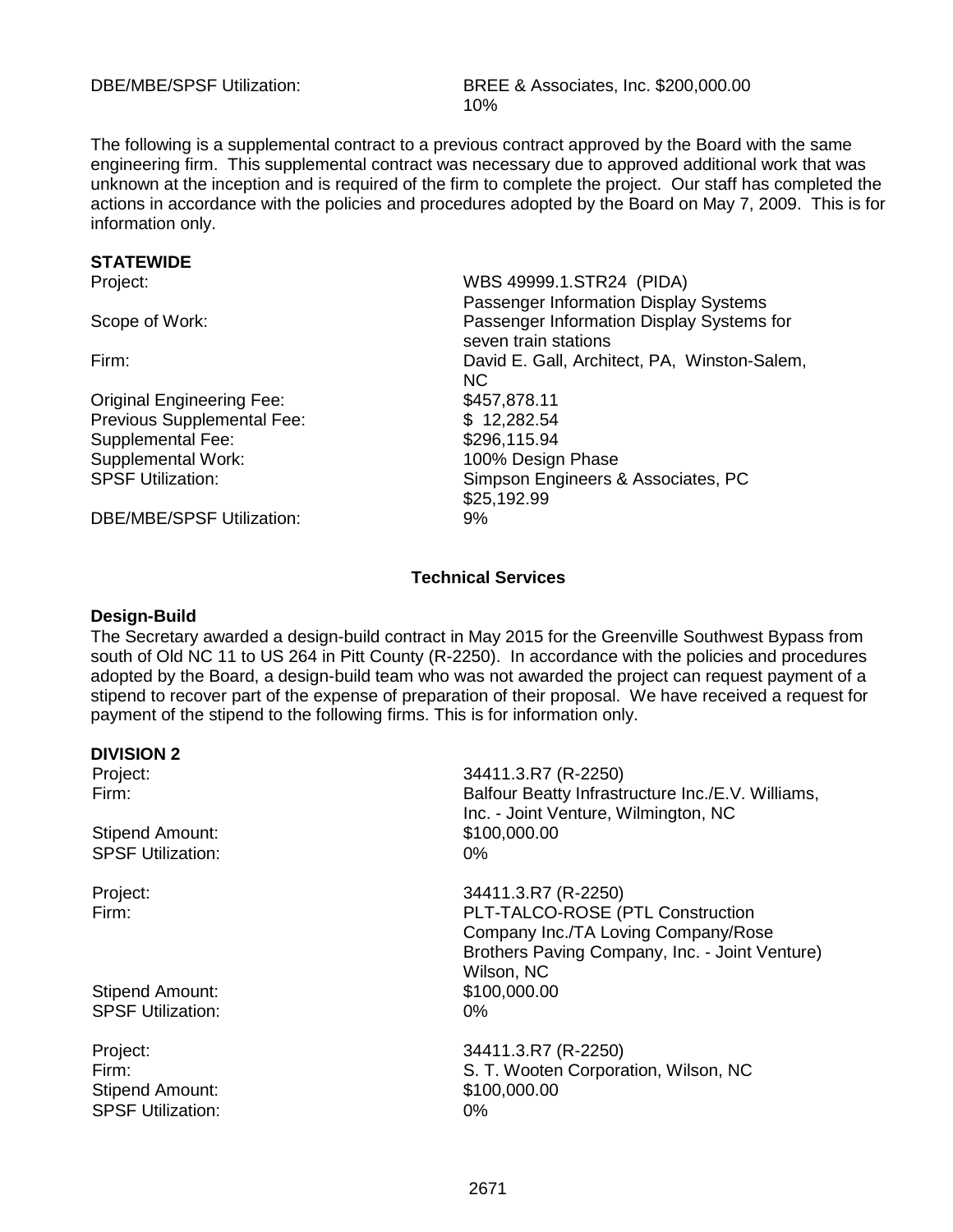| | |
|---|---|
| DBE/MBE/SPSF Utilization: | BREE & Associates, Inc. $200,000.00 10% |

The following is a supplemental contract to a previous contract approved by the Board with the same engineering firm. This supplemental contract was necessary due to approved additional work that was unknown at the inception and is required of the firm to complete the project. Our staff has completed the actions in accordance with the policies and procedures adopted by the Board on May 7, 2009. This is for information only.

**STATEWIDE**

| | |
|---|---|
| Project: | WBS 49999.1.STR24 (PIDA) Passenger Information Display Systems |
| Scope of Work: | Passenger Information Display Systems for seven train stations |
| Firm: | David E. Gall, Architect, PA, Winston-Salem, NC |
| Original Engineering Fee: | $457,878.11 |
| Previous Supplemental Fee: | $ 12,282.54 |
| Supplemental Fee: | $296,115.94 |
| Supplemental Work: | 100% Design Phase |
| SPSF Utilization: | Simpson Engineers & Associates, PC $25,192.99 |
| DBE/MBE/SPSF Utilization: | 9% |

## Technical Services

**Design-Build**

The Secretary awarded a design-build contract in May 2015 for the Greenville Southwest Bypass from south of Old NC 11 to US 264 in Pitt County (R-2250). In accordance with the policies and procedures adopted by the Board, a design-build team who was not awarded the project can request payment of a stipend to recover part of the expense of preparation of their proposal. We have received a request for payment of the stipend to the following firms. This is for information only.

**DIVISION 2**

| | |
|---|---|
| Project: | 34411.3.R7 (R-2250) |
| Firm: | Balfour Beatty Infrastructure Inc./E.V. Williams, Inc. - Joint Venture, Wilmington, NC |
| Stipend Amount: | $100,000.00 |
| SPSF Utilization: | 0% |

| | |
|---|---|
| Project: | 34411.3.R7 (R-2250) |
| Firm: | PLT-TALCO-ROSE (PTL Construction Company Inc./TA Loving Company/Rose Brothers Paving Company, Inc. - Joint Venture) Wilson, NC |
| Stipend Amount: | $100,000.00 |
| SPSF Utilization: | 0% |

| | |
|---|---|
| Project: | 34411.3.R7 (R-2250) |
| Firm: | S. T. Wooten Corporation, Wilson, NC |
| Stipend Amount: | $100,000.00 |
| SPSF Utilization: | 0% |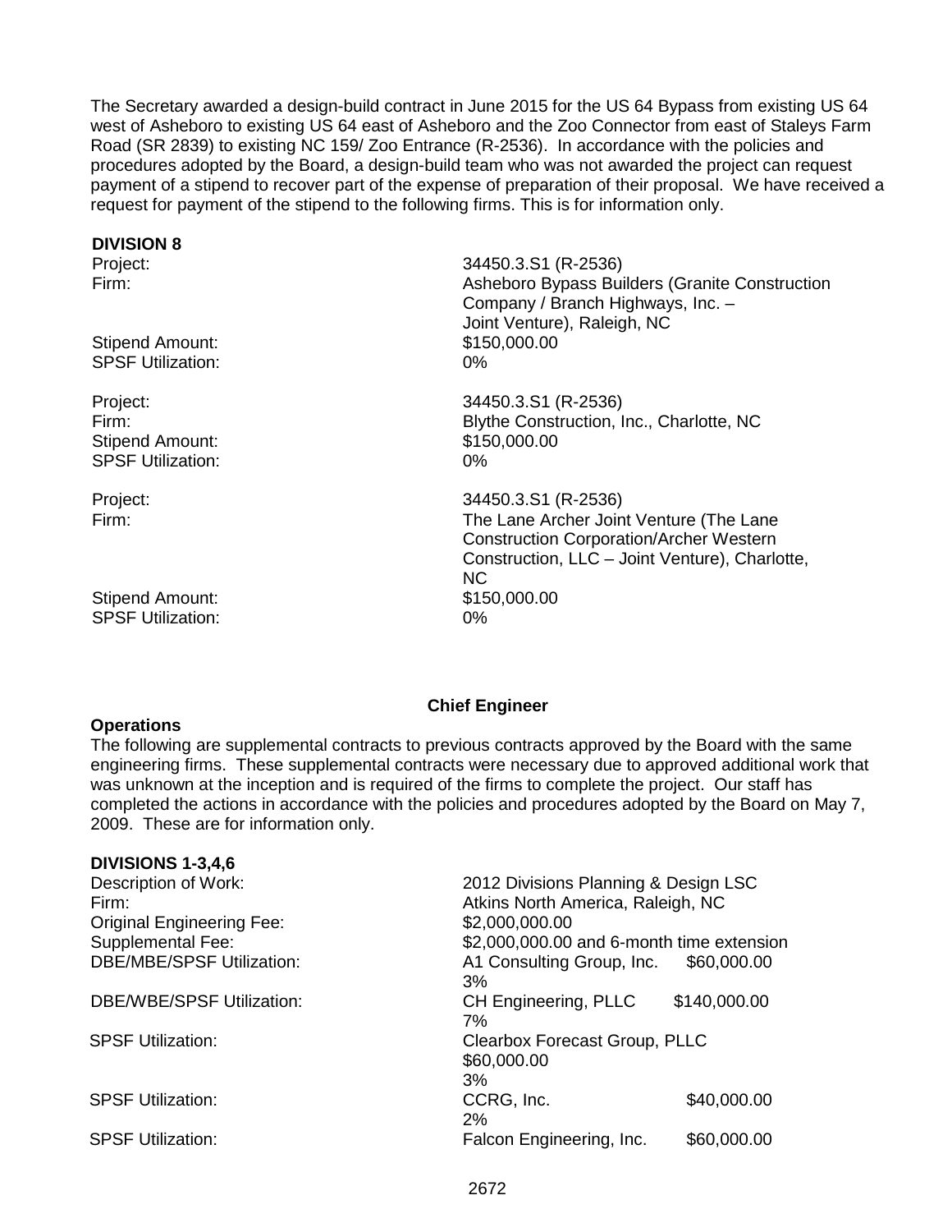The Secretary awarded a design-build contract in June 2015 for the US 64 Bypass from existing US 64 west of Asheboro to existing US 64 east of Asheboro and the Zoo Connector from east of Staleys Farm Road (SR 2839) to existing NC 159/ Zoo Entrance (R-2536). In accordance with the policies and procedures adopted by the Board, a design-build team who was not awarded the project can request payment of a stipend to recover part of the expense of preparation of their proposal. We have received a request for payment of the stipend to the following firms. This is for information only.

**DIVISION 8**

| | |
|---|---|
| Project: | 34450.3.S1 (R-2536) |
| Firm: | Asheboro Bypass Builders (Granite Construction Company / Branch Highways, Inc. – Joint Venture), Raleigh, NC |
| Stipend Amount: | $150,000.00 |
| SPSF Utilization: | 0% |

| | |
|---|---|
| Project: | 34450.3.S1 (R-2536) |
| Firm: | Blythe Construction, Inc., Charlotte, NC |
| Stipend Amount: | $150,000.00 |
| SPSF Utilization: | 0% |

| | |
|---|---|
| Project: | 34450.3.S1 (R-2536) |
| Firm: | The Lane Archer Joint Venture (The Lane Construction Corporation/Archer Western Construction, LLC – Joint Venture), Charlotte, NC |
| Stipend Amount: | $150,000.00 |
| SPSF Utilization: | 0% |

## Chief Engineer

**Operations**

The following are supplemental contracts to previous contracts approved by the Board with the same engineering firms. These supplemental contracts were necessary due to approved additional work that was unknown at the inception and is required of the firms to complete the project. Our staff has completed the actions in accordance with the policies and procedures adopted by the Board on May 7, 2009. These are for information only.

**DIVISIONS 1-3,4,6**

| | |
|---|---|
| Description of Work: | 2012 Divisions Planning & Design LSC |
| Firm: | Atkins North America, Raleigh, NC |
| Original Engineering Fee: | $2,000,000.00 |
| Supplemental Fee: | $2,000,000.00 and 6-month time extension |
| DBE/MBE/SPSF Utilization: | A1 Consulting Group, Inc. $60,000.00 3% |
| DBE/WBE/SPSF Utilization: | CH Engineering, PLLC $140,000.00 7% |
| SPSF Utilization: | Clearbox Forecast Group, PLLC $60,000.00 3% |
| SPSF Utilization: | CCRG, Inc. $40,000.00 2% |
| SPSF Utilization: | Falcon Engineering, Inc. $60,000.00 |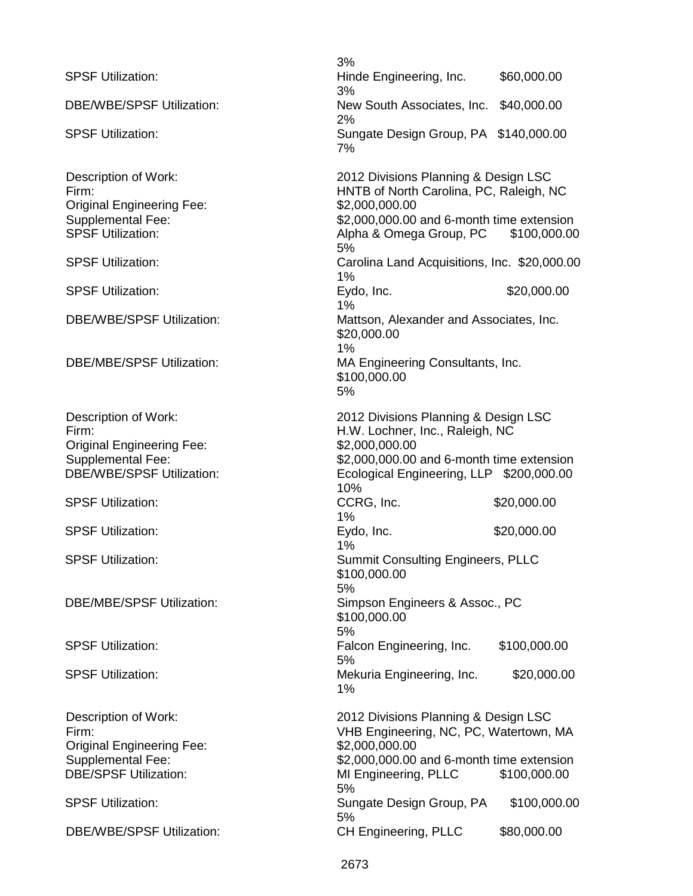3%

SPSF Utilization: Hinde Engineering, Inc. $60,000.00
3%

DBE/WBE/SPSF Utilization: New South Associates, Inc. $40,000.00
2%

SPSF Utilization: Sungate Design Group, PA $140,000.00
7%

Description of Work: 2012 Divisions Planning & Design LSC
Firm: HNTB of North Carolina, PC, Raleigh, NC
Original Engineering Fee: $2,000,000.00
Supplemental Fee: $2,000,000.00 and 6-month time extension
SPSF Utilization: Alpha & Omega Group, PC $100,000.00
5%

SPSF Utilization: Carolina Land Acquisitions, Inc. $20,000.00
1%

SPSF Utilization: Eydo, Inc. $20,000.00
1%

DBE/WBE/SPSF Utilization: Mattson, Alexander and Associates, Inc.
$20,000.00
1%

DBE/MBE/SPSF Utilization: MA Engineering Consultants, Inc.
$100,000.00
5%

Description of Work: 2012 Divisions Planning & Design LSC
Firm: H.W. Lochner, Inc., Raleigh, NC
Original Engineering Fee: $2,000,000.00
Supplemental Fee: $2,000,000.00 and 6-month time extension
DBE/WBE/SPSF Utilization: Ecological Engineering, LLP $200,000.00
10%

SPSF Utilization: CCRG, Inc. $20,000.00
1%

SPSF Utilization: Eydo, Inc. $20,000.00
1%

SPSF Utilization: Summit Consulting Engineers, PLLC
$100,000.00
5%

DBE/MBE/SPSF Utilization: Simpson Engineers & Assoc., PC
$100,000.00
5%

SPSF Utilization: Falcon Engineering, Inc. $100,000.00
5%

SPSF Utilization: Mekuria Engineering, Inc. $20,000.00
1%

Description of Work: 2012 Divisions Planning & Design LSC
Firm: VHB Engineering, NC, PC, Watertown, MA
Original Engineering Fee: $2,000,000.00
Supplemental Fee: $2,000,000.00 and 6-month time extension
DBE/SPSF Utilization: MI Engineering, PLLC $100,000.00
5%

SPSF Utilization: Sungate Design Group, PA $100,000.00
5%

DBE/WBE/SPSF Utilization: CH Engineering, PLLC $80,000.00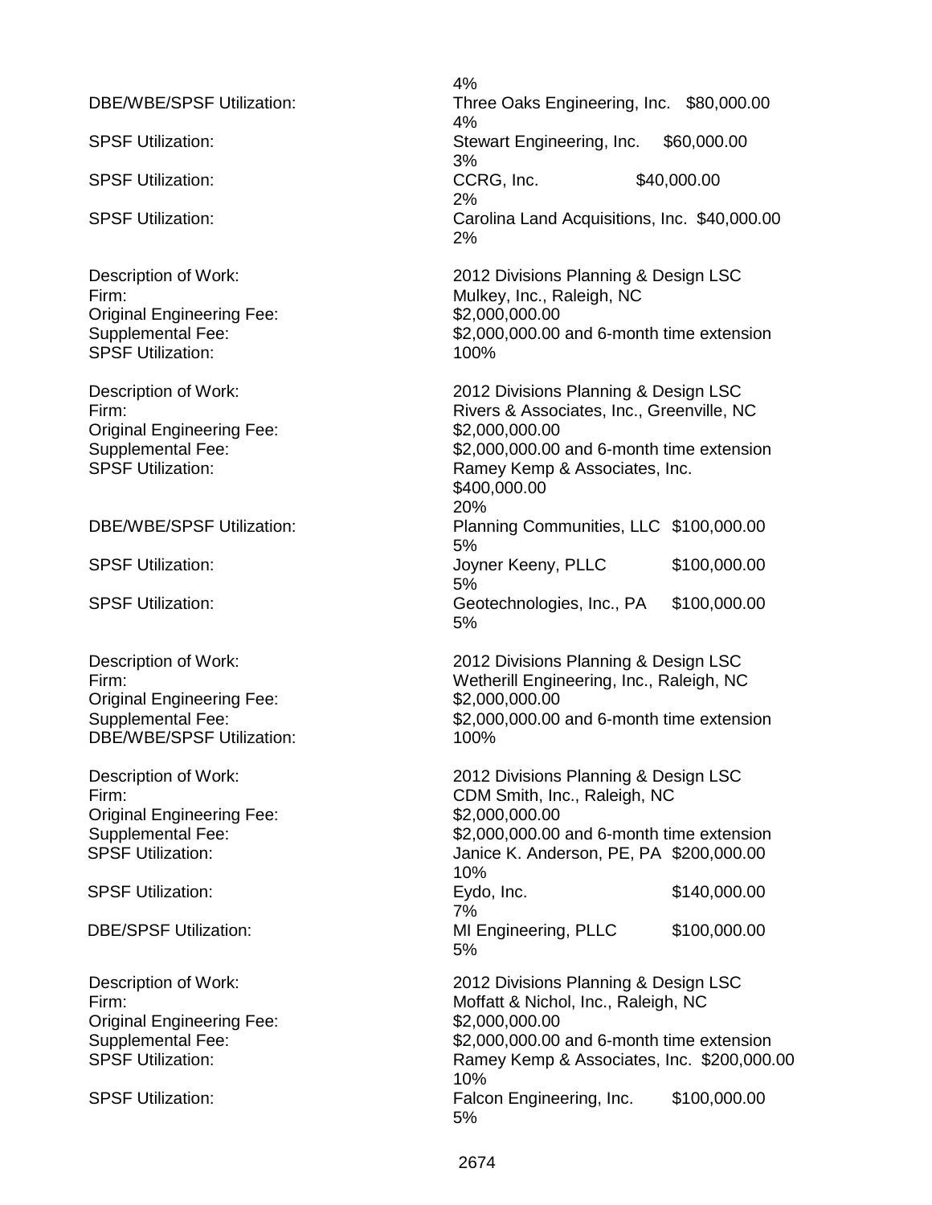4%

DBE/WBE/SPSF Utilization: Three Oaks Engineering, Inc. $80,000.00
4%

SPSF Utilization: Stewart Engineering, Inc. $60,000.00
3%

SPSF Utilization: CCRG, Inc. $40,000.00
2%

SPSF Utilization: Carolina Land Acquisitions, Inc. $40,000.00
2%

Description of Work: 2012 Divisions Planning & Design LSC
Firm: Mulkey, Inc., Raleigh, NC
Original Engineering Fee: $2,000,000.00
Supplemental Fee: $2,000,000.00 and 6-month time extension
SPSF Utilization: 100%

Description of Work: 2012 Divisions Planning & Design LSC
Firm: Rivers & Associates, Inc., Greenville, NC
Original Engineering Fee: $2,000,000.00
Supplemental Fee: $2,000,000.00 and 6-month time extension
SPSF Utilization: Ramey Kemp & Associates, Inc.
$400,000.00
20%

DBE/WBE/SPSF Utilization: Planning Communities, LLC $100,000.00
5%

SPSF Utilization: Joyner Keeny, PLLC $100,000.00
5%

SPSF Utilization: Geotechnologies, Inc., PA $100,000.00
5%

Description of Work: 2012 Divisions Planning & Design LSC
Firm: Wetherill Engineering, Inc., Raleigh, NC
Original Engineering Fee: $2,000,000.00
Supplemental Fee: $2,000,000.00 and 6-month time extension
DBE/WBE/SPSF Utilization: 100%

Description of Work: 2012 Divisions Planning & Design LSC
Firm: CDM Smith, Inc., Raleigh, NC
Original Engineering Fee: $2,000,000.00
Supplemental Fee: $2,000,000.00 and 6-month time extension
SPSF Utilization: Janice K. Anderson, PE, PA $200,000.00
10%

SPSF Utilization: Eydo, Inc. $140,000.00
7%

DBE/SPSF Utilization: MI Engineering, PLLC $100,000.00
5%

Description of Work: 2012 Divisions Planning & Design LSC
Firm: Moffatt & Nichol, Inc., Raleigh, NC
Original Engineering Fee: $2,000,000.00
Supplemental Fee: $2,000,000.00 and 6-month time extension
SPSF Utilization: Ramey Kemp & Associates, Inc. $200,000.00
10%

SPSF Utilization: Falcon Engineering, Inc. $100,000.00
5%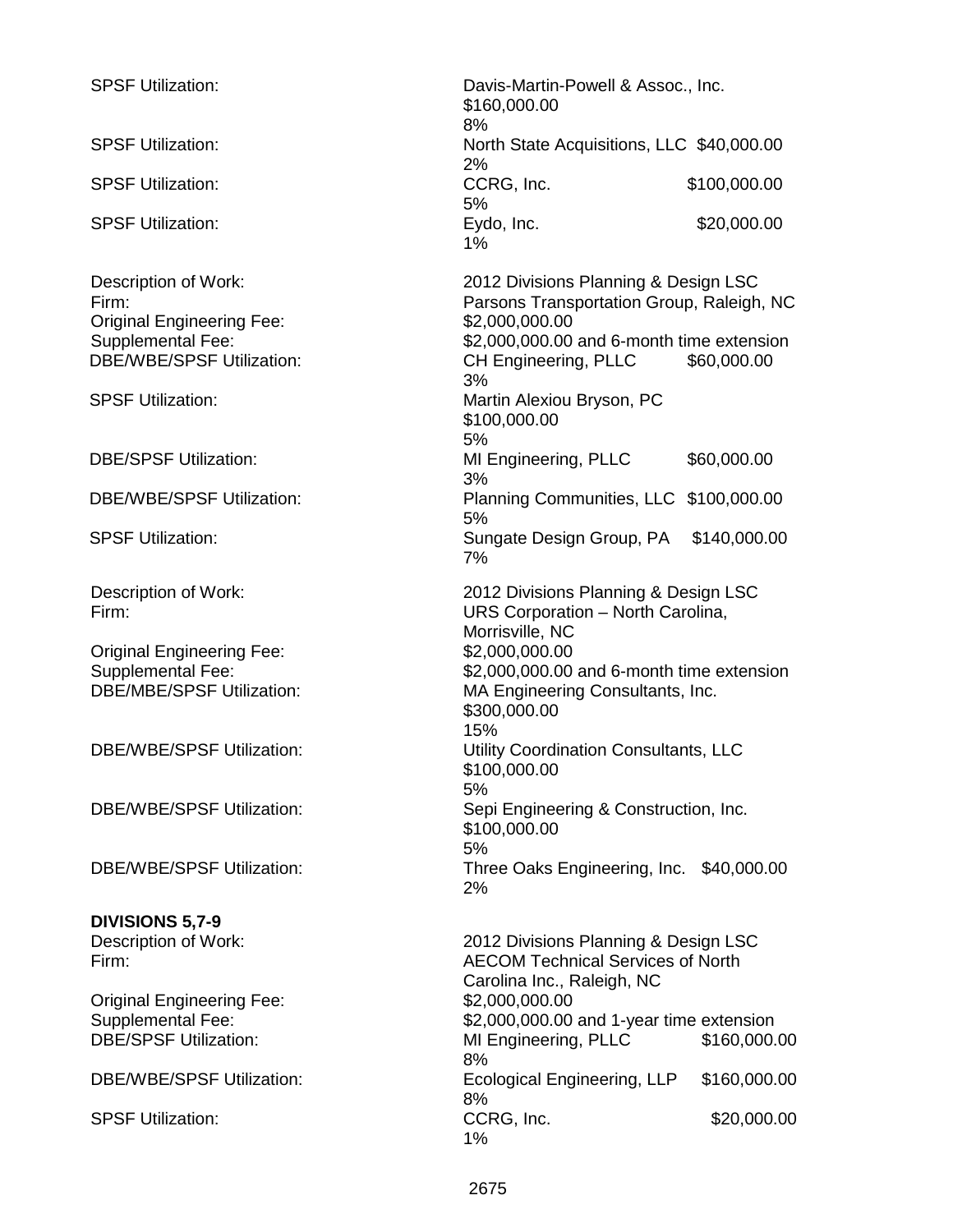SPSF Utilization: Davis-Martin-Powell & Assoc., Inc. $160,000.00 8%

SPSF Utilization: North State Acquisitions, LLC $40,000.00 2%

SPSF Utilization: CCRG, Inc. $100,000.00 5%

SPSF Utilization: Eydo, Inc. $20,000.00 1%

Description of Work: 2012 Divisions Planning & Design LSC
Firm: Parsons Transportation Group, Raleigh, NC
Original Engineering Fee: $2,000,000.00
Supplemental Fee: $2,000,000.00 and 6-month time extension
DBE/WBE/SPSF Utilization: CH Engineering, PLLC $60,000.00 3%
SPSF Utilization: Martin Alexiou Bryson, PC $100,000.00 5%
DBE/SPSF Utilization: MI Engineering, PLLC $60,000.00 3%
DBE/WBE/SPSF Utilization: Planning Communities, LLC $100,000.00 5%
SPSF Utilization: Sungate Design Group, PA $140,000.00 7%

Description of Work: 2012 Divisions Planning & Design LSC
Firm: URS Corporation – North Carolina, Morrisville, NC
Original Engineering Fee: $2,000,000.00
Supplemental Fee: $2,000,000.00 and 6-month time extension
DBE/MBE/SPSF Utilization: MA Engineering Consultants, Inc. $300,000.00 15%
DBE/WBE/SPSF Utilization: Utility Coordination Consultants, LLC $100,000.00 5%
DBE/WBE/SPSF Utilization: Sepi Engineering & Construction, Inc. $100,000.00 5%
DBE/WBE/SPSF Utilization: Three Oaks Engineering, Inc. $40,000.00 2%

**DIVISIONS 5,7-9**

Description of Work: 2012 Divisions Planning & Design LSC
Firm: AECOM Technical Services of North Carolina Inc., Raleigh, NC
Original Engineering Fee: $2,000,000.00
Supplemental Fee: $2,000,000.00 and 1-year time extension
DBE/SPSF Utilization: MI Engineering, PLLC $160,000.00 8%
DBE/WBE/SPSF Utilization: Ecological Engineering, LLP $160,000.00 8%
SPSF Utilization: CCRG, Inc. $20,000.00 1%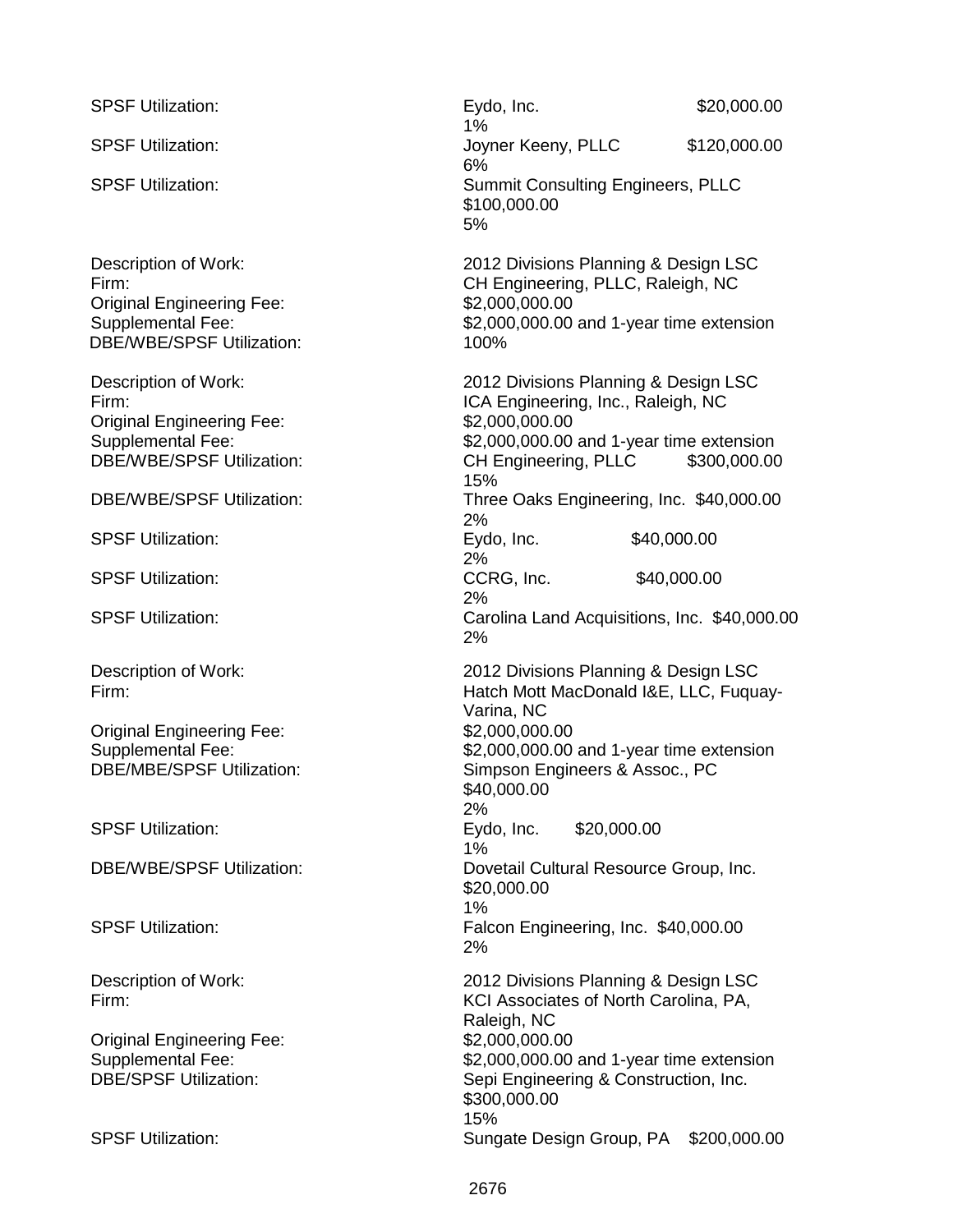SPSF Utilization: Eydo, Inc. $20,000.00
1%

SPSF Utilization: Joyner Keeny, PLLC $120,000.00
6%

SPSF Utilization: Summit Consulting Engineers, PLLC
$100,000.00
5%

Description of Work: 2012 Divisions Planning & Design LSC
Firm: CH Engineering, PLLC, Raleigh, NC
Original Engineering Fee: $2,000,000.00
Supplemental Fee: $2,000,000.00 and 1-year time extension
DBE/WBE/SPSF Utilization: 100%

Description of Work: 2012 Divisions Planning & Design LSC
Firm: ICA Engineering, Inc., Raleigh, NC
Original Engineering Fee: $2,000,000.00
Supplemental Fee: $2,000,000.00 and 1-year time extension
DBE/WBE/SPSF Utilization: CH Engineering, PLLC $300,000.00
15%

DBE/WBE/SPSF Utilization: Three Oaks Engineering, Inc. $40,000.00
2%

SPSF Utilization: Eydo, Inc. $40,000.00
2%

SPSF Utilization: CCRG, Inc. $40,000.00
2%

SPSF Utilization: Carolina Land Acquisitions, Inc. $40,000.00
2%

Description of Work: 2012 Divisions Planning & Design LSC
Firm: Hatch Mott MacDonald I&E, LLC, Fuquay-Varina, NC
Original Engineering Fee: $2,000,000.00
Supplemental Fee: $2,000,000.00 and 1-year time extension
DBE/MBE/SPSF Utilization: Simpson Engineers & Assoc., PC
$40,000.00
2%

SPSF Utilization: Eydo, Inc. $20,000.00
1%

DBE/WBE/SPSF Utilization: Dovetail Cultural Resource Group, Inc.
$20,000.00
1%

SPSF Utilization: Falcon Engineering, Inc. $40,000.00
2%

Description of Work: 2012 Divisions Planning & Design LSC
Firm: KCI Associates of North Carolina, PA, Raleigh, NC
Original Engineering Fee: $2,000,000.00
Supplemental Fee: $2,000,000.00 and 1-year time extension
DBE/SPSF Utilization: Sepi Engineering & Construction, Inc.
$300,000.00
15%

SPSF Utilization: Sungate Design Group, PA $200,000.00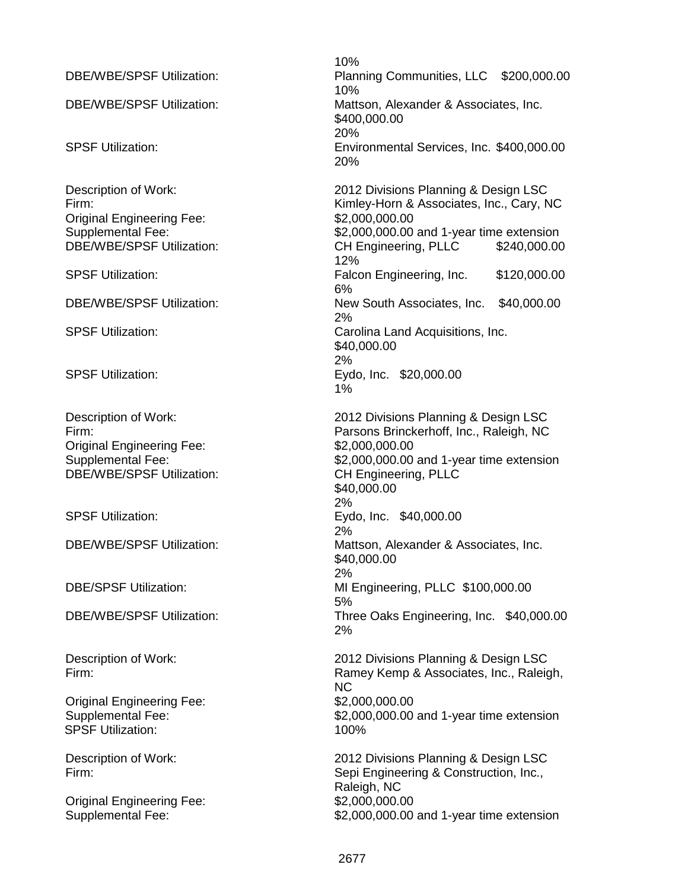10%

DBE/WBE/SPSF Utilization: Planning Communities, LLC $200,000.00
10%

DBE/WBE/SPSF Utilization: Mattson, Alexander & Associates, Inc. $400,000.00
20%

SPSF Utilization: Environmental Services, Inc. $400,000.00
20%

Description of Work: 2012 Divisions Planning & Design LSC
Firm: Kimley-Horn & Associates, Inc., Cary, NC
Original Engineering Fee: $2,000,000.00
Supplemental Fee: $2,000,000.00 and 1-year time extension
DBE/WBE/SPSF Utilization: CH Engineering, PLLC $240,000.00
12%
SPSF Utilization: Falcon Engineering, Inc. $120,000.00
6%
DBE/WBE/SPSF Utilization: New South Associates, Inc. $40,000.00
2%
SPSF Utilization: Carolina Land Acquisitions, Inc. $40,000.00
2%
SPSF Utilization: Eydo, Inc. $20,000.00
1%

Description of Work: 2012 Divisions Planning & Design LSC
Firm: Parsons Brinckerhoff, Inc., Raleigh, NC
Original Engineering Fee: $2,000,000.00
Supplemental Fee: $2,000,000.00 and 1-year time extension
DBE/WBE/SPSF Utilization: CH Engineering, PLLC $40,000.00
2%
SPSF Utilization: Eydo, Inc. $40,000.00
2%
DBE/WBE/SPSF Utilization: Mattson, Alexander & Associates, Inc. $40,000.00
2%
DBE/SPSF Utilization: MI Engineering, PLLC $100,000.00
5%
DBE/WBE/SPSF Utilization: Three Oaks Engineering, Inc. $40,000.00
2%

Description of Work: 2012 Divisions Planning & Design LSC
Firm: Ramey Kemp & Associates, Inc., Raleigh, NC
Original Engineering Fee: $2,000,000.00
Supplemental Fee: $2,000,000.00 and 1-year time extension
SPSF Utilization: 100%

Description of Work: 2012 Divisions Planning & Design LSC
Firm: Sepi Engineering & Construction, Inc., Raleigh, NC
Original Engineering Fee: $2,000,000.00
Supplemental Fee: $2,000,000.00 and 1-year time extension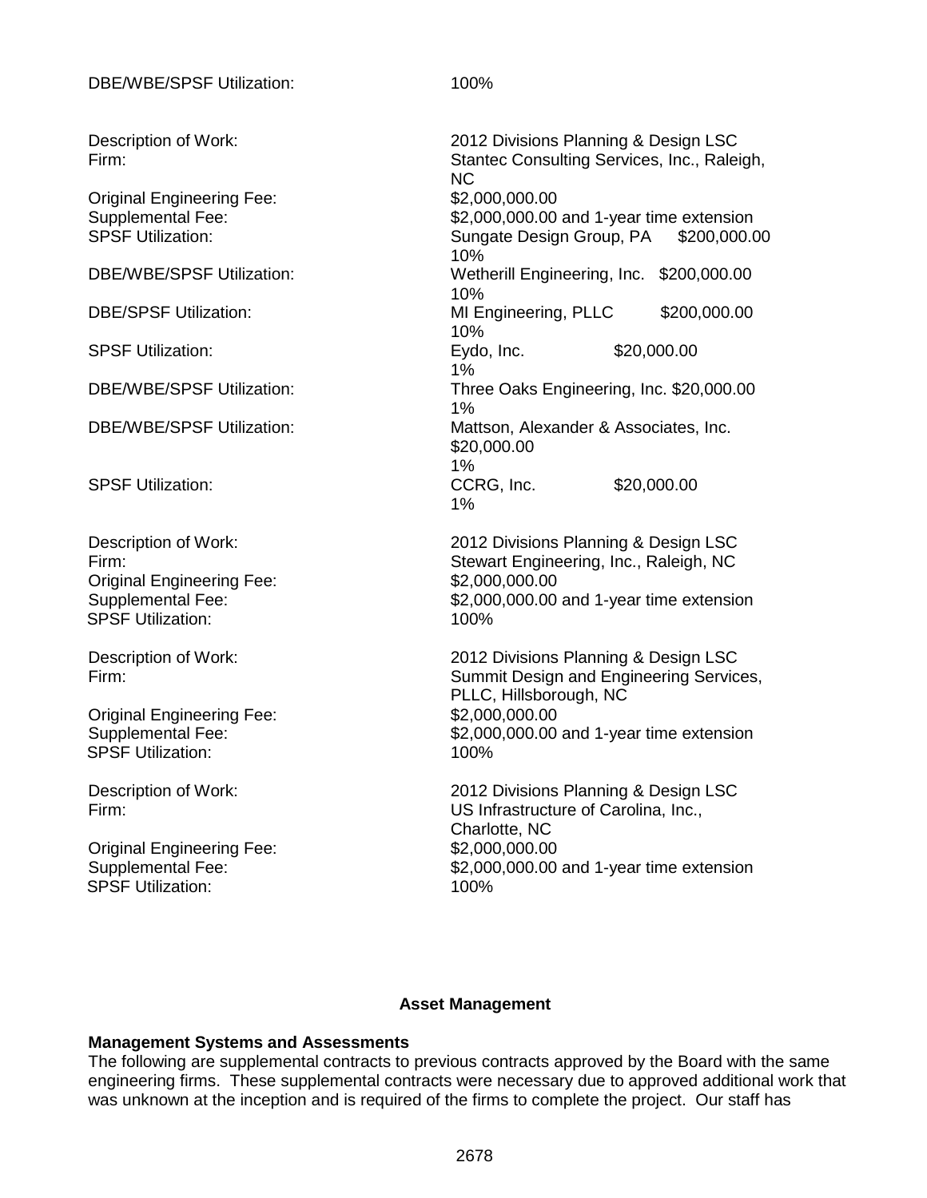DBE/WBE/SPSF Utilization: 100%

Description of Work: 2012 Divisions Planning & Design LSC
Firm: Stantec Consulting Services, Inc., Raleigh, NC
Original Engineering Fee: $2,000,000.00
Supplemental Fee: $2,000,000.00 and 1-year time extension
SPSF Utilization: Sungate Design Group, PA $200,000.00 10%
DBE/WBE/SPSF Utilization: Wetherill Engineering, Inc. $200,000.00 10%
DBE/SPSF Utilization: MI Engineering, PLLC $200,000.00 10%
SPSF Utilization: Eydo, Inc. $20,000.00 1%
DBE/WBE/SPSF Utilization: Three Oaks Engineering, Inc. $20,000.00 1%
DBE/WBE/SPSF Utilization: Mattson, Alexander & Associates, Inc. $20,000.00 1%
SPSF Utilization: CCRG, Inc. $20,000.00 1%

Description of Work: 2012 Divisions Planning & Design LSC
Firm: Stewart Engineering, Inc., Raleigh, NC
Original Engineering Fee: $2,000,000.00
Supplemental Fee: $2,000,000.00 and 1-year time extension
SPSF Utilization: 100%

Description of Work: 2012 Divisions Planning & Design LSC
Firm: Summit Design and Engineering Services, PLLC, Hillsborough, NC
Original Engineering Fee: $2,000,000.00
Supplemental Fee: $2,000,000.00 and 1-year time extension
SPSF Utilization: 100%

Description of Work: 2012 Divisions Planning & Design LSC
Firm: US Infrastructure of Carolina, Inc., Charlotte, NC
Original Engineering Fee: $2,000,000.00
Supplemental Fee: $2,000,000.00 and 1-year time extension
SPSF Utilization: 100%

## Asset Management

### Management Systems and Assessments

The following are supplemental contracts to previous contracts approved by the Board with the same engineering firms. These supplemental contracts were necessary due to approved additional work that was unknown at the inception and is required of the firms to complete the project. Our staff has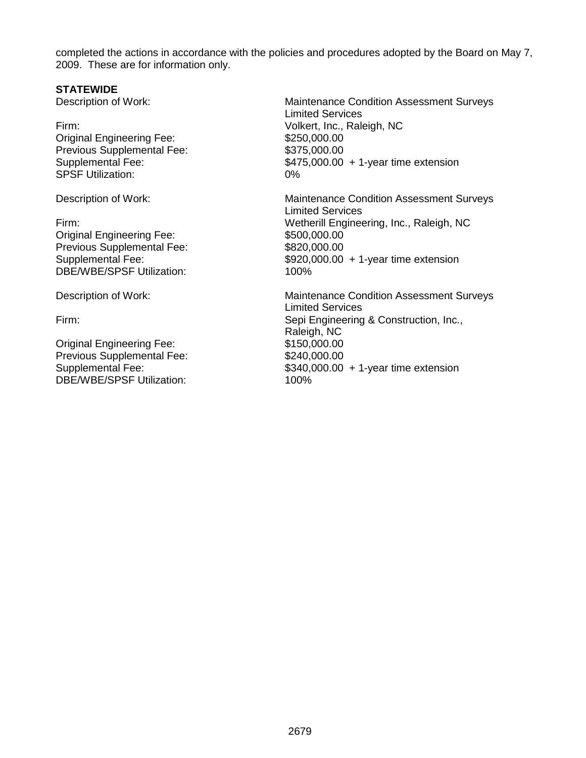completed the actions in accordance with the policies and procedures adopted by the Board on May 7, 2009. These are for information only.

**STATEWIDE**

Description of Work: Maintenance Condition Assessment Surveys Limited Services
Firm: Volkert, Inc., Raleigh, NC
Original Engineering Fee: $250,000.00
Previous Supplemental Fee: $375,000.00
Supplemental Fee: $475,000.00 + 1-year time extension
SPSF Utilization: 0%

Description of Work: Maintenance Condition Assessment Surveys Limited Services
Firm: Wetherill Engineering, Inc., Raleigh, NC
Original Engineering Fee: $500,000.00
Previous Supplemental Fee: $820,000.00
Supplemental Fee: $920,000.00 + 1-year time extension
DBE/WBE/SPSF Utilization: 100%

Description of Work: Maintenance Condition Assessment Surveys Limited Services
Firm: Sepi Engineering & Construction, Inc., Raleigh, NC
Original Engineering Fee: $150,000.00
Previous Supplemental Fee: $240,000.00
Supplemental Fee: $340,000.00 + 1-year time extension
DBE/WBE/SPSF Utilization: 100%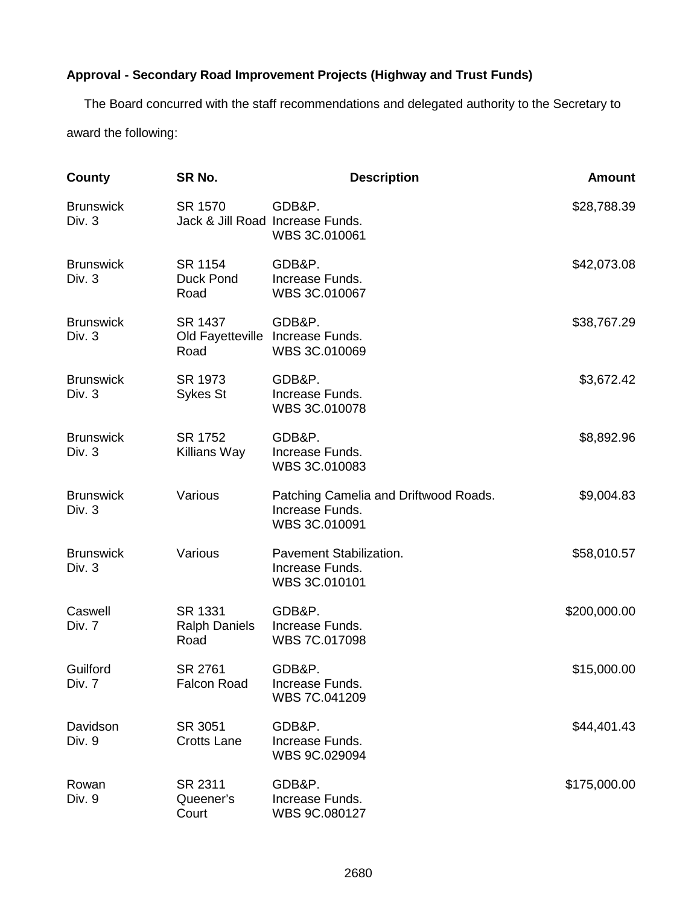**Approval - Secondary Road Improvement Projects (Highway and Trust Funds)**

The Board concurred with the staff recommendations and delegated authority to the Secretary to award the following:

| County | SR No. | Description | Amount |
|---|---|---|---|
| Brunswick Div. 3 | SR 1570 Jack & Jill Road | GDB&P. Increase Funds. WBS 3C.010061 | $28,788.39 |
| Brunswick Div. 3 | SR 1154 Duck Pond Road | GDB&P. Increase Funds. WBS 3C.010067 | $42,073.08 |
| Brunswick Div. 3 | SR 1437 Old Fayetteville Road | GDB&P. Increase Funds. WBS 3C.010069 | $38,767.29 |
| Brunswick Div. 3 | SR 1973 Sykes St | GDB&P. Increase Funds. WBS 3C.010078 | $3,672.42 |
| Brunswick Div. 3 | SR 1752 Killians Way | GDB&P. Increase Funds. WBS 3C.010083 | $8,892.96 |
| Brunswick Div. 3 | Various | Patching Camelia and Driftwood Roads. Increase Funds. WBS 3C.010091 | $9,004.83 |
| Brunswick Div. 3 | Various | Pavement Stabilization. Increase Funds. WBS 3C.010101 | $58,010.57 |
| Caswell Div. 7 | SR 1331 Ralph Daniels Road | GDB&P. Increase Funds. WBS 7C.017098 | $200,000.00 |
| Guilford Div. 7 | SR 2761 Falcon Road | GDB&P. Increase Funds. WBS 7C.041209 | $15,000.00 |
| Davidson Div. 9 | SR 3051 Crotts Lane | GDB&P. Increase Funds. WBS 9C.029094 | $44,401.43 |
| Rowan Div. 9 | SR 2311 Queener's Court | GDB&P. Increase Funds. WBS 9C.080127 | $175,000.00 |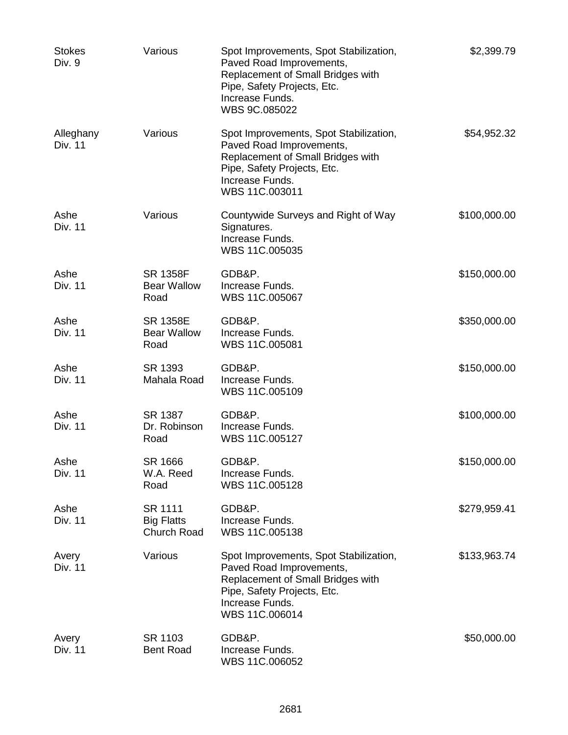| County/Division | Road | Description | Amount |
|---|---|---|---|
| Stokes<br>Div. 9 | Various | Spot Improvements, Spot Stabilization, Paved Road Improvements, Replacement of Small Bridges with Pipe, Safety Projects, Etc.<br>Increase Funds.<br>WBS 9C.085022 | $2,399.79 |
| Alleghany<br>Div. 11 | Various | Spot Improvements, Spot Stabilization, Paved Road Improvements, Replacement of Small Bridges with Pipe, Safety Projects, Etc.<br>Increase Funds.<br>WBS 11C.003011 | $54,952.32 |
| Ashe<br>Div. 11 | Various | Countywide Surveys and Right of Way Signatures.<br>Increase Funds.<br>WBS 11C.005035 | $100,000.00 |
| Ashe<br>Div. 11 | SR 1358F<br>Bear Wallow Road | GDB&P.<br>Increase Funds.<br>WBS 11C.005067 | $150,000.00 |
| Ashe<br>Div. 11 | SR 1358E<br>Bear Wallow Road | GDB&P.<br>Increase Funds.<br>WBS 11C.005081 | $350,000.00 |
| Ashe<br>Div. 11 | SR 1393<br>Mahala Road | GDB&P.<br>Increase Funds.<br>WBS 11C.005109 | $150,000.00 |
| Ashe<br>Div. 11 | SR 1387<br>Dr. Robinson Road | GDB&P.<br>Increase Funds.<br>WBS 11C.005127 | $100,000.00 |
| Ashe<br>Div. 11 | SR 1666<br>W.A. Reed Road | GDB&P.<br>Increase Funds.<br>WBS 11C.005128 | $150,000.00 |
| Ashe<br>Div. 11 | SR 1111<br>Big Flatts Church Road | GDB&P.<br>Increase Funds.<br>WBS 11C.005138 | $279,959.41 |
| Avery<br>Div. 11 | Various | Spot Improvements, Spot Stabilization, Paved Road Improvements, Replacement of Small Bridges with Pipe, Safety Projects, Etc.<br>Increase Funds.<br>WBS 11C.006014 | $133,963.74 |
| Avery<br>Div. 11 | SR 1103<br>Bent Road | GDB&P.<br>Increase Funds.<br>WBS 11C.006052 | $50,000.00 |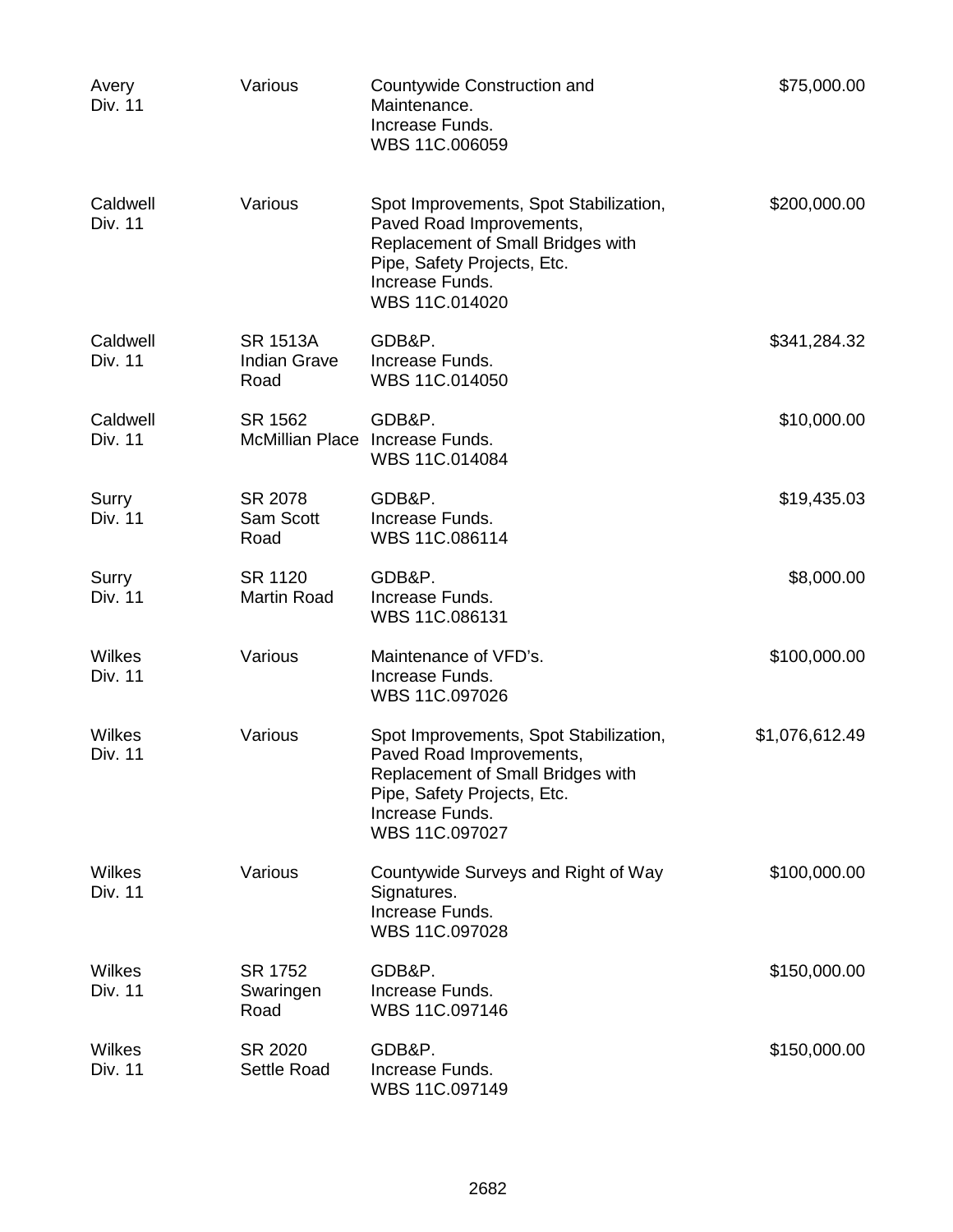| | | | |
|---|---|---|---|
| Avery<br>Div. 11 | Various | Countywide Construction and Maintenance.<br>Increase Funds.<br>WBS 11C.006059 | $75,000.00 |
| Caldwell<br>Div. 11 | Various | Spot Improvements, Spot Stabilization, Paved Road Improvements, Replacement of Small Bridges with Pipe, Safety Projects, Etc.<br>Increase Funds.<br>WBS 11C.014020 | $200,000.00 |
| Caldwell<br>Div. 11 | SR 1513A<br>Indian Grave Road | GDB&P.<br>Increase Funds.<br>WBS 11C.014050 | $341,284.32 |
| Caldwell<br>Div. 11 | SR 1562<br>McMillian Place | GDB&P.<br>Increase Funds.<br>WBS 11C.014084 | $10,000.00 |
| Surry<br>Div. 11 | SR 2078<br>Sam Scott Road | GDB&P.<br>Increase Funds.<br>WBS 11C.086114 | $19,435.03 |
| Surry<br>Div. 11 | SR 1120<br>Martin Road | GDB&P.<br>Increase Funds.<br>WBS 11C.086131 | $8,000.00 |
| Wilkes<br>Div. 11 | Various | Maintenance of VFD's.<br>Increase Funds.<br>WBS 11C.097026 | $100,000.00 |
| Wilkes<br>Div. 11 | Various | Spot Improvements, Spot Stabilization, Paved Road Improvements, Replacement of Small Bridges with Pipe, Safety Projects, Etc.<br>Increase Funds.<br>WBS 11C.097027 | $1,076,612.49 |
| Wilkes<br>Div. 11 | Various | Countywide Surveys and Right of Way Signatures.<br>Increase Funds.<br>WBS 11C.097028 | $100,000.00 |
| Wilkes<br>Div. 11 | SR 1752<br>Swaringen Road | GDB&P.<br>Increase Funds.<br>WBS 11C.097146 | $150,000.00 |
| Wilkes<br>Div. 11 | SR 2020<br>Settle Road | GDB&P.<br>Increase Funds.<br>WBS 11C.097149 | $150,000.00 |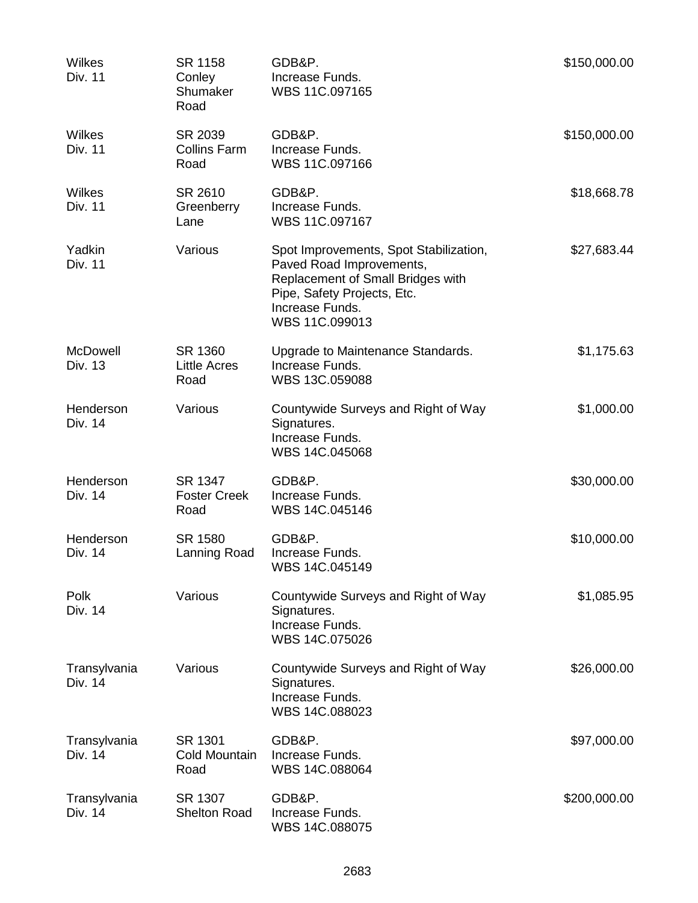| | | | |
|---|---|---|---|
| Wilkes<br>Div. 11 | SR 1158<br>Conley Shumaker Road | GDB&P.<br>Increase Funds.<br>WBS 11C.097165 | $150,000.00 |
| Wilkes<br>Div. 11 | SR 2039<br>Collins Farm Road | GDB&P.<br>Increase Funds.<br>WBS 11C.097166 | $150,000.00 |
| Wilkes<br>Div. 11 | SR 2610<br>Greenberry Lane | GDB&P.<br>Increase Funds.<br>WBS 11C.097167 | $18,668.78 |
| Yadkin<br>Div. 11 | Various | Spot Improvements, Spot Stabilization, Paved Road Improvements, Replacement of Small Bridges with Pipe, Safety Projects, Etc.<br>Increase Funds.<br>WBS 11C.099013 | $27,683.44 |
| McDowell<br>Div. 13 | SR 1360<br>Little Acres Road | Upgrade to Maintenance Standards.<br>Increase Funds.<br>WBS 13C.059088 | $1,175.63 |
| Henderson<br>Div. 14 | Various | Countywide Surveys and Right of Way Signatures.<br>Increase Funds.<br>WBS 14C.045068 | $1,000.00 |
| Henderson<br>Div. 14 | SR 1347<br>Foster Creek Road | GDB&P.<br>Increase Funds.<br>WBS 14C.045146 | $30,000.00 |
| Henderson<br>Div. 14 | SR 1580<br>Lanning Road | GDB&P.<br>Increase Funds.<br>WBS 14C.045149 | $10,000.00 |
| Polk<br>Div. 14 | Various | Countywide Surveys and Right of Way Signatures.<br>Increase Funds.<br>WBS 14C.075026 | $1,085.95 |
| Transylvania<br>Div. 14 | Various | Countywide Surveys and Right of Way Signatures.<br>Increase Funds.<br>WBS 14C.088023 | $26,000.00 |
| Transylvania<br>Div. 14 | SR 1301<br>Cold Mountain Road | GDB&P.<br>Increase Funds.<br>WBS 14C.088064 | $97,000.00 |
| Transylvania<br>Div. 14 | SR 1307<br>Shelton Road | GDB&P.<br>Increase Funds.<br>WBS 14C.088075 | $200,000.00 |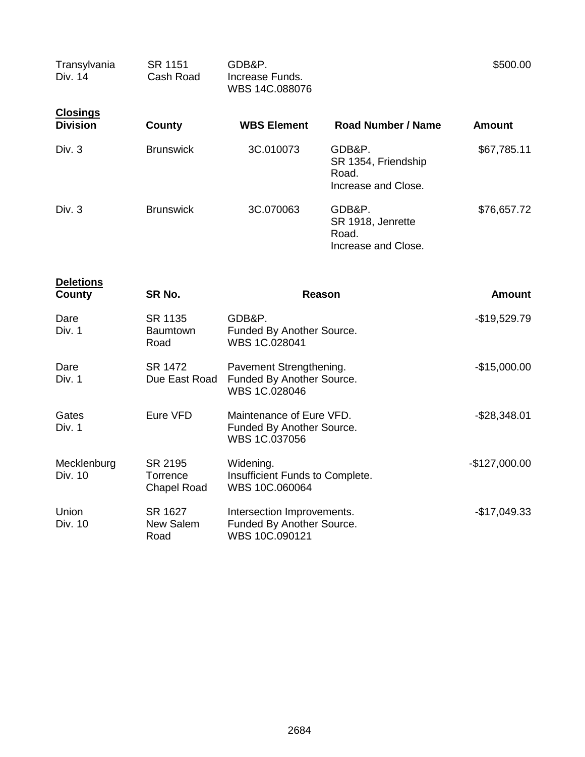| | | | |
|---|---|---|---|
| Transylvania<br>Div. 14 | SR 1151<br>Cash Road | GDB&P.<br>Increase Funds.<br>WBS 14C.088076 | $500.00 |

**Closings**

| Division | County | WBS Element | Road Number / Name | Amount |
|---|---|---|---|---|
| Div. 3 | Brunswick | 3C.010073 | GDB&P.<br>SR 1354, Friendship Road.<br>Increase and Close. | $67,785.11 |
| Div. 3 | Brunswick | 3C.070063 | GDB&P.<br>SR 1918, Jenrette Road.<br>Increase and Close. | $76,657.72 |

**Deletions**

| County | SR No. | Reason | Amount |
|---|---|---|---|
| Dare<br>Div. 1 | SR 1135<br>Baumtown Road | GDB&P.<br>Funded By Another Source.<br>WBS 1C.028041 | -$19,529.79 |
| Dare<br>Div. 1 | SR 1472<br>Due East Road | Pavement Strengthening.<br>Funded By Another Source.<br>WBS 1C.028046 | -$15,000.00 |
| Gates<br>Div. 1 | Eure VFD | Maintenance of Eure VFD.<br>Funded By Another Source.<br>WBS 1C.037056 | -$28,348.01 |
| Mecklenburg<br>Div. 10 | SR 2195<br>Torrence Chapel Road | Widening.<br>Insufficient Funds to Complete.<br>WBS 10C.060064 | -$127,000.00 |
| Union<br>Div. 10 | SR 1627<br>New Salem Road | Intersection Improvements.<br>Funded By Another Source.<br>WBS 10C.090121 | -$17,049.33 |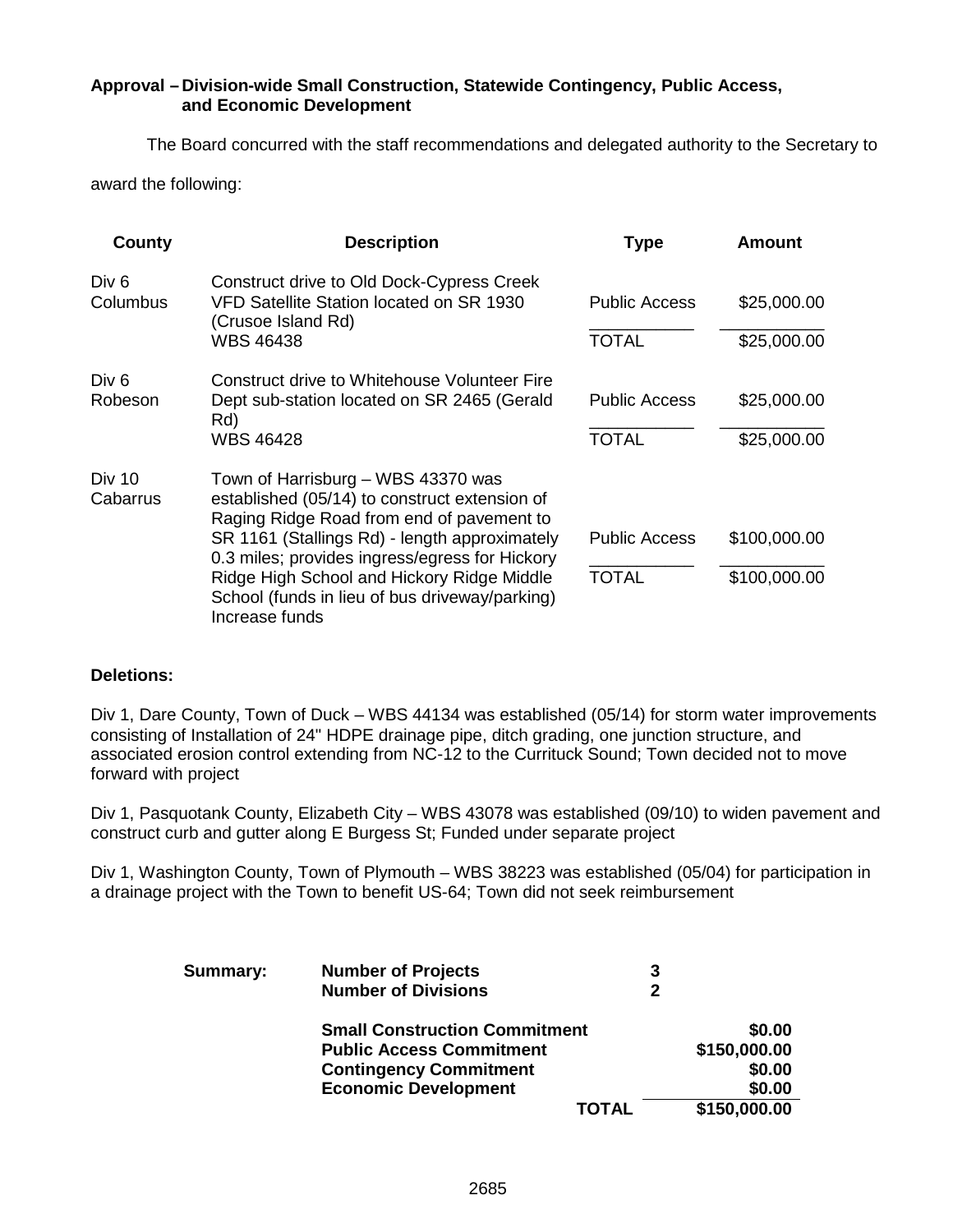**Approval – Division-wide Small Construction, Statewide Contingency, Public Access, and Economic Development**

The Board concurred with the staff recommendations and delegated authority to the Secretary to award the following:

| County | Description | Type | Amount |
|---|---|---|---|
| Div 6 Columbus | Construct drive to Old Dock-Cypress Creek VFD Satellite Station located on SR 1930 (Crusoe Island Rd) WBS 46438 | Public Access | $25,000.00 |
| | | TOTAL | $25,000.00 |
| Div 6 Robeson | Construct drive to Whitehouse Volunteer Fire Dept sub-station located on SR 2465 (Gerald Rd) WBS 46428 | Public Access | $25,000.00 |
| | | TOTAL | $25,000.00 |
| Div 10 Cabarrus | Town of Harrisburg – WBS 43370 was established (05/14) to construct extension of Raging Ridge Road from end of pavement to SR 1161 (Stallings Rd) - length approximately 0.3 miles; provides ingress/egress for Hickory Ridge High School and Hickory Ridge Middle School (funds in lieu of bus driveway/parking) Increase funds | Public Access | $100,000.00 |
| | | TOTAL | $100,000.00 |

**Deletions:**

Div 1, Dare County, Town of Duck – WBS 44134 was established (05/14) for storm water improvements consisting of Installation of 24" HDPE drainage pipe, ditch grading, one junction structure, and associated erosion control extending from NC-12 to the Currituck Sound; Town decided not to move forward with project

Div 1, Pasquotank County, Elizabeth City – WBS 43078 was established (09/10) to widen pavement and construct curb and gutter along E Burgess St; Funded under separate project

Div 1, Washington County, Town of Plymouth – WBS 38223 was established (05/04) for participation in a drainage project with the Town to benefit US-64; Town did not seek reimbursement

| **Summary:** | | |
|---|---|---|
| | **Number of Projects** | **3** |
| | **Number of Divisions** | **2** |
| | **Small Construction Commitment** | **$0.00** |
| | **Public Access Commitment** | **$150,000.00** |
| | **Contingency Commitment** | **$0.00** |
| | **Economic Development** | **$0.00** |
| | **TOTAL** | **$150,000.00** |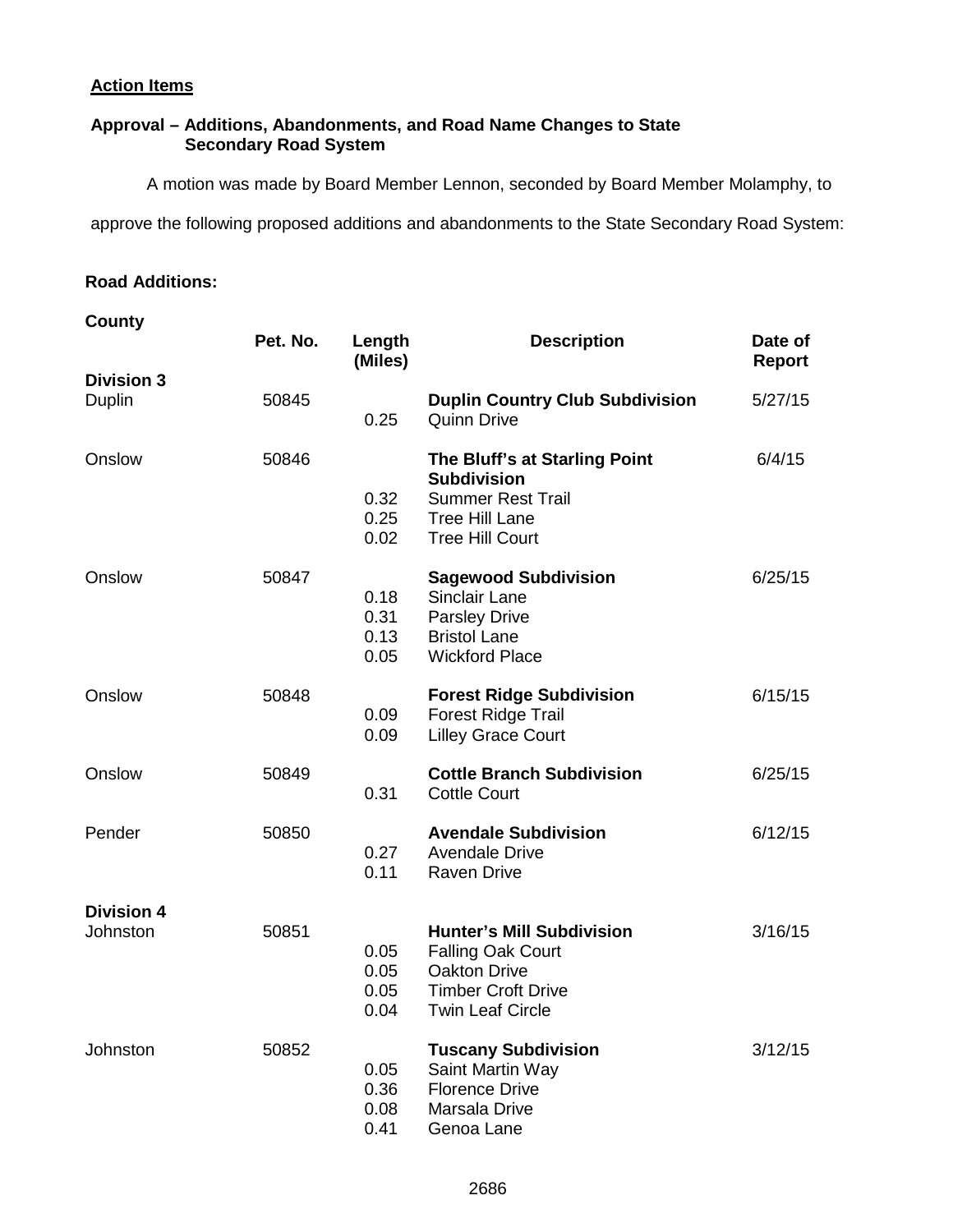**Action Items**

**Approval – Additions, Abandonments, and Road Name Changes to State Secondary Road System**

A motion was made by Board Member Lennon, seconded by Board Member Molamphy, to approve the following proposed additions and abandonments to the State Secondary Road System:

**Road Additions:**

| County | Pet. No. | Length (Miles) | Description | Date of Report |
|---|---|---|---|---|
| **Division 3** | | | | |
| Duplin | 50845 | | **Duplin Country Club Subdivision** | 5/27/15 |
| | | 0.25 | Quinn Drive | |
| Onslow | 50846 | | **The Bluff's at Starling Point Subdivision** | 6/4/15 |
| | | 0.32 | Summer Rest Trail | |
| | | 0.25 | Tree Hill Lane | |
| | | 0.02 | Tree Hill Court | |
| Onslow | 50847 | | **Sagewood Subdivision** | 6/25/15 |
| | | 0.18 | Sinclair Lane | |
| | | 0.31 | Parsley Drive | |
| | | 0.13 | Bristol Lane | |
| | | 0.05 | Wickford Place | |
| Onslow | 50848 | | **Forest Ridge Subdivision** | 6/15/15 |
| | | 0.09 | Forest Ridge Trail | |
| | | 0.09 | Lilley Grace Court | |
| Onslow | 50849 | | **Cottle Branch Subdivision** | 6/25/15 |
| | | 0.31 | Cottle Court | |
| Pender | 50850 | | **Avendale Subdivision** | 6/12/15 |
| | | 0.27 | Avendale Drive | |
| | | 0.11 | Raven Drive | |
| **Division 4** | | | | |
| Johnston | 50851 | | **Hunter's Mill Subdivision** | 3/16/15 |
| | | 0.05 | Falling Oak Court | |
| | | 0.05 | Oakton Drive | |
| | | 0.05 | Timber Croft Drive | |
| | | 0.04 | Twin Leaf Circle | |
| Johnston | 50852 | | **Tuscany Subdivision** | 3/12/15 |
| | | 0.05 | Saint Martin Way | |
| | | 0.36 | Florence Drive | |
| | | 0.08 | Marsala Drive | |
| | | 0.41 | Genoa Lane | |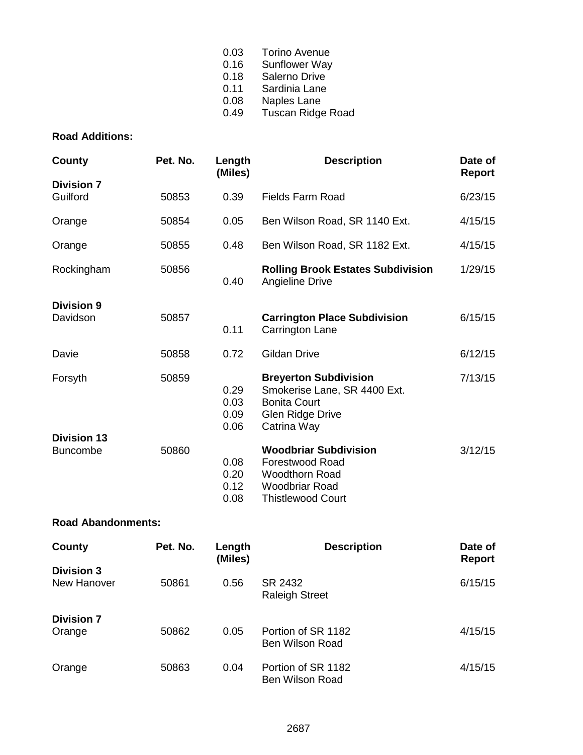| | | Length | Description | |
|---|---|---|---|---|
| | | 0.03 | Torino Avenue | |
| | | 0.16 | Sunflower Way | |
| | | 0.18 | Salerno Drive | |
| | | 0.11 | Sardinia Lane | |
| | | 0.08 | Naples Lane | |
| | | 0.49 | Tuscan Ridge Road | |

**Road Additions:**

| County | Pet. No. | Length (Miles) | Description | Date of Report |
|---|---|---|---|---|
| **Division 7** | | | | |
| Guilford | 50853 | 0.39 | Fields Farm Road | 6/23/15 |
| Orange | 50854 | 0.05 | Ben Wilson Road, SR 1140 Ext. | 4/15/15 |
| Orange | 50855 | 0.48 | Ben Wilson Road, SR 1182 Ext. | 4/15/15 |
| Rockingham | 50856 | | **Rolling Brook Estates Subdivision** | 1/29/15 |
| | | 0.40 | Angieline Drive | |
| **Division 9** | | | | |
| Davidson | 50857 | | **Carrington Place Subdivision** | 6/15/15 |
| | | 0.11 | Carrington Lane | |
| Davie | 50858 | 0.72 | Gildan Drive | 6/12/15 |
| Forsyth | 50859 | | **Breyerton Subdivision** | 7/13/15 |
| | | 0.29 | Smokerise Lane, SR 4400 Ext. | |
| | | 0.03 | Bonita Court | |
| | | 0.09 | Glen Ridge Drive | |
| | | 0.06 | Catrina Way | |
| **Division 13** | | | | |
| Buncombe | 50860 | | **Woodbriar Subdivision** | 3/12/15 |
| | | 0.08 | Forestwood Road | |
| | | 0.20 | Woodthorn Road | |
| | | 0.12 | Woodbriar Road | |
| | | 0.08 | Thistlewood Court | |

**Road Abandonments:**

| County | Pet. No. | Length (Miles) | Description | Date of Report |
|---|---|---|---|---|
| **Division 3** | | | | |
| New Hanover | 50861 | 0.56 | SR 2432<br>Raleigh Street | 6/15/15 |
| **Division 7** | | | | |
| Orange | 50862 | 0.05 | Portion of SR 1182<br>Ben Wilson Road | 4/15/15 |
| Orange | 50863 | 0.04 | Portion of SR 1182<br>Ben Wilson Road | 4/15/15 |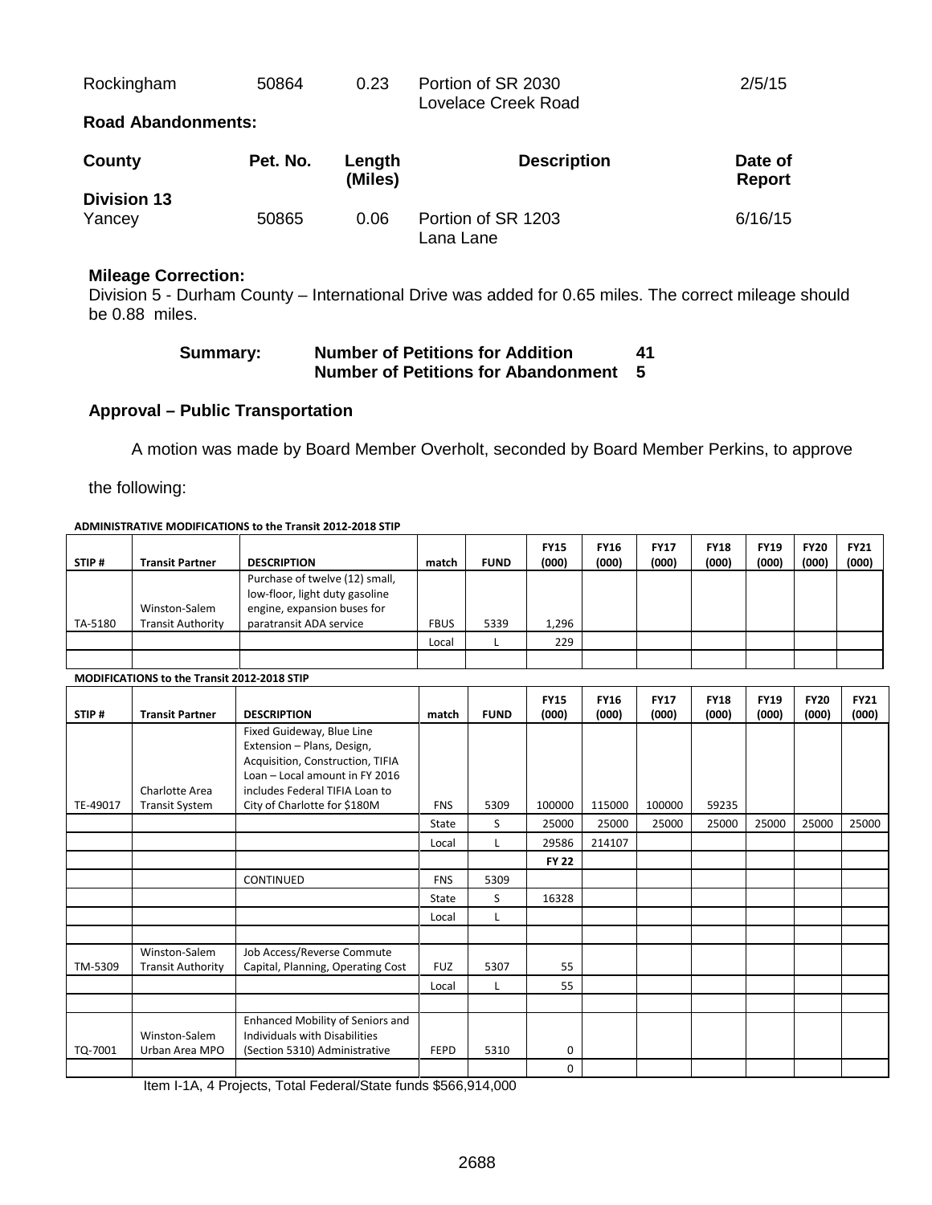| | | | | |
|---|---|---|---|---|
| Rockingham | 50864 | 0.23 | Portion of SR 2030 Lovelace Creek Road | 2/5/15 |

**Road Abandonments:**

| County | Pet. No. | Length (Miles) | Description | Date of Report |
|---|---|---|---|---|
| **Division 13** | | | | |
| Yancey | 50865 | 0.06 | Portion of SR 1203 Lana Lane | 6/16/15 |

**Mileage Correction:**

Division 5 - Durham County – International Drive was added for 0.65 miles. The correct mileage should be 0.88 miles.

**Summary: Number of Petitions for Addition 41**
**Number of Petitions for Abandonment 5**

### Approval – Public Transportation

A motion was made by Board Member Overholt, seconded by Board Member Perkins, to approve the following:

**ADMINISTRATIVE MODIFICATIONS to the Transit 2012-2018 STIP**

| STIP # | Transit Partner | DESCRIPTION | match | FUND | FY15 (000) | FY16 (000) | FY17 (000) | FY18 (000) | FY19 (000) | FY20 (000) | FY21 (000) |
|---|---|---|---|---|---|---|---|---|---|---|---|
| TA-5180 | Winston-Salem Transit Authority | Purchase of twelve (12) small, low-floor, light duty gasoline engine, expansion buses for paratransit ADA service | FBUS | 5339 | 1,296 | | | | | | |
| | | | Local | L | 229 | | | | | | |
| | | | | | | | | | | | |

**MODIFICATIONS to the Transit 2012-2018 STIP**

| STIP # | Transit Partner | DESCRIPTION | match | FUND | FY15 (000) | FY16 (000) | FY17 (000) | FY18 (000) | FY19 (000) | FY20 (000) | FY21 (000) |
|---|---|---|---|---|---|---|---|---|---|---|---|
| TE-49017 | Charlotte Area Transit System | Fixed Guideway, Blue Line Extension – Plans, Design, Acquisition, Construction, TIFIA Loan – Local amount in FY 2016 includes Federal TIFIA Loan to City of Charlotte for $180M | FNS | 5309 | 100000 | 115000 | 100000 | 59235 | | | |
| | | | State | S | 25000 | 25000 | 25000 | 25000 | 25000 | 25000 | 25000 |
| | | | Local | L | 29586 | 214107 | | | | | |
| | | | | | **FY 22** | | | | | | |
| | | CONTINUED | FNS | 5309 | | | | | | | |
| | | | State | S | 16328 | | | | | | |
| | | | Local | L | | | | | | | |
| | | | | | | | | | | | |
| TM-5309 | Winston-Salem Transit Authority | Job Access/Reverse Commute Capital, Planning, Operating Cost | FUZ | 5307 | 55 | | | | | | |
| | | | Local | L | 55 | | | | | | |
| | | | | | | | | | | | |
| TQ-7001 | Winston-Salem Urban Area MPO | Enhanced Mobility of Seniors and Individuals with Disabilities (Section 5310) Administrative | FEPD | 5310 | 0 | | | | | | |
| | | | | | 0 | | | | | | |

Item I-1A, 4 Projects, Total Federal/State funds $566,914,000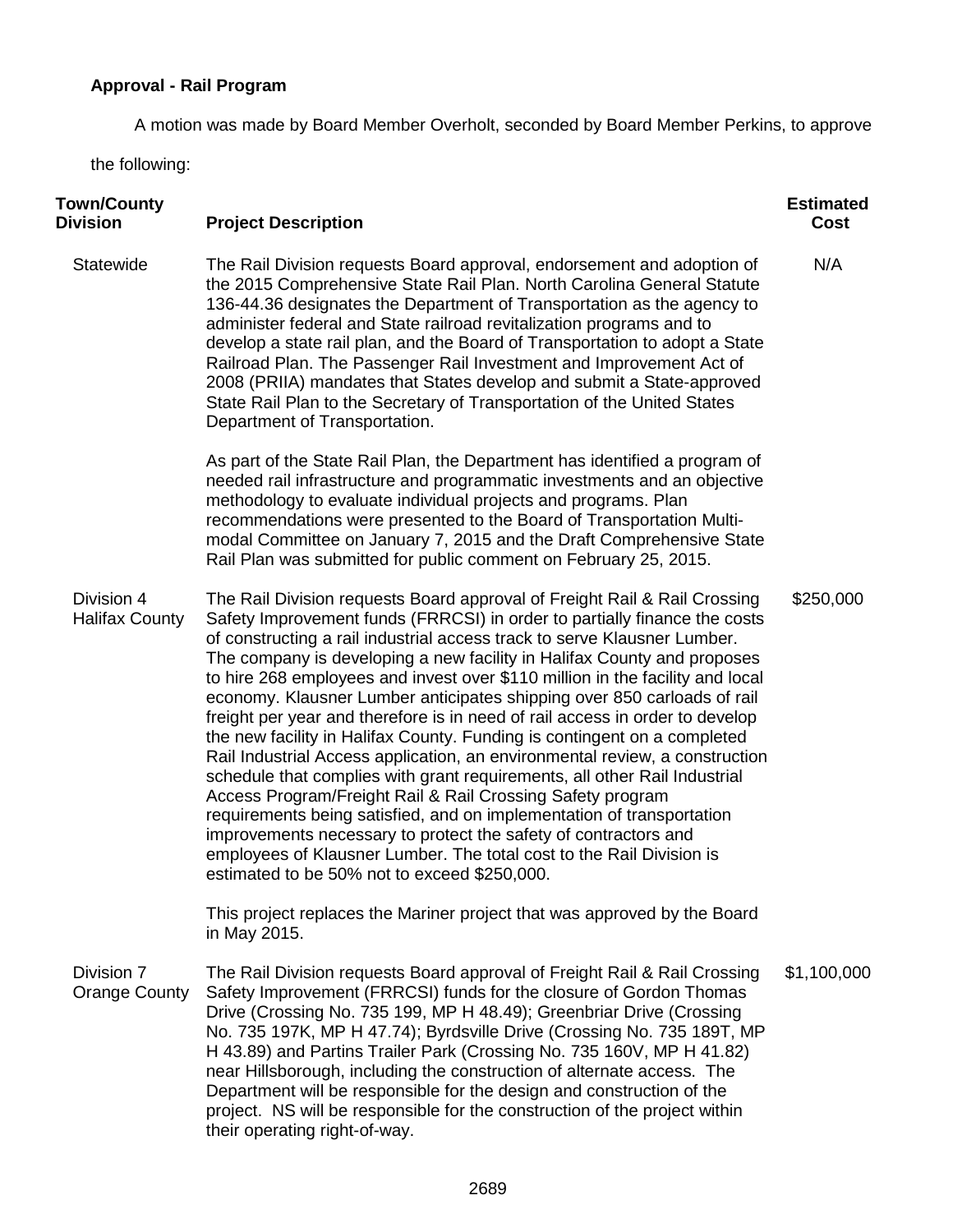**Approval - Rail Program**

A motion was made by Board Member Overholt, seconded by Board Member Perkins, to approve the following:

| Town/County Division | Project Description | Estimated Cost |
|---|---|---|
| Statewide | The Rail Division requests Board approval, endorsement and adoption of the 2015 Comprehensive State Rail Plan. North Carolina General Statute 136-44.36 designates the Department of Transportation as the agency to administer federal and State railroad revitalization programs and to develop a state rail plan, and the Board of Transportation to adopt a State Railroad Plan. The Passenger Rail Investment and Improvement Act of 2008 (PRIIA) mandates that States develop and submit a State-approved State Rail Plan to the Secretary of Transportation of the United States Department of Transportation.<br><br>As part of the State Rail Plan, the Department has identified a program of needed rail infrastructure and programmatic investments and an objective methodology to evaluate individual projects and programs. Plan recommendations were presented to the Board of Transportation Multi-modal Committee on January 7, 2015 and the Draft Comprehensive State Rail Plan was submitted for public comment on February 25, 2015. | N/A |
| Division 4<br>Halifax County | The Rail Division requests Board approval of Freight Rail & Rail Crossing Safety Improvement funds (FRRCSI) in order to partially finance the costs of constructing a rail industrial access track to serve Klausner Lumber. The company is developing a new facility in Halifax County and proposes to hire 268 employees and invest over $110 million in the facility and local economy. Klausner Lumber anticipates shipping over 850 carloads of rail freight per year and therefore is in need of rail access in order to develop the new facility in Halifax County. Funding is contingent on a completed Rail Industrial Access application, an environmental review, a construction schedule that complies with grant requirements, all other Rail Industrial Access Program/Freight Rail & Rail Crossing Safety program requirements being satisfied, and on implementation of transportation improvements necessary to protect the safety of contractors and employees of Klausner Lumber. The total cost to the Rail Division is estimated to be 50% not to exceed $250,000.<br><br>This project replaces the Mariner project that was approved by the Board in May 2015. | $250,000 |
| Division 7<br>Orange County | The Rail Division requests Board approval of Freight Rail & Rail Crossing Safety Improvement (FRRCSI) funds for the closure of Gordon Thomas Drive (Crossing No. 735 199, MP H 48.49); Greenbriar Drive (Crossing No. 735 197K, MP H 47.74); Byrdsville Drive (Crossing No. 735 189T, MP H 43.89) and Partins Trailer Park (Crossing No. 735 160V, MP H 41.82) near Hillsborough, including the construction of alternate access. The Department will be responsible for the design and construction of the project. NS will be responsible for the construction of the project within their operating right-of-way. | $1,100,000 |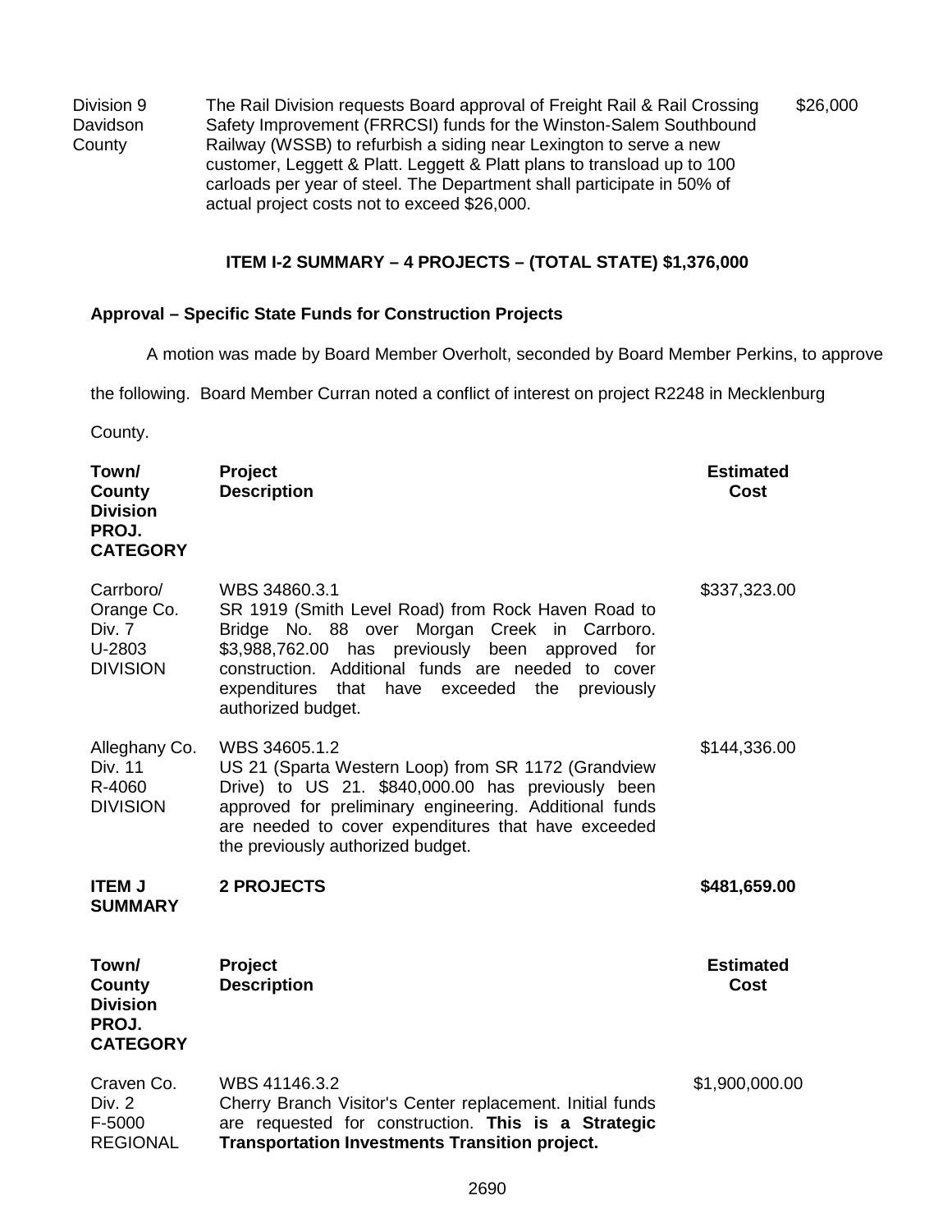| | | |
|---|---|---|
| Division 9 Davidson County | The Rail Division requests Board approval of Freight Rail & Rail Crossing Safety Improvement (FRRCSI) funds for the Winston-Salem Southbound Railway (WSSB) to refurbish a siding near Lexington to serve a new customer, Leggett & Platt. Leggett & Platt plans to transload up to 100 carloads per year of steel. The Department shall participate in 50% of actual project costs not to exceed $26,000. | $26,000 |

**ITEM I-2 SUMMARY – 4 PROJECTS – (TOTAL STATE) $1,376,000**

**Approval – Specific State Funds for Construction Projects**

A motion was made by Board Member Overholt, seconded by Board Member Perkins, to approve the following. Board Member Curran noted a conflict of interest on project R2248 in Mecklenburg County.

| Town/ County Division PROJ. CATEGORY | Project Description | Estimated Cost |
|---|---|---|
| Carrboro/ Orange Co. Div. 7 U-2803 DIVISION | WBS 34860.3.1 SR 1919 (Smith Level Road) from Rock Haven Road to Bridge No. 88 over Morgan Creek in Carrboro. $3,988,762.00 has previously been approved for construction. Additional funds are needed to cover expenditures that have exceeded the previously authorized budget. | $337,323.00 |
| Alleghany Co. Div. 11 R-4060 DIVISION | WBS 34605.1.2 US 21 (Sparta Western Loop) from SR 1172 (Grandview Drive) to US 21. $840,000.00 has previously been approved for preliminary engineering. Additional funds are needed to cover expenditures that have exceeded the previously authorized budget. | $144,336.00 |
| **ITEM J SUMMARY** | **2 PROJECTS** | **$481,659.00** |

| Town/ County Division PROJ. CATEGORY | Project Description | Estimated Cost |
|---|---|---|
| Craven Co. Div. 2 F-5000 REGIONAL | WBS 41146.3.2 Cherry Branch Visitor's Center replacement. Initial funds are requested for construction. **This is a Strategic Transportation Investments Transition project.** | $1,900,000.00 |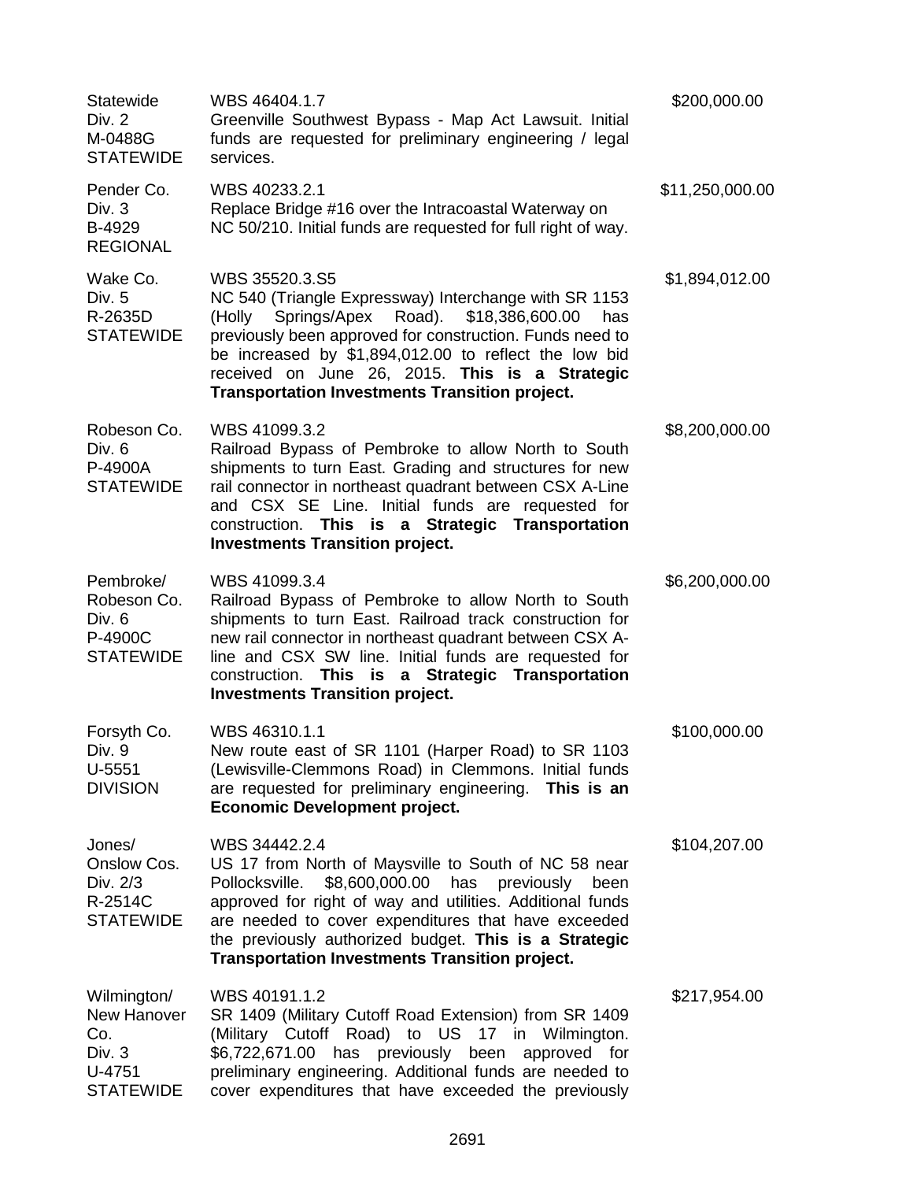| | | |
|---|---|---|
| Statewide<br>Div. 2<br>M-0488G<br>STATEWIDE | WBS 46404.1.7<br>Greenville Southwest Bypass - Map Act Lawsuit. Initial funds are requested for preliminary engineering / legal services. | $200,000.00 |
| Pender Co.<br>Div. 3<br>B-4929<br>REGIONAL | WBS 40233.2.1<br>Replace Bridge #16 over the Intracoastal Waterway on NC 50/210. Initial funds are requested for full right of way. | $11,250,000.00 |
| Wake Co.<br>Div. 5<br>R-2635D<br>STATEWIDE | WBS 35520.3.S5<br>NC 540 (Triangle Expressway) Interchange with SR 1153 (Holly Springs/Apex Road). $18,386,600.00 has previously been approved for construction. Funds need to be increased by $1,894,012.00 to reflect the low bid received on June 26, 2015. **This is a Strategic Transportation Investments Transition project.** | $1,894,012.00 |
| Robeson Co.<br>Div. 6<br>P-4900A<br>STATEWIDE | WBS 41099.3.2<br>Railroad Bypass of Pembroke to allow North to South shipments to turn East. Grading and structures for new rail connector in northeast quadrant between CSX A-Line and CSX SE Line. Initial funds are requested for construction. **This is a Strategic Transportation Investments Transition project.** | $8,200,000.00 |
| Pembroke/<br>Robeson Co.<br>Div. 6<br>P-4900C<br>STATEWIDE | WBS 41099.3.4<br>Railroad Bypass of Pembroke to allow North to South shipments to turn East. Railroad track construction for new rail connector in northeast quadrant between CSX A-line and CSX SW line. Initial funds are requested for construction. **This is a Strategic Transportation Investments Transition project.** | $6,200,000.00 |
| Forsyth Co.<br>Div. 9<br>U-5551<br>DIVISION | WBS 46310.1.1<br>New route east of SR 1101 (Harper Road) to SR 1103 (Lewisville-Clemmons Road) in Clemmons. Initial funds are requested for preliminary engineering. **This is an Economic Development project.** | $100,000.00 |
| Jones/<br>Onslow Cos.<br>Div. 2/3<br>R-2514C<br>STATEWIDE | WBS 34442.2.4<br>US 17 from North of Maysville to South of NC 58 near Pollocksville. $8,600,000.00 has previously been approved for right of way and utilities. Additional funds are needed to cover expenditures that have exceeded the previously authorized budget. **This is a Strategic Transportation Investments Transition project.** | $104,207.00 |
| Wilmington/<br>New Hanover Co.<br>Div. 3<br>U-4751<br>STATEWIDE | WBS 40191.1.2<br>SR 1409 (Military Cutoff Road Extension) from SR 1409 (Military Cutoff Road) to US 17 in Wilmington. $6,722,671.00 has previously been approved for preliminary engineering. Additional funds are needed to cover expenditures that have exceeded the previously | $217,954.00 |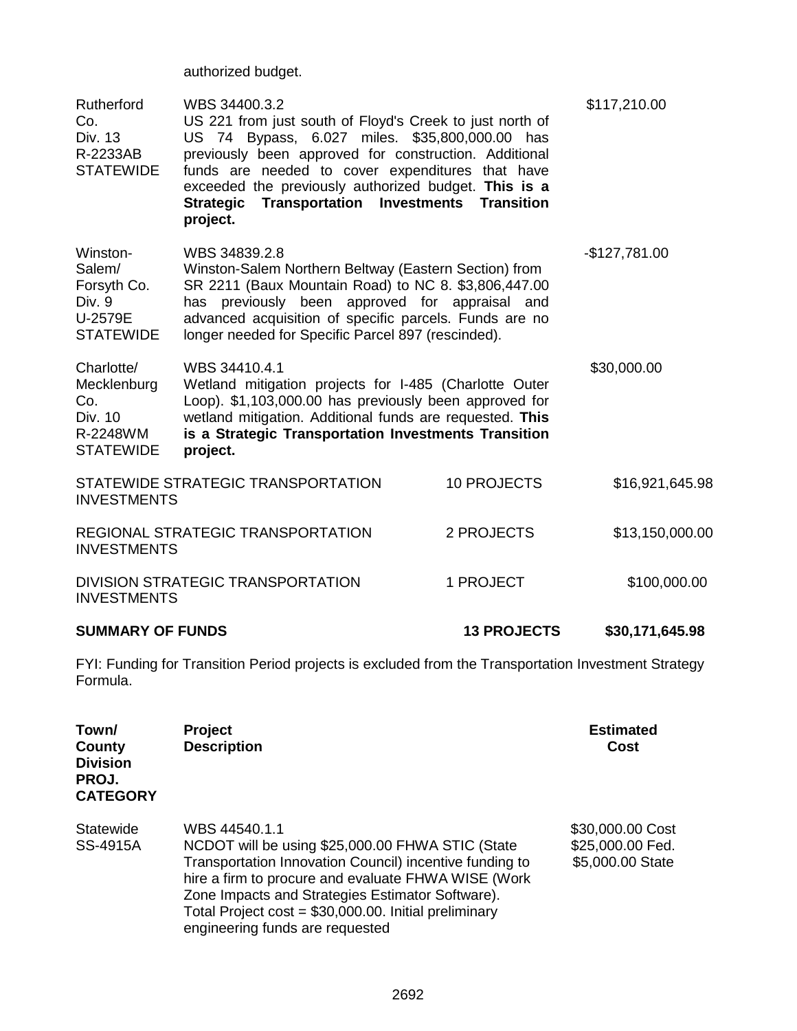authorized budget.

| | | |
|---|---|---|
| Rutherford Co.<br>Div. 13<br>R-2233AB<br>STATEWIDE | WBS 34400.3.2<br>US 221 from just south of Floyd's Creek to just north of US 74 Bypass, 6.027 miles. $35,800,000.00 has previously been approved for construction. Additional funds are needed to cover expenditures that have exceeded the previously authorized budget. **This is a Strategic Transportation Investments Transition project.** | $117,210.00 |
| Winston-Salem/<br>Forsyth Co.<br>Div. 9<br>U-2579E<br>STATEWIDE | WBS 34839.2.8<br>Winston-Salem Northern Beltway (Eastern Section) from SR 2211 (Baux Mountain Road) to NC 8. $3,806,447.00 has previously been approved for appraisal and advanced acquisition of specific parcels. Funds are no longer needed for Specific Parcel 897 (rescinded). | -$127,781.00 |
| Charlotte/<br>Mecklenburg Co.<br>Div. 10<br>R-2248WM<br>STATEWIDE | WBS 34410.4.1<br>Wetland mitigation projects for I-485 (Charlotte Outer Loop). $1,103,000.00 has previously been approved for wetland mitigation. Additional funds are requested. **This is a Strategic Transportation Investments Transition project.** | $30,000.00 |

| | | |
|---|---|---|
| STATEWIDE STRATEGIC TRANSPORTATION INVESTMENTS | 10 PROJECTS | $16,921,645.98 |
| REGIONAL STRATEGIC TRANSPORTATION INVESTMENTS | 2 PROJECTS | $13,150,000.00 |
| DIVISION STRATEGIC TRANSPORTATION INVESTMENTS | 1 PROJECT | $100,000.00 |
| **SUMMARY OF FUNDS** | **13 PROJECTS** | **$30,171,645.98** |

FYI: Funding for Transition Period projects is excluded from the Transportation Investment Strategy Formula.

| **Town/ County Division PROJ. CATEGORY** | **Project Description** | **Estimated Cost** |
|---|---|---|
| Statewide<br>SS-4915A | WBS 44540.1.1<br>NCDOT will be using $25,000.00 FHWA STIC (State Transportation Innovation Council) incentive funding to hire a firm to procure and evaluate FHWA WISE (Work Zone Impacts and Strategies Estimator Software). Total Project cost = $30,000.00. Initial preliminary engineering funds are requested | $30,000.00 Cost<br>$25,000.00 Fed.<br>$5,000.00 State |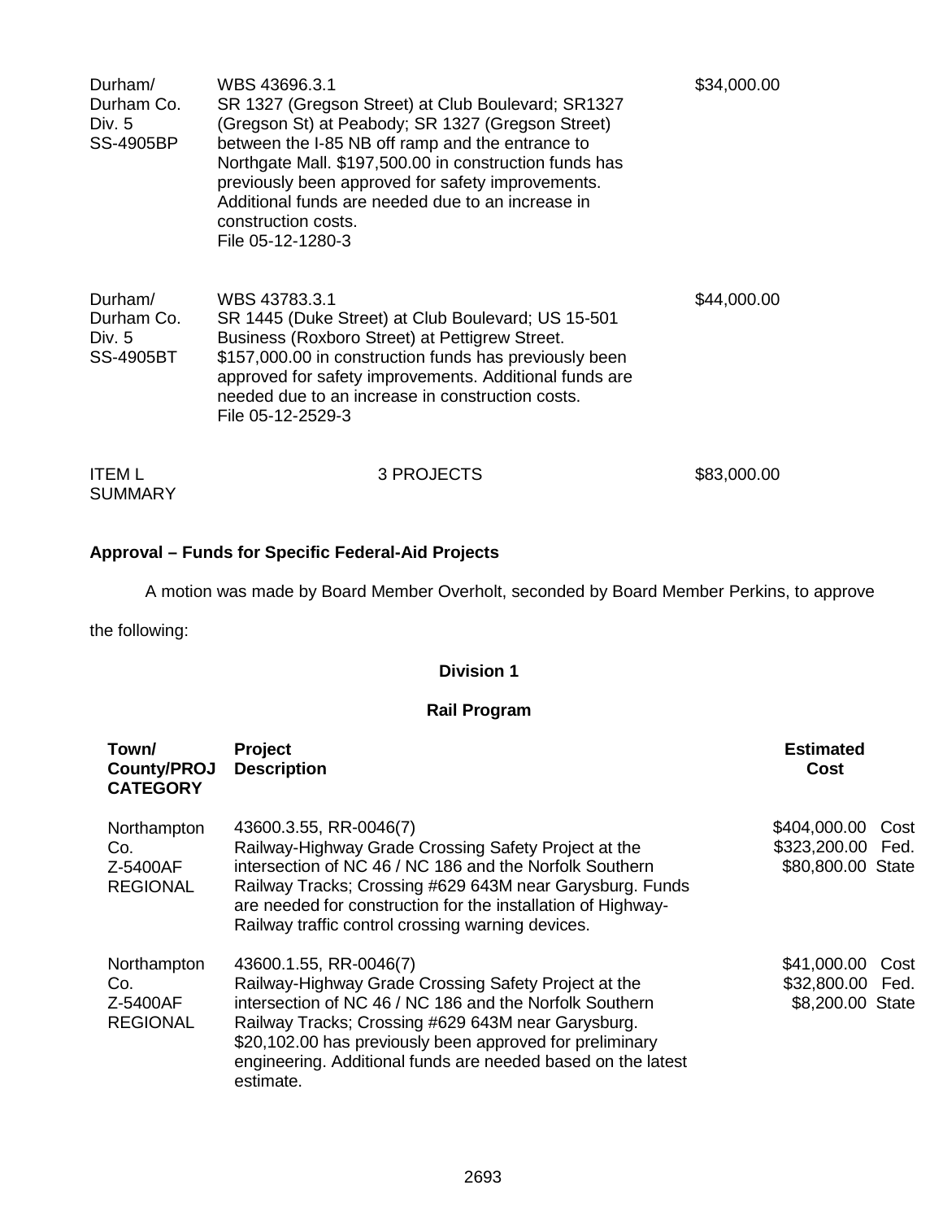| | | |
|---|---|---|
| Durham/<br>Durham Co.<br>Div. 5<br>SS-4905BP | WBS 43696.3.1<br>SR 1327 (Gregson Street) at Club Boulevard; SR1327 (Gregson St) at Peabody; SR 1327 (Gregson Street) between the I-85 NB off ramp and the entrance to Northgate Mall. $197,500.00 in construction funds has previously been approved for safety improvements. Additional funds are needed due to an increase in construction costs.<br>File 05-12-1280-3 | $34,000.00 |
| Durham/<br>Durham Co.<br>Div. 5<br>SS-4905BT | WBS 43783.3.1<br>SR 1445 (Duke Street) at Club Boulevard; US 15-501 Business (Roxboro Street) at Pettigrew Street. $157,000.00 in construction funds has previously been approved for safety improvements. Additional funds are needed due to an increase in construction costs.<br>File 05-12-2529-3 | $44,000.00 |
| ITEM L<br>SUMMARY | 3 PROJECTS | $83,000.00 |

**Approval – Funds for Specific Federal-Aid Projects**

A motion was made by Board Member Overholt, seconded by Board Member Perkins, to approve the following:

**Division 1**

**Rail Program**

| Town/<br>County/PROJ<br>CATEGORY | Project<br>Description | Estimated<br>Cost |
|---|---|---|
| Northampton<br>Co.<br>Z-5400AF<br>REGIONAL | 43600.3.55, RR-0046(7)<br>Railway-Highway Grade Crossing Safety Project at the intersection of NC 46 / NC 186 and the Norfolk Southern Railway Tracks; Crossing #629 643M near Garysburg. Funds are needed for construction for the installation of Highway-Railway traffic control crossing warning devices. | $404,000.00 Cost<br>$323,200.00 Fed.<br>$80,800.00 State |
| Northampton<br>Co.<br>Z-5400AF<br>REGIONAL | 43600.1.55, RR-0046(7)<br>Railway-Highway Grade Crossing Safety Project at the intersection of NC 46 / NC 186 and the Norfolk Southern Railway Tracks; Crossing #629 643M near Garysburg. $20,102.00 has previously been approved for preliminary engineering. Additional funds are needed based on the latest estimate. | $41,000.00 Cost<br>$32,800.00 Fed.<br>$8,200.00 State |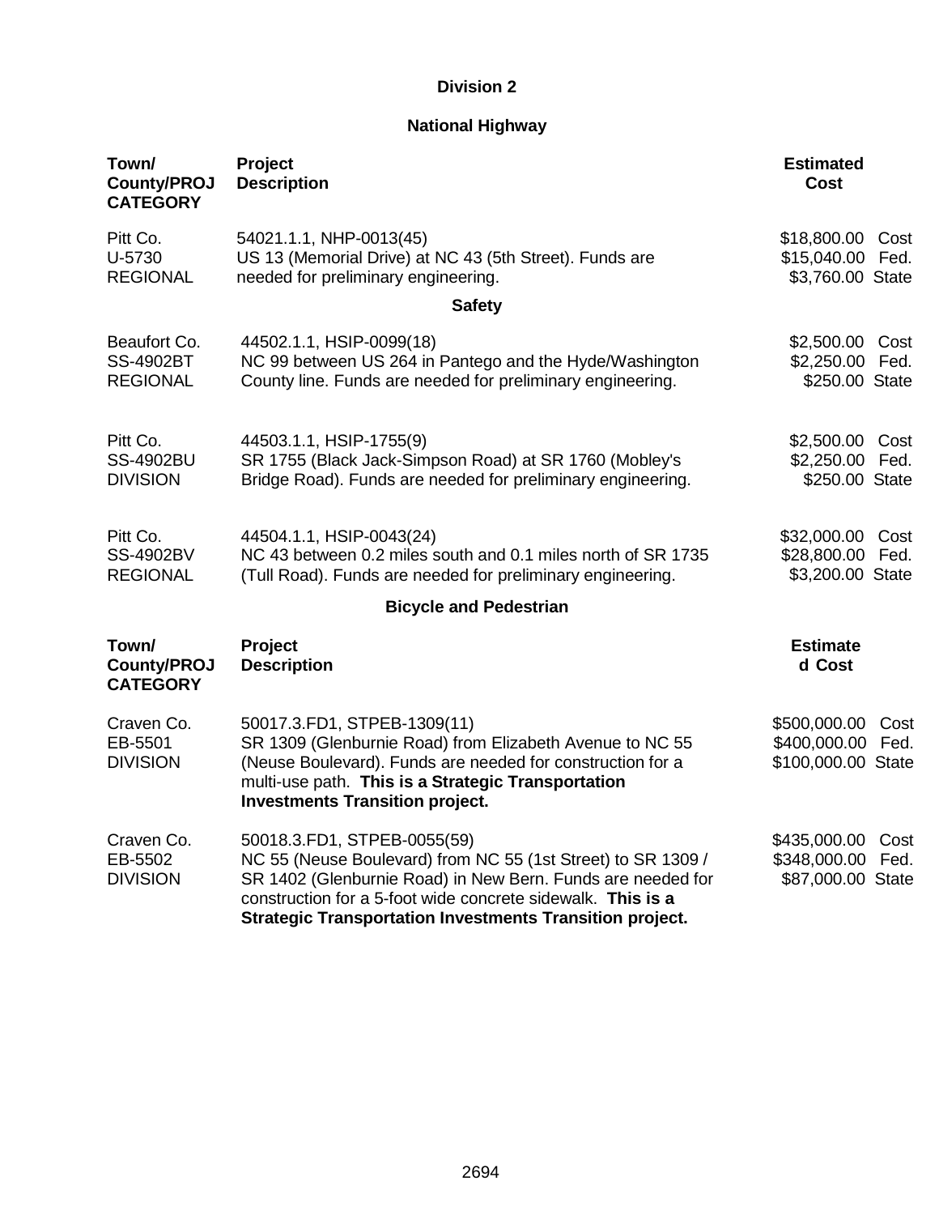## Division 2

### National Highway

| Town/ County/PROJ CATEGORY | Project Description | Estimated Cost |
|---|---|---|
| Pitt Co.<br>U-5730<br>REGIONAL | 54021.1.1, NHP-0013(45)<br>US 13 (Memorial Drive) at NC 43 (5th Street). Funds are needed for preliminary engineering. | $18,800.00 Cost<br>$15,040.00 Fed.<br>$3,760.00 State |

### Safety

| Town/ County/PROJ CATEGORY | Project Description | Estimated Cost |
|---|---|---|
| Beaufort Co.<br>SS-4902BT<br>REGIONAL | 44502.1.1, HSIP-0099(18)<br>NC 99 between US 264 in Pantego and the Hyde/Washington County line. Funds are needed for preliminary engineering. | $2,500.00 Cost<br>$2,250.00 Fed.<br>$250.00 State |
| Pitt Co.<br>SS-4902BU<br>DIVISION | 44503.1.1, HSIP-1755(9)<br>SR 1755 (Black Jack-Simpson Road) at SR 1760 (Mobley's Bridge Road). Funds are needed for preliminary engineering. | $2,500.00 Cost<br>$2,250.00 Fed.<br>$250.00 State |
| Pitt Co.<br>SS-4902BV<br>REGIONAL | 44504.1.1, HSIP-0043(24)<br>NC 43 between 0.2 miles south and 0.1 miles north of SR 1735 (Tull Road). Funds are needed for preliminary engineering. | $32,000.00 Cost<br>$28,800.00 Fed.<br>$3,200.00 State |

### Bicycle and Pedestrian

| Town/ County/PROJ CATEGORY | Project Description | Estimated Cost |
|---|---|---|
| Craven Co.<br>EB-5501<br>DIVISION | 50017.3.FD1, STPEB-1309(11)<br>SR 1309 (Glenburnie Road) from Elizabeth Avenue to NC 55 (Neuse Boulevard). Funds are needed for construction for a multi-use path. **This is a Strategic Transportation Investments Transition project.** | $500,000.00 Cost<br>$400,000.00 Fed.<br>$100,000.00 State |
| Craven Co.<br>EB-5502<br>DIVISION | 50018.3.FD1, STPEB-0055(59)<br>NC 55 (Neuse Boulevard) from NC 55 (1st Street) to SR 1309 / SR 1402 (Glenburnie Road) in New Bern. Funds are needed for construction for a 5-foot wide concrete sidewalk. **This is a Strategic Transportation Investments Transition project.** | $435,000.00 Cost<br>$348,000.00 Fed.<br>$87,000.00 State |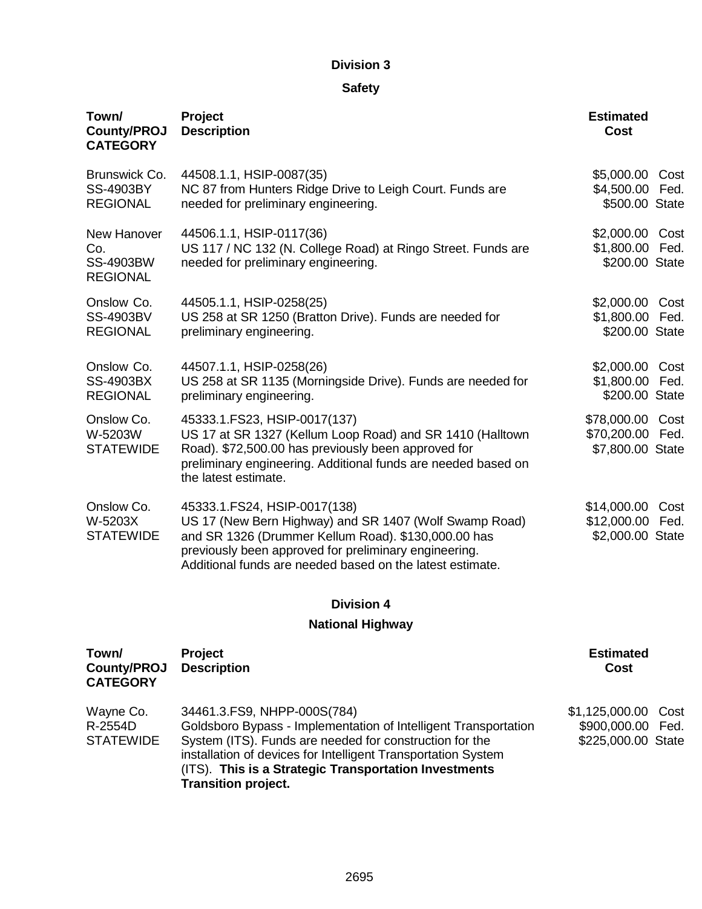## Division 3

### Safety

| Town/ County/PROJ CATEGORY | Project Description | Estimated Cost | |
|---|---|---|---|
| Brunswick Co. SS-4903BY REGIONAL | 44508.1.1, HSIP-0087(35) NC 87 from Hunters Ridge Drive to Leigh Court. Funds are needed for preliminary engineering. | $5,000.00<br>$4,500.00<br>$500.00 | Cost<br>Fed.<br>State |
| New Hanover Co. SS-4903BW REGIONAL | 44506.1.1, HSIP-0117(36) US 117 / NC 132 (N. College Road) at Ringo Street. Funds are needed for preliminary engineering. | $2,000.00<br>$1,800.00<br>$200.00 | Cost<br>Fed.<br>State |
| Onslow Co. SS-4903BV REGIONAL | 44505.1.1, HSIP-0258(25) US 258 at SR 1250 (Bratton Drive). Funds are needed for preliminary engineering. | $2,000.00<br>$1,800.00<br>$200.00 | Cost<br>Fed.<br>State |
| Onslow Co. SS-4903BX REGIONAL | 44507.1.1, HSIP-0258(26) US 258 at SR 1135 (Morningside Drive). Funds are needed for preliminary engineering. | $2,000.00<br>$1,800.00<br>$200.00 | Cost<br>Fed.<br>State |
| Onslow Co. W-5203W STATEWIDE | 45333.1.FS23, HSIP-0017(137) US 17 at SR 1327 (Kellum Loop Road) and SR 1410 (Halltown Road). $72,500.00 has previously been approved for preliminary engineering. Additional funds are needed based on the latest estimate. | $78,000.00<br>$70,200.00<br>$7,800.00 | Cost<br>Fed.<br>State |
| Onslow Co. W-5203X STATEWIDE | 45333.1.FS24, HSIP-0017(138) US 17 (New Bern Highway) and SR 1407 (Wolf Swamp Road) and SR 1326 (Drummer Kellum Road). $130,000.00 has previously been approved for preliminary engineering. Additional funds are needed based on the latest estimate. | $14,000.00<br>$12,000.00<br>$2,000.00 | Cost<br>Fed.<br>State |

## Division 4

### National Highway

| Town/ County/PROJ CATEGORY | Project Description | Estimated Cost | |
|---|---|---|---|
| Wayne Co. R-2554D STATEWIDE | 34461.3.FS9, NHPP-000S(784) Goldsboro Bypass - Implementation of Intelligent Transportation System (ITS). Funds are needed for construction for the installation of devices for Intelligent Transportation System (ITS). **This is a Strategic Transportation Investments Transition project.** | $1,125,000.00<br>$900,000.00<br>$225,000.00 | Cost<br>Fed.<br>State |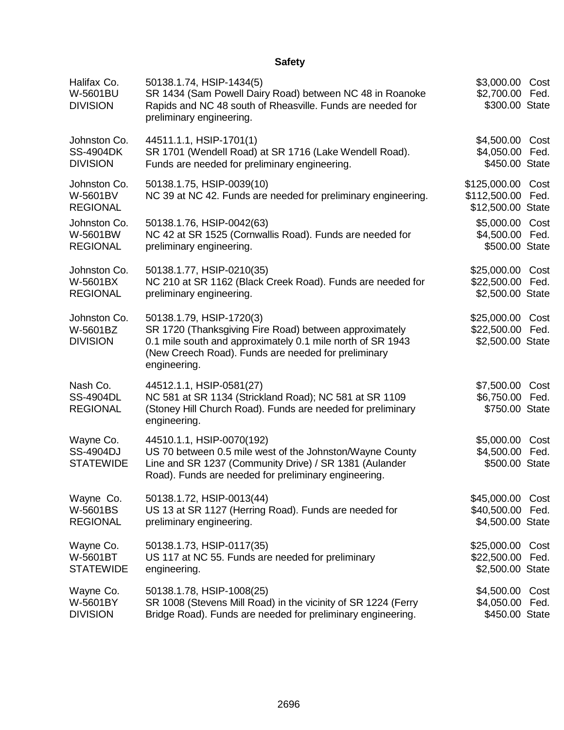## Safety

| | | |
|---|---|---|
| Halifax Co.<br>W-5601BU<br>DIVISION | 50138.1.74, HSIP-1434(5)<br>SR 1434 (Sam Powell Dairy Road) between NC 48 in Roanoke Rapids and NC 48 south of Rheasville. Funds are needed for preliminary engineering. | $3,000.00 Cost<br>$2,700.00 Fed.<br>$300.00 State |
| Johnston Co.<br>SS-4904DK<br>DIVISION | 44511.1.1, HSIP-1701(1)<br>SR 1701 (Wendell Road) at SR 1716 (Lake Wendell Road). Funds are needed for preliminary engineering. | $4,500.00 Cost<br>$4,050.00 Fed.<br>$450.00 State |
| Johnston Co.<br>W-5601BV<br>REGIONAL | 50138.1.75, HSIP-0039(10)<br>NC 39 at NC 42. Funds are needed for preliminary engineering. | $125,000.00 Cost<br>$112,500.00 Fed.<br>$12,500.00 State |
| Johnston Co.<br>W-5601BW<br>REGIONAL | 50138.1.76, HSIP-0042(63)<br>NC 42 at SR 1525 (Cornwallis Road). Funds are needed for preliminary engineering. | $5,000.00 Cost<br>$4,500.00 Fed.<br>$500.00 State |
| Johnston Co.<br>W-5601BX<br>REGIONAL | 50138.1.77, HSIP-0210(35)<br>NC 210 at SR 1162 (Black Creek Road). Funds are needed for preliminary engineering. | $25,000.00 Cost<br>$22,500.00 Fed.<br>$2,500.00 State |
| Johnston Co.<br>W-5601BZ<br>DIVISION | 50138.1.79, HSIP-1720(3)<br>SR 1720 (Thanksgiving Fire Road) between approximately 0.1 mile south and approximately 0.1 mile north of SR 1943 (New Creech Road). Funds are needed for preliminary engineering. | $25,000.00 Cost<br>$22,500.00 Fed.<br>$2,500.00 State |
| Nash Co.<br>SS-4904DL<br>REGIONAL | 44512.1.1, HSIP-0581(27)<br>NC 581 at SR 1134 (Strickland Road); NC 581 at SR 1109 (Stoney Hill Church Road). Funds are needed for preliminary engineering. | $7,500.00 Cost<br>$6,750.00 Fed.<br>$750.00 State |
| Wayne Co.<br>SS-4904DJ<br>STATEWIDE | 44510.1.1, HSIP-0070(192)<br>US 70 between 0.5 mile west of the Johnston/Wayne County Line and SR 1237 (Community Drive) / SR 1381 (Aulander Road). Funds are needed for preliminary engineering. | $5,000.00 Cost<br>$4,500.00 Fed.<br>$500.00 State |
| Wayne Co.<br>W-5601BS<br>REGIONAL | 50138.1.72, HSIP-0013(44)<br>US 13 at SR 1127 (Herring Road). Funds are needed for preliminary engineering. | $45,000.00 Cost<br>$40,500.00 Fed.<br>$4,500.00 State |
| Wayne Co.<br>W-5601BT<br>STATEWIDE | 50138.1.73, HSIP-0117(35)<br>US 117 at NC 55. Funds are needed for preliminary engineering. | $25,000.00 Cost<br>$22,500.00 Fed.<br>$2,500.00 State |
| Wayne Co.<br>W-5601BY<br>DIVISION | 50138.1.78, HSIP-1008(25)<br>SR 1008 (Stevens Mill Road) in the vicinity of SR 1224 (Ferry Bridge Road). Funds are needed for preliminary engineering. | $4,500.00 Cost<br>$4,050.00 Fed.<br>$450.00 State |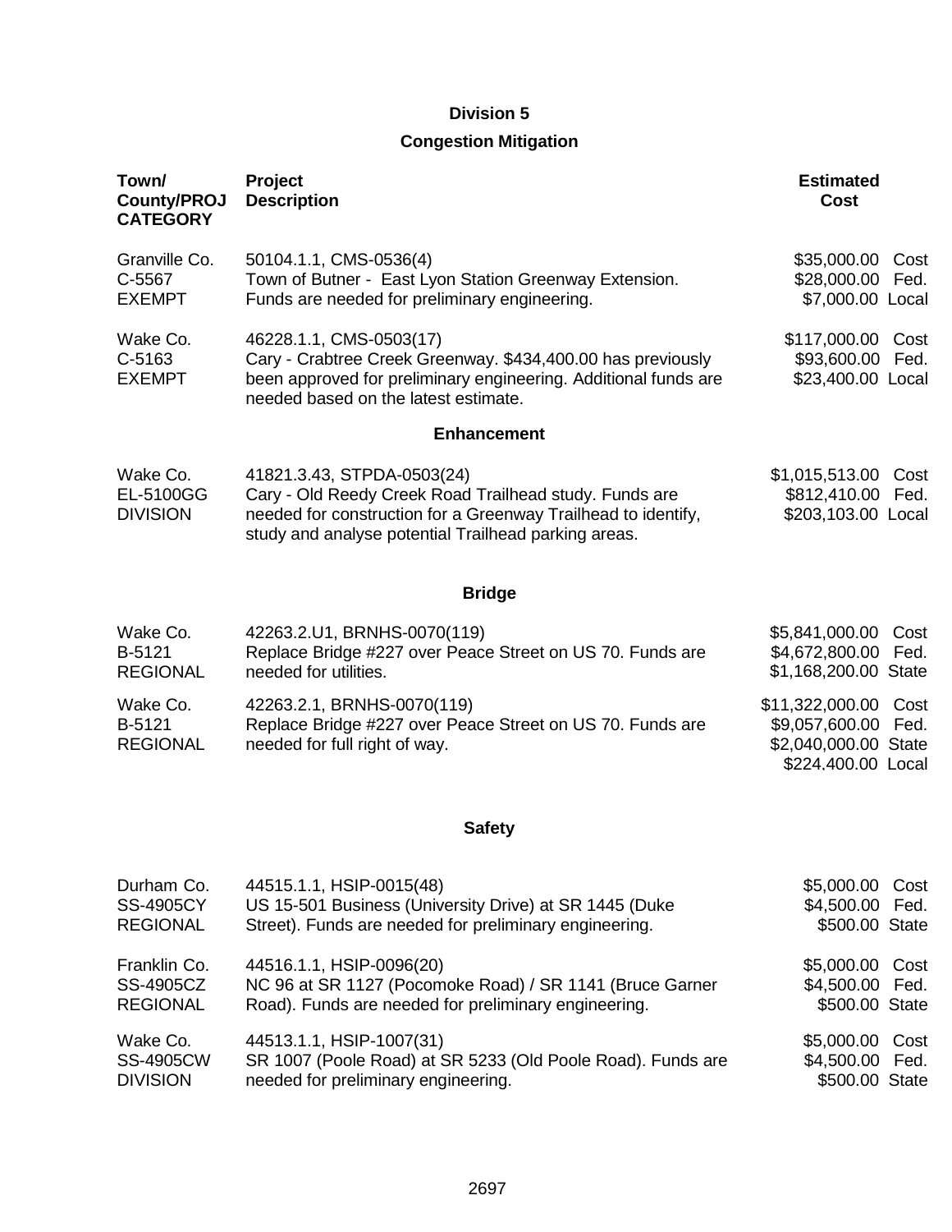## Division 5

### Congestion Mitigation

| Town/ County/PROJ CATEGORY | Project Description | Estimated Cost |
|---|---|---|
| Granville Co.<br>C-5567<br>EXEMPT | 50104.1.1, CMS-0536(4)<br>Town of Butner - East Lyon Station Greenway Extension. Funds are needed for preliminary engineering. | $35,000.00 Cost<br>$28,000.00 Fed.<br>$7,000.00 Local |
| Wake Co.<br>C-5163<br>EXEMPT | 46228.1.1, CMS-0503(17)<br>Cary - Crabtree Creek Greenway. $434,400.00 has previously been approved for preliminary engineering. Additional funds are needed based on the latest estimate. | $117,000.00 Cost<br>$93,600.00 Fed.<br>$23,400.00 Local |

### Enhancement

| Town/ County/PROJ CATEGORY | Project Description | Estimated Cost |
|---|---|---|
| Wake Co.<br>EL-5100GG<br>DIVISION | 41821.3.43, STPDA-0503(24)<br>Cary - Old Reedy Creek Road Trailhead study. Funds are needed for construction for a Greenway Trailhead to identify, study and analyse potential Trailhead parking areas. | $1,015,513.00 Cost<br>$812,410.00 Fed.<br>$203,103.00 Local |

### Bridge

| Town/ County/PROJ CATEGORY | Project Description | Estimated Cost |
|---|---|---|
| Wake Co.<br>B-5121<br>REGIONAL | 42263.2.U1, BRNHS-0070(119)<br>Replace Bridge #227 over Peace Street on US 70. Funds are needed for utilities. | $5,841,000.00 Cost<br>$4,672,800.00 Fed.<br>$1,168,200.00 State |
| Wake Co.<br>B-5121<br>REGIONAL | 42263.2.1, BRNHS-0070(119)<br>Replace Bridge #227 over Peace Street on US 70. Funds are needed for full right of way. | $11,322,000.00 Cost<br>$9,057,600.00 Fed.<br>$2,040,000.00 State<br>$224,400.00 Local |

### Safety

| Town/ County/PROJ CATEGORY | Project Description | Estimated Cost |
|---|---|---|
| Durham Co.<br>SS-4905CY<br>REGIONAL | 44515.1.1, HSIP-0015(48)<br>US 15-501 Business (University Drive) at SR 1445 (Duke Street). Funds are needed for preliminary engineering. | $5,000.00 Cost<br>$4,500.00 Fed.<br>$500.00 State |
| Franklin Co.<br>SS-4905CZ<br>REGIONAL | 44516.1.1, HSIP-0096(20)<br>NC 96 at SR 1127 (Pocomoke Road) / SR 1141 (Bruce Garner Road). Funds are needed for preliminary engineering. | $5,000.00 Cost<br>$4,500.00 Fed.<br>$500.00 State |
| Wake Co.<br>SS-4905CW<br>DIVISION | 44513.1.1, HSIP-1007(31)<br>SR 1007 (Poole Road) at SR 5233 (Old Poole Road). Funds are needed for preliminary engineering. | $5,000.00 Cost<br>$4,500.00 Fed.<br>$500.00 State |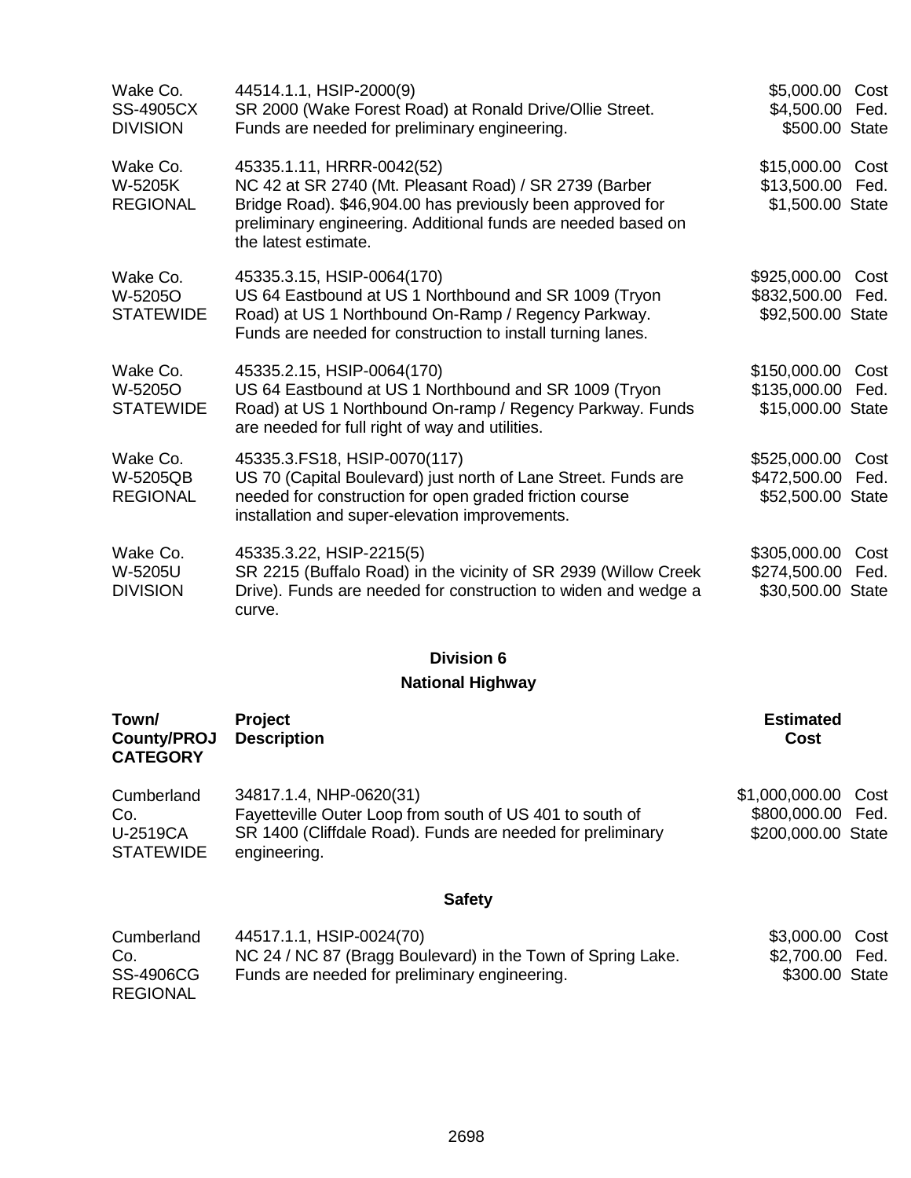| | | |
|---|---|---|
| Wake Co.<br>SS-4905CX<br>DIVISION | 44514.1.1, HSIP-2000(9)<br>SR 2000 (Wake Forest Road) at Ronald Drive/Ollie Street. Funds are needed for preliminary engineering. | $5,000.00 Cost<br>$4,500.00 Fed.<br>$500.00 State |
| Wake Co.<br>W-5205K<br>REGIONAL | 45335.1.11, HRRR-0042(52)<br>NC 42 at SR 2740 (Mt. Pleasant Road) / SR 2739 (Barber Bridge Road). $46,904.00 has previously been approved for preliminary engineering. Additional funds are needed based on the latest estimate. | $15,000.00 Cost<br>$13,500.00 Fed.<br>$1,500.00 State |
| Wake Co.<br>W-5205O<br>STATEWIDE | 45335.3.15, HSIP-0064(170)<br>US 64 Eastbound at US 1 Northbound and SR 1009 (Tryon Road) at US 1 Northbound On-Ramp / Regency Parkway. Funds are needed for construction to install turning lanes. | $925,000.00 Cost<br>$832,500.00 Fed.<br>$92,500.00 State |
| Wake Co.<br>W-5205O<br>STATEWIDE | 45335.2.15, HSIP-0064(170)<br>US 64 Eastbound at US 1 Northbound and SR 1009 (Tryon Road) at US 1 Northbound On-ramp / Regency Parkway. Funds are needed for full right of way and utilities. | $150,000.00 Cost<br>$135,000.00 Fed.<br>$15,000.00 State |
| Wake Co.<br>W-5205QB<br>REGIONAL | 45335.3.FS18, HSIP-0070(117)<br>US 70 (Capital Boulevard) just north of Lane Street. Funds are needed for construction for open graded friction course installation and super-elevation improvements. | $525,000.00 Cost<br>$472,500.00 Fed.<br>$52,500.00 State |
| Wake Co.<br>W-5205U<br>DIVISION | 45335.3.22, HSIP-2215(5)<br>SR 2215 (Buffalo Road) in the vicinity of SR 2939 (Willow Creek Drive). Funds are needed for construction to widen and wedge a curve. | $305,000.00 Cost<br>$274,500.00 Fed.<br>$30,500.00 State |

## Division 6

### National Highway

| Town/ County/PROJ CATEGORY | Project Description | Estimated Cost |
|---|---|---|
| Cumberland Co.<br>U-2519CA<br>STATEWIDE | 34817.1.4, NHP-0620(31)<br>Fayetteville Outer Loop from south of US 401 to south of SR 1400 (Cliffdale Road). Funds are needed for preliminary engineering. | $1,000,000.00 Cost<br>$800,000.00 Fed.<br>$200,000.00 State |

### Safety

| | | |
|---|---|---|
| Cumberland Co.<br>SS-4906CG<br>REGIONAL | 44517.1.1, HSIP-0024(70)<br>NC 24 / NC 87 (Bragg Boulevard) in the Town of Spring Lake. Funds are needed for preliminary engineering. | $3,000.00 Cost<br>$2,700.00 Fed.<br>$300.00 State |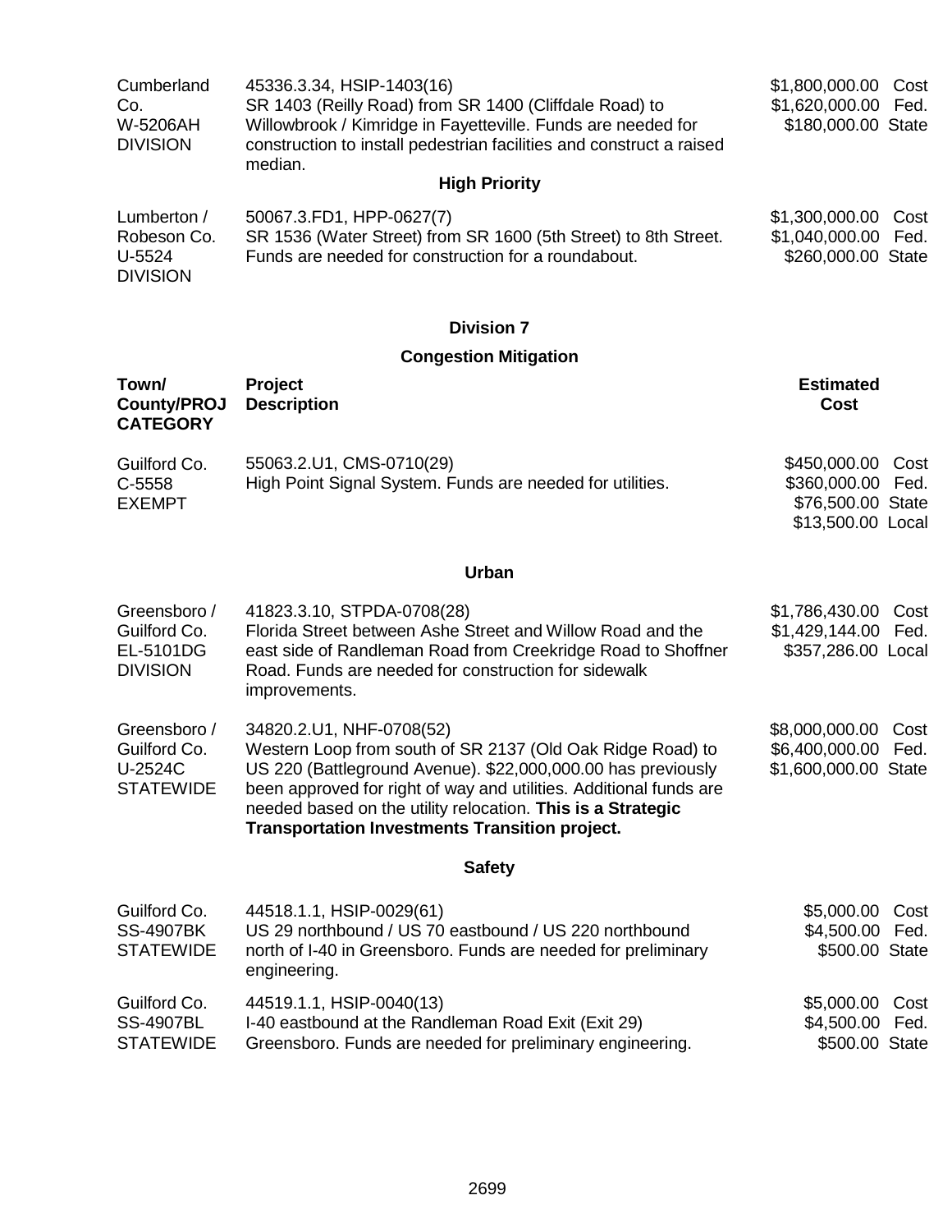| | | |
|---|---|---|
| Cumberland Co.<br>W-5206AH<br>DIVISION | 45336.3.34, HSIP-1403(16)<br>SR 1403 (Reilly Road) from SR 1400 (Cliffdale Road) to Willowbrook / Kimridge in Fayetteville. Funds are needed for construction to install pedestrian facilities and construct a raised median. | $1,800,000.00 Cost<br>$1,620,000.00 Fed.<br>$180,000.00 State |

**High Priority**

| | | |
|---|---|---|
| Lumberton / Robeson Co.<br>U-5524<br>DIVISION | 50067.3.FD1, HPP-0627(7)<br>SR 1536 (Water Street) from SR 1600 (5th Street) to 8th Street. Funds are needed for construction for a roundabout. | $1,300,000.00 Cost<br>$1,040,000.00 Fed.<br>$260,000.00 State |

## Division 7

### Congestion Mitigation

| Town/ County/PROJ CATEGORY | Project Description | Estimated Cost |
|---|---|---|
| Guilford Co.<br>C-5558<br>EXEMPT | 55063.2.U1, CMS-0710(29)<br>High Point Signal System. Funds are needed for utilities. | $450,000.00 Cost<br>$360,000.00 Fed.<br>$76,500.00 State<br>$13,500.00 Local |

### Urban

| | | |
|---|---|---|
| Greensboro / Guilford Co.<br>EL-5101DG<br>DIVISION | 41823.3.10, STPDA-0708(28)<br>Florida Street between Ashe Street and Willow Road and the east side of Randleman Road from Creekridge Road to Shoffner Road. Funds are needed for construction for sidewalk improvements. | $1,786,430.00 Cost<br>$1,429,144.00 Fed.<br>$357,286.00 Local |
| Greensboro / Guilford Co.<br>U-2524C<br>STATEWIDE | 34820.2.U1, NHF-0708(52)<br>Western Loop from south of SR 2137 (Old Oak Ridge Road) to US 220 (Battleground Avenue). $22,000,000.00 has previously been approved for right of way and utilities. Additional funds are needed based on the utility relocation. **This is a Strategic Transportation Investments Transition project.** | $8,000,000.00 Cost<br>$6,400,000.00 Fed.<br>$1,600,000.00 State |

### Safety

| | | |
|---|---|---|
| Guilford Co.<br>SS-4907BK<br>STATEWIDE | 44518.1.1, HSIP-0029(61)<br>US 29 northbound / US 70 eastbound / US 220 northbound north of I-40 in Greensboro. Funds are needed for preliminary engineering. | $5,000.00 Cost<br>$4,500.00 Fed.<br>$500.00 State |
| Guilford Co.<br>SS-4907BL<br>STATEWIDE | 44519.1.1, HSIP-0040(13)<br>I-40 eastbound at the Randleman Road Exit (Exit 29) Greensboro. Funds are needed for preliminary engineering. | $5,000.00 Cost<br>$4,500.00 Fed.<br>$500.00 State |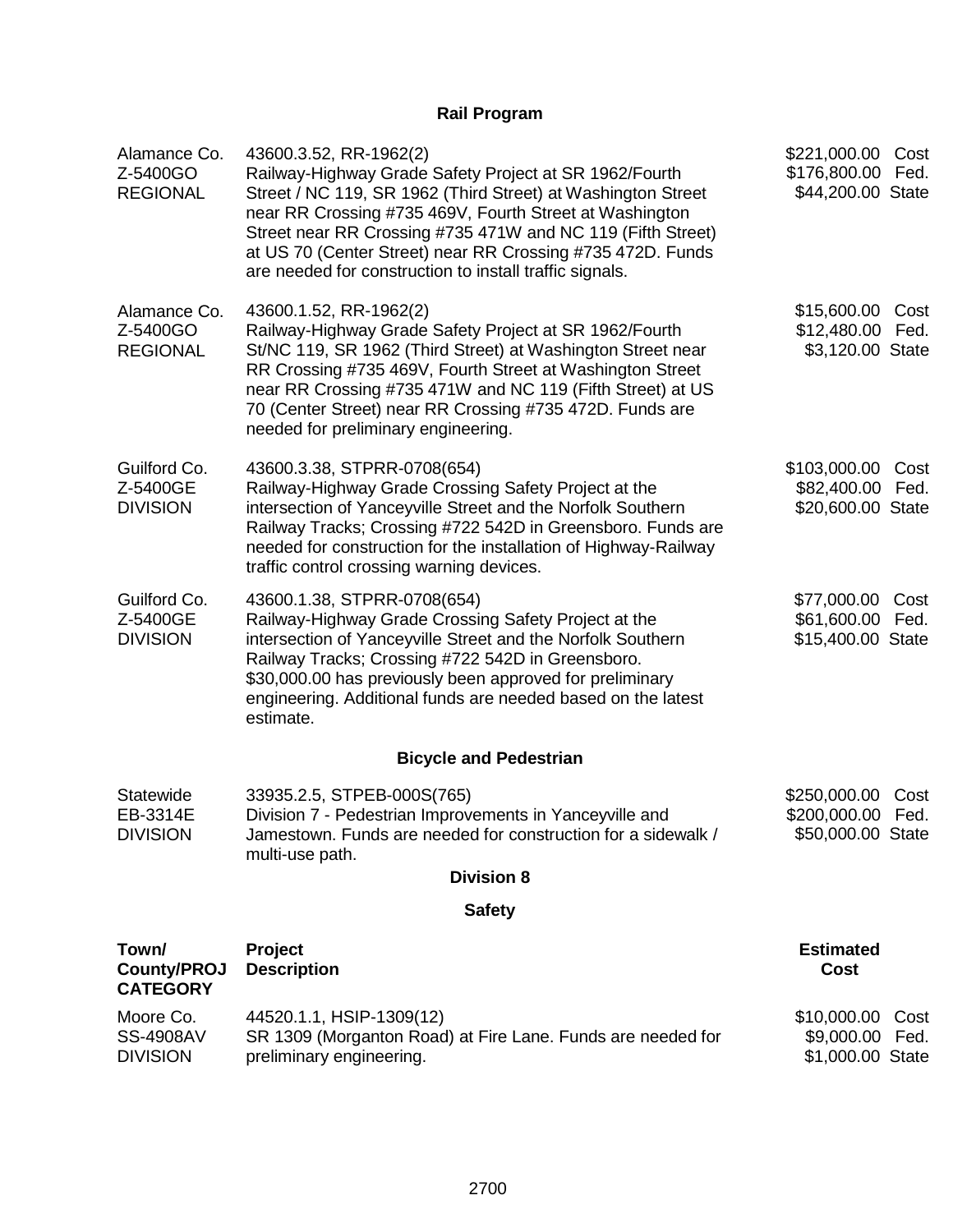## Rail Program

| | | |
|---|---|---|
| Alamance Co.<br>Z-5400GO<br>REGIONAL | 43600.3.52, RR-1962(2)<br>Railway-Highway Grade Safety Project at SR 1962/Fourth Street / NC 119, SR 1962 (Third Street) at Washington Street near RR Crossing #735 469V, Fourth Street at Washington Street near RR Crossing #735 471W and NC 119 (Fifth Street) at US 70 (Center Street) near RR Crossing #735 472D. Funds are needed for construction to install traffic signals. | $221,000.00 Cost<br>$176,800.00 Fed.<br>$44,200.00 State |
| Alamance Co.<br>Z-5400GO<br>REGIONAL | 43600.1.52, RR-1962(2)<br>Railway-Highway Grade Safety Project at SR 1962/Fourth St/NC 119, SR 1962 (Third Street) at Washington Street near RR Crossing #735 469V, Fourth Street at Washington Street near RR Crossing #735 471W and NC 119 (Fifth Street) at US 70 (Center Street) near RR Crossing #735 472D. Funds are needed for preliminary engineering. | $15,600.00 Cost<br>$12,480.00 Fed.<br>$3,120.00 State |
| Guilford Co.<br>Z-5400GE<br>DIVISION | 43600.3.38, STPRR-0708(654)<br>Railway-Highway Grade Crossing Safety Project at the intersection of Yanceyville Street and the Norfolk Southern Railway Tracks; Crossing #722 542D in Greensboro. Funds are needed for construction for the installation of Highway-Railway traffic control crossing warning devices. | $103,000.00 Cost<br>$82,400.00 Fed.<br>$20,600.00 State |
| Guilford Co.<br>Z-5400GE<br>DIVISION | 43600.1.38, STPRR-0708(654)<br>Railway-Highway Grade Crossing Safety Project at the intersection of Yanceyville Street and the Norfolk Southern Railway Tracks; Crossing #722 542D in Greensboro. $30,000.00 has previously been approved for preliminary engineering. Additional funds are needed based on the latest estimate. | $77,000.00 Cost<br>$61,600.00 Fed.<br>$15,400.00 State |

## Bicycle and Pedestrian

| | | |
|---|---|---|
| Statewide<br>EB-3314E<br>DIVISION | 33935.2.5, STPEB-000S(765)<br>Division 7 - Pedestrian Improvements in Yanceyville and Jamestown. Funds are needed for construction for a sidewalk / multi-use path. | $250,000.00 Cost<br>$200,000.00 Fed.<br>$50,000.00 State |

## Division 8

## Safety

| Town/ County/PROJ CATEGORY | Project Description | Estimated Cost |
|---|---|---|
| Moore Co.<br>SS-4908AV<br>DIVISION | 44520.1.1, HSIP-1309(12)<br>SR 1309 (Morganton Road) at Fire Lane. Funds are needed for preliminary engineering. | $10,000.00 Cost<br>$9,000.00 Fed.<br>$1,000.00 State |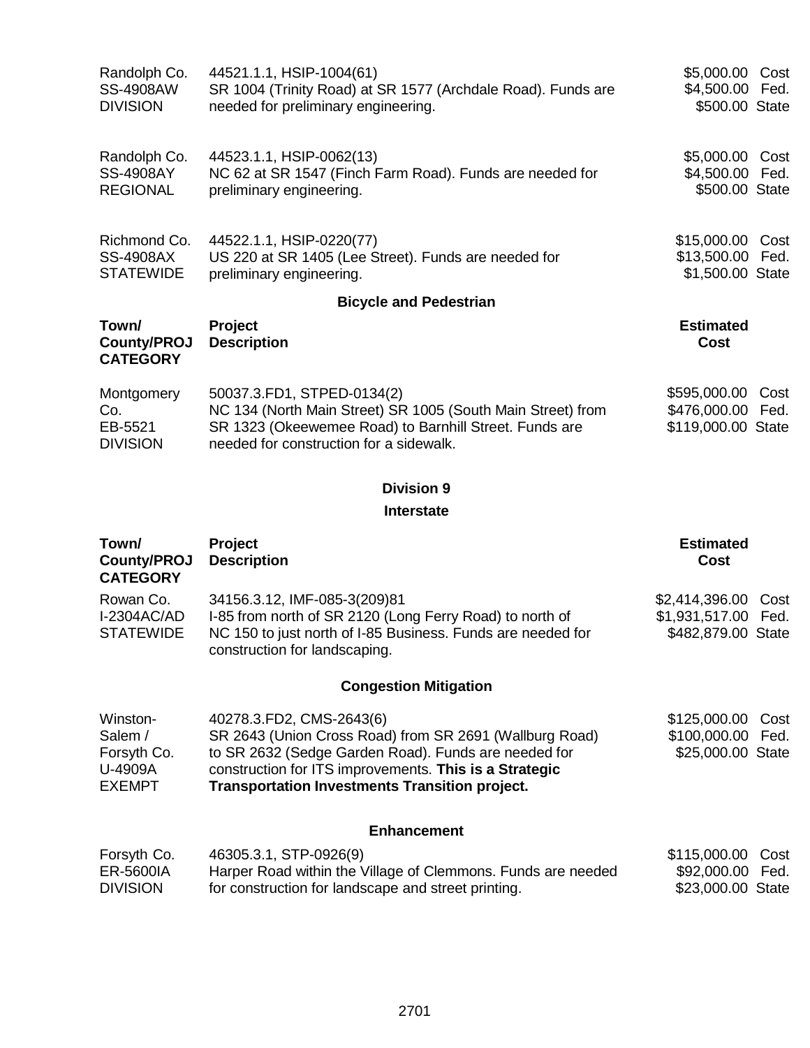| Town/ County/PROJ CATEGORY | Project Description | Estimated Cost |
|---|---|---|
| Randolph Co. SS-4908AW DIVISION | 44521.1.1, HSIP-1004(61) SR 1004 (Trinity Road) at SR 1577 (Archdale Road). Funds are needed for preliminary engineering. | $5,000.00 Cost $4,500.00 Fed. $500.00 State |
| Randolph Co. SS-4908AY REGIONAL | 44523.1.1, HSIP-0062(13) NC 62 at SR 1547 (Finch Farm Road). Funds are needed for preliminary engineering. | $5,000.00 Cost $4,500.00 Fed. $500.00 State |
| Richmond Co. SS-4908AX STATEWIDE | 44522.1.1, HSIP-0220(77) US 220 at SR 1405 (Lee Street). Funds are needed for preliminary engineering. | $15,000.00 Cost $13,500.00 Fed. $1,500.00 State |

### Bicycle and Pedestrian

| Town/ County/PROJ CATEGORY | Project Description | Estimated Cost |
|---|---|---|
| Montgomery Co. EB-5521 DIVISION | 50037.3.FD1, STPED-0134(2) NC 134 (North Main Street) SR 1005 (South Main Street) from SR 1323 (Okeewemee Road) to Barnhill Street. Funds are needed for construction for a sidewalk. | $595,000.00 Cost $476,000.00 Fed. $119,000.00 State |

## Division 9

### Interstate

| Town/ County/PROJ CATEGORY | Project Description | Estimated Cost |
|---|---|---|
| Rowan Co. I-2304AC/AD STATEWIDE | 34156.3.12, IMF-085-3(209)81 I-85 from north of SR 2120 (Long Ferry Road) to north of NC 150 to just north of I-85 Business. Funds are needed for construction for landscaping. | $2,414,396.00 Cost $1,931,517.00 Fed. $482,879.00 State |

### Congestion Mitigation

| Town/ County/PROJ CATEGORY | Project Description | Estimated Cost |
|---|---|---|
| Winston-Salem / Forsyth Co. U-4909A EXEMPT | 40278.3.FD2, CMS-2643(6) SR 2643 (Union Cross Road) from SR 2691 (Wallburg Road) to SR 2632 (Sedge Garden Road). Funds are needed for construction for ITS improvements. **This is a Strategic Transportation Investments Transition project.** | $125,000.00 Cost $100,000.00 Fed. $25,000.00 State |

### Enhancement

| Town/ County/PROJ CATEGORY | Project Description | Estimated Cost |
|---|---|---|
| Forsyth Co. ER-5600IA DIVISION | 46305.3.1, STP-0926(9) Harper Road within the Village of Clemmons. Funds are needed for construction for landscape and street printing. | $115,000.00 Cost $92,000.00 Fed. $23,000.00 State |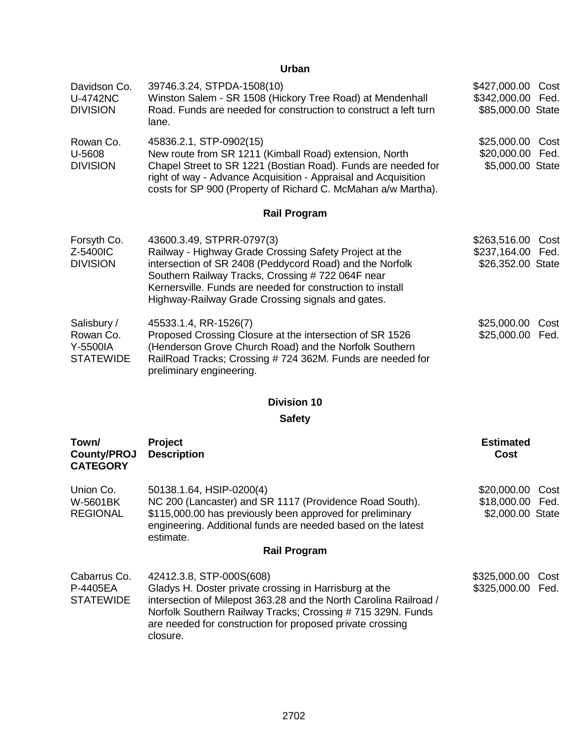## Urban

| | | |
|---|---|---|
| Davidson Co.<br>U-4742NC<br>DIVISION | 39746.3.24, STPDA-1508(10)<br>Winston Salem - SR 1508 (Hickory Tree Road) at Mendenhall Road. Funds are needed for construction to construct a left turn lane. | $427,000.00 Cost<br>$342,000.00 Fed.<br>$85,000.00 State |
| Rowan Co.<br>U-5608<br>DIVISION | 45836.2.1, STP-0902(15)<br>New route from SR 1211 (Kimball Road) extension, North Chapel Street to SR 1221 (Bostian Road). Funds are needed for right of way - Advance Acquisition - Appraisal and Acquisition costs for SP 900 (Property of Richard C. McMahan a/w Martha). | $25,000.00 Cost<br>$20,000.00 Fed.<br>$5,000.00 State |

## Rail Program

| | | |
|---|---|---|
| Forsyth Co.<br>Z-5400IC<br>DIVISION | 43600.3.49, STPRR-0797(3)<br>Railway - Highway Grade Crossing Safety Project at the intersection of SR 2408 (Peddycord Road) and the Norfolk Southern Railway Tracks, Crossing # 722 064F near Kernersville. Funds are needed for construction to install Highway-Railway Grade Crossing signals and gates. | $263,516.00 Cost<br>$237,164.00 Fed.<br>$26,352.00 State |
| Salisbury /<br>Rowan Co.<br>Y-5500IA<br>STATEWIDE | 45533.1.4, RR-1526(7)<br>Proposed Crossing Closure at the intersection of SR 1526 (Henderson Grove Church Road) and the Norfolk Southern RailRoad Tracks; Crossing # 724 362M. Funds are needed for preliminary engineering. | $25,000.00 Cost<br>$25,000.00 Fed. |

## Division 10

### Safety

| Town/ County/PROJ CATEGORY | Project Description | Estimated Cost |
|---|---|---|
| Union Co.<br>W-5601BK<br>REGIONAL | 50138.1.64, HSIP-0200(4)<br>NC 200 (Lancaster) and SR 1117 (Providence Road South). $115,000.00 has previously been approved for preliminary engineering. Additional funds are needed based on the latest estimate. | $20,000.00 Cost<br>$18,000.00 Fed.<br>$2,000.00 State |

### Rail Program

| | | |
|---|---|---|
| Cabarrus Co.<br>P-4405EA<br>STATEWIDE | 42412.3.8, STP-000S(608)<br>Gladys H. Doster private crossing in Harrisburg at the intersection of Milepost 363.28 and the North Carolina Railroad / Norfolk Southern Railway Tracks; Crossing # 715 329N. Funds are needed for construction for proposed private crossing closure. | $325,000.00 Cost<br>$325,000.00 Fed. |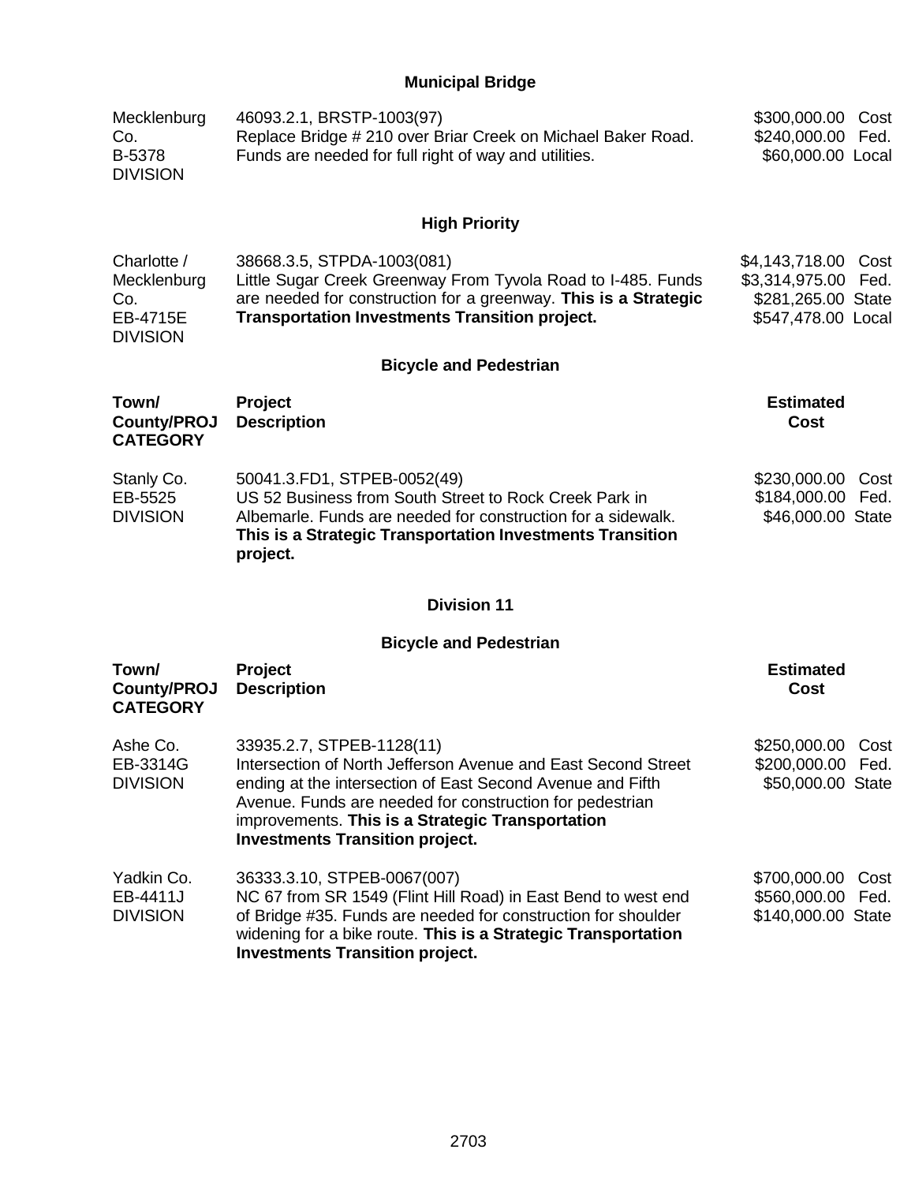### Municipal Bridge

| | | |
|---|---|---|
| Mecklenburg Co.<br>B-5378<br>DIVISION | 46093.2.1, BRSTP-1003(97)<br>Replace Bridge # 210 over Briar Creek on Michael Baker Road. Funds are needed for full right of way and utilities. | $300,000.00 Cost<br>$240,000.00 Fed.<br>$60,000.00 Local |

### High Priority

| | | |
|---|---|---|
| Charlotte / Mecklenburg Co.<br>EB-4715E<br>DIVISION | 38668.3.5, STPDA-1003(081)<br>Little Sugar Creek Greenway From Tyvola Road to I-485. Funds are needed for construction for a greenway. **This is a Strategic Transportation Investments Transition project.** | $4,143,718.00 Cost<br>$3,314,975.00 Fed.<br>$281,265.00 State<br>$547,478.00 Local |

### Bicycle and Pedestrian

| Town/ County/PROJ CATEGORY | Project Description | Estimated Cost |
|---|---|---|
| Stanly Co.<br>EB-5525<br>DIVISION | 50041.3.FD1, STPEB-0052(49)<br>US 52 Business from South Street to Rock Creek Park in Albemarle. Funds are needed for construction for a sidewalk. **This is a Strategic Transportation Investments Transition project.** | $230,000.00 Cost<br>$184,000.00 Fed.<br>$46,000.00 State |

## Division 11

### Bicycle and Pedestrian

| Town/ County/PROJ CATEGORY | Project Description | Estimated Cost |
|---|---|---|
| Ashe Co.<br>EB-3314G<br>DIVISION | 33935.2.7, STPEB-1128(11)<br>Intersection of North Jefferson Avenue and East Second Street ending at the intersection of East Second Avenue and Fifth Avenue. Funds are needed for construction for pedestrian improvements. **This is a Strategic Transportation Investments Transition project.** | $250,000.00 Cost<br>$200,000.00 Fed.<br>$50,000.00 State |
| Yadkin Co.<br>EB-4411J<br>DIVISION | 36333.3.10, STPEB-0067(007)<br>NC 67 from SR 1549 (Flint Hill Road) in East Bend to west end of Bridge #35. Funds are needed for construction for shoulder widening for a bike route. **This is a Strategic Transportation Investments Transition project.** | $700,000.00 Cost<br>$560,000.00 Fed.<br>$140,000.00 State |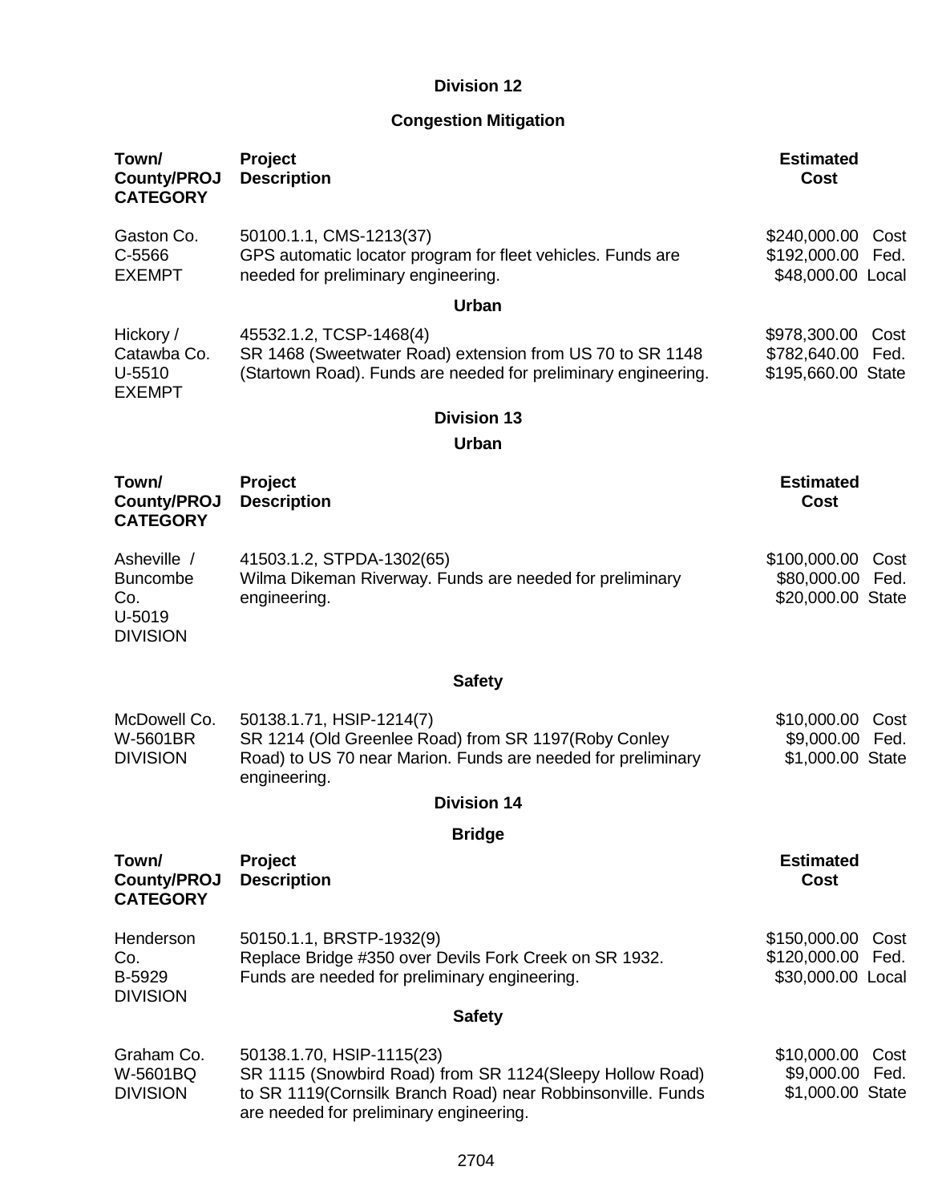## Division 12

### Congestion Mitigation

| Town/ County/PROJ CATEGORY | Project Description | Estimated Cost |
|---|---|---|
| Gaston Co.<br>C-5566<br>EXEMPT | 50100.1.1, CMS-1213(37)<br>GPS automatic locator program for fleet vehicles. Funds are needed for preliminary engineering. | $240,000.00 Cost<br>$192,000.00 Fed.<br>$48,000.00 Local |

### Urban

| Town/ County/PROJ CATEGORY | Project Description | Estimated Cost |
|---|---|---|
| Hickory /<br>Catawba Co.<br>U-5510<br>EXEMPT | 45532.1.2, TCSP-1468(4)<br>SR 1468 (Sweetwater Road) extension from US 70 to SR 1148 (Startown Road). Funds are needed for preliminary engineering. | $978,300.00 Cost<br>$782,640.00 Fed.<br>$195,660.00 State |

## Division 13

### Urban

| Town/ County/PROJ CATEGORY | Project Description | Estimated Cost |
|---|---|---|
| Asheville /<br>Buncombe Co.<br>U-5019<br>DIVISION | 41503.1.2, STPDA-1302(65)<br>Wilma Dikeman Riverway. Funds are needed for preliminary engineering. | $100,000.00 Cost<br>$80,000.00 Fed.<br>$20,000.00 State |

### Safety

| Town/ County/PROJ CATEGORY | Project Description | Estimated Cost |
|---|---|---|
| McDowell Co.<br>W-5601BR<br>DIVISION | 50138.1.71, HSIP-1214(7)<br>SR 1214 (Old Greenlee Road) from SR 1197(Roby Conley Road) to US 70 near Marion. Funds are needed for preliminary engineering. | $10,000.00 Cost<br>$9,000.00 Fed.<br>$1,000.00 State |

## Division 14

### Bridge

| Town/ County/PROJ CATEGORY | Project Description | Estimated Cost |
|---|---|---|
| Henderson Co.<br>B-5929<br>DIVISION | 50150.1.1, BRSTP-1932(9)<br>Replace Bridge #350 over Devils Fork Creek on SR 1932. Funds are needed for preliminary engineering. | $150,000.00 Cost<br>$120,000.00 Fed.<br>$30,000.00 Local |

### Safety

| Town/ County/PROJ CATEGORY | Project Description | Estimated Cost |
|---|---|---|
| Graham Co.<br>W-5601BQ<br>DIVISION | 50138.1.70, HSIP-1115(23)<br>SR 1115 (Snowbird Road) from SR 1124(Sleepy Hollow Road) to SR 1119(Cornsilk Branch Road) near Robbinsonville. Funds are needed for preliminary engineering. | $10,000.00 Cost<br>$9,000.00 Fed.<br>$1,000.00 State |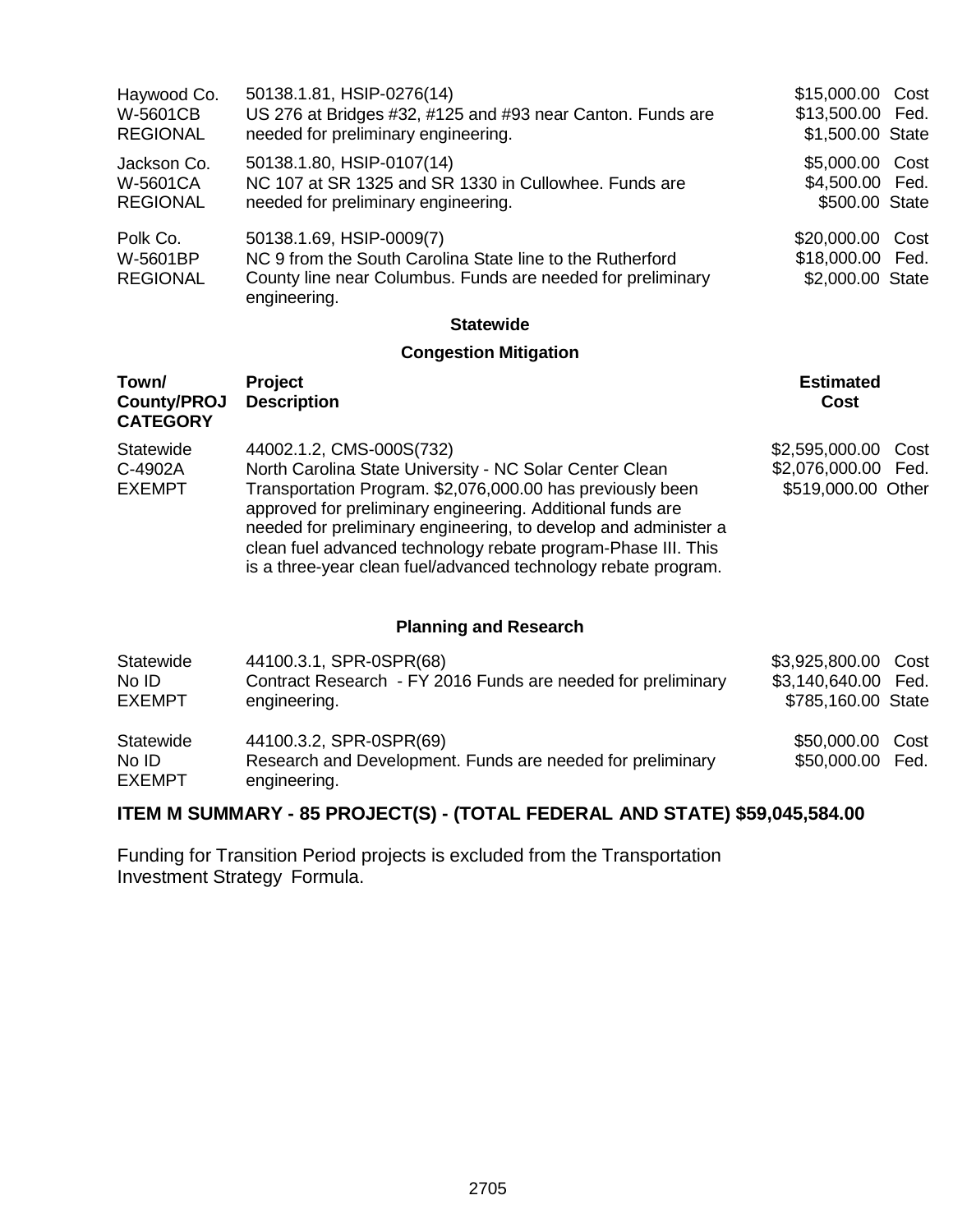| | | |
|---|---|---|
| Haywood Co.<br>W-5601CB<br>REGIONAL | 50138.1.81, HSIP-0276(14)<br>US 276 at Bridges #32, #125 and #93 near Canton. Funds are needed for preliminary engineering. | \$15,000.00 Cost<br>\$13,500.00 Fed.<br>\$1,500.00 State |
| Jackson Co.<br>W-5601CA<br>REGIONAL | 50138.1.80, HSIP-0107(14)<br>NC 107 at SR 1325 and SR 1330 in Cullowhee. Funds are needed for preliminary engineering. | \$5,000.00 Cost<br>\$4,500.00 Fed.<br>\$500.00 State |
| Polk Co.<br>W-5601BP<br>REGIONAL | 50138.1.69, HSIP-0009(7)<br>NC 9 from the South Carolina State line to the Rutherford County line near Columbus. Funds are needed for preliminary engineering. | \$20,000.00 Cost<br>\$18,000.00 Fed.<br>\$2,000.00 State |

**Statewide**

**Congestion Mitigation**

| Town/ County/PROJ CATEGORY | Project Description | Estimated Cost |
|---|---|---|
| Statewide<br>C-4902A<br>EXEMPT | 44002.1.2, CMS-000S(732)<br>North Carolina State University - NC Solar Center Clean Transportation Program. \$2,076,000.00 has previously been approved for preliminary engineering. Additional funds are needed for preliminary engineering, to develop and administer a clean fuel advanced technology rebate program-Phase III. This is a three-year clean fuel/advanced technology rebate program. | \$2,595,000.00 Cost<br>\$2,076,000.00 Fed.<br>\$519,000.00 Other |

**Planning and Research**

| | | |
|---|---|---|
| Statewide<br>No ID<br>EXEMPT | 44100.3.1, SPR-0SPR(68)<br>Contract Research - FY 2016 Funds are needed for preliminary engineering. | \$3,925,800.00 Cost<br>\$3,140,640.00 Fed.<br>\$785,160.00 State |
| Statewide<br>No ID<br>EXEMPT | 44100.3.2, SPR-0SPR(69)<br>Research and Development. Funds are needed for preliminary engineering. | \$50,000.00 Cost<br>\$50,000.00 Fed. |

**ITEM M SUMMARY - 85 PROJECT(S) - (TOTAL FEDERAL AND STATE) \$59,045,584.00**

Funding for Transition Period projects is excluded from the Transportation Investment Strategy Formula.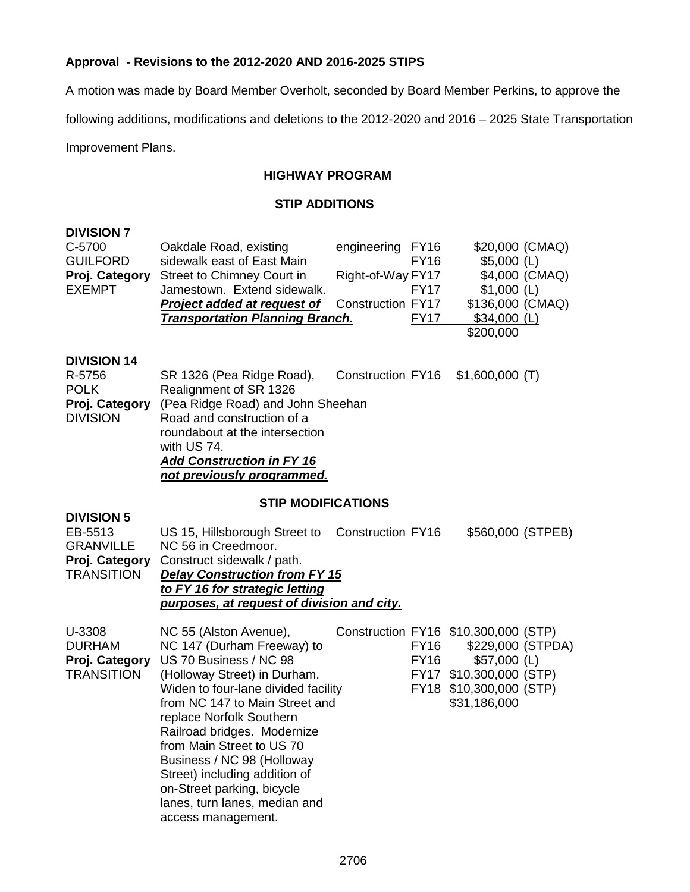**Approval - Revisions to the 2012-2020 AND 2016-2025 STIPS**

A motion was made by Board Member Overholt, seconded by Board Member Perkins, to approve the following additions, modifications and deletions to the 2012-2020 and 2016 – 2025 State Transportation Improvement Plans.

## HIGHWAY PROGRAM

### STIP ADDITIONS

**DIVISION 7**

| | | | | |
|---|---|---|---|---|
| C-5700 | Oakdale Road, existing | engineering | FY16 | $20,000 (CMAQ) |
| GUILFORD | sidewalk east of East Main | | FY16 | $5,000 (L) |
| **Proj. Category** | Street to Chimney Court in | Right-of-Way | FY17 | $4,000 (CMAQ) |
| EXEMPT | Jamestown. Extend sidewalk. | | FY17 | $1,000 (L) |
| | ***Project added at request of*** | Construction | FY17 | $136,000 (CMAQ) |
| | ***Transportation Planning Branch.*** | | FY17 | $34,000 (L) |
| | | | | $200,000 |

**DIVISION 14**

| | | | | |
|---|---|---|---|---|
| R-5756 | SR 1326 (Pea Ridge Road), | Construction | FY16 | $1,600,000 (T) |
| POLK | Realignment of SR 1326 | | | |
| **Proj. Category** | (Pea Ridge Road) and John Sheehan | | | |
| DIVISION | Road and construction of a roundabout at the intersection with US 74. ***Add Construction in FY 16 not previously programmed.*** | | | |

### STIP MODIFICATIONS

**DIVISION 5**

| | | | | |
|---|---|---|---|---|
| EB-5513 | US 15, Hillsborough Street to | Construction | FY16 | $560,000 (STPEB) |
| GRANVILLE | NC 56 in Creedmoor. | | | |
| **Proj. Category** | Construct sidewalk / path. | | | |
| TRANSITION | ***Delay Construction from FY 15 to FY 16 for strategic letting purposes, at request of division and city.*** | | | |

| | | | | |
|---|---|---|---|---|
| U-3308 | NC 55 (Alston Avenue), | Construction | FY16 | $10,300,000 (STP) |
| DURHAM | NC 147 (Durham Freeway) to | | FY16 | $229,000 (STPDA) |
| **Proj. Category** | US 70 Business / NC 98 | | FY16 | $57,000 (L) |
| TRANSITION | (Holloway Street) in Durham. | | FY17 | $10,300,000 (STP) |
| | Widen to four-lane divided facility | | FY18 | $10,300,000 (STP) |
| | from NC 147 to Main Street and replace Norfolk Southern Railroad bridges. Modernize from Main Street to US 70 Business / NC 98 (Holloway Street) including addition of on-Street parking, bicycle lanes, turn lanes, median and access management. | | | $31,186,000 |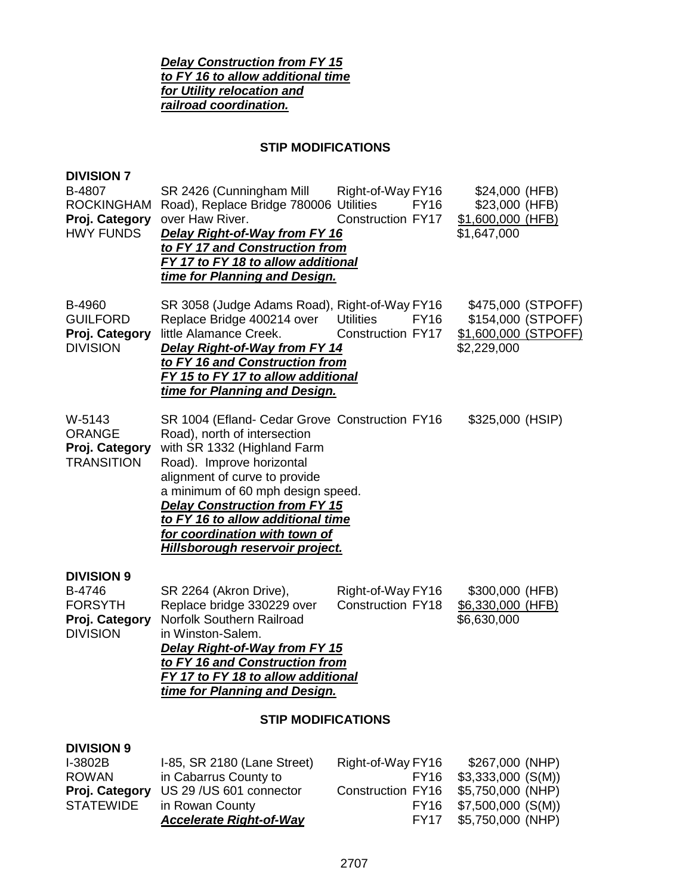***<u>Delay Construction from FY 15 to FY 16 to allow additional time for Utility relocation and railroad coordination.</u>***

**STIP MODIFICATIONS**

**DIVISION 7**

| | | | | |
|---|---|---|---|---|
| B-4807<br>ROCKINGHAM<br>**Proj. Category**<br>HWY FUNDS | SR 2426 (Cunningham Mill Road), Replace Bridge 780006 over Haw River.<br>***<u>Delay Right-of-Way from FY 16 to FY 17 and Construction from FY 17 to FY 18 to allow additional time for Planning and Design.</u>*** | Right-of-Way FY16<br>Utilities FY16<br>Construction FY17 | $24,000 (HFB)<br>$23,000 (HFB)<br><u>$1,600,000 (HFB)</u><br>$1,647,000 | |
| B-4960<br>GUILFORD<br>**Proj. Category**<br>DIVISION | SR 3058 (Judge Adams Road), Replace Bridge 400214 over little Alamance Creek.<br>***<u>Delay Right-of-Way from FY 14 to FY 16 and Construction from FY 15 to FY 17 to allow additional time for Planning and Design.</u>*** | Right-of-Way FY16<br>Utilities FY16<br>Construction FY17 | $475,000 (STPOFF)<br>$154,000 (STPOFF)<br><u>$1,600,000 (STPOFF)</u><br>$2,229,000 | |
| W-5143<br>ORANGE<br>**Proj. Category**<br>TRANSITION | SR 1004 (Efland- Cedar Grove Road), north of intersection with SR 1332 (Highland Farm Road). Improve horizontal alignment of curve to provide a minimum of 60 mph design speed.<br>***<u>Delay Construction from FY 15 to FY 16 to allow additional time for coordination with town of Hillsborough reservoir project.</u>*** | Construction FY16 | $325,000 (HSIP) | |

**DIVISION 9**

| | | | |
|---|---|---|---|
| B-4746<br>FORSYTH<br>**Proj. Category**<br>DIVISION | SR 2264 (Akron Drive), Replace bridge 330229 over Norfolk Southern Railroad in Winston-Salem.<br>***<u>Delay Right-of-Way from FY 15 to FY 16 and Construction from FY 17 to FY 18 to allow additional time for Planning and Design.</u>*** | Right-of-Way FY16<br>Construction FY18 | $300,000 (HFB)<br><u>$6,330,000 (HFB)</u><br>$6,630,000 |

**STIP MODIFICATIONS**

**DIVISION 9**

| | | | |
|---|---|---|---|
| I-3802B<br>ROWAN<br>**Proj. Category**<br>STATEWIDE | I-85, SR 2180 (Lane Street) in Cabarrus County to US 29 /US 601 connector in Rowan County<br>***<u>Accelerate Right-of-Way</u>*** | Right-of-Way FY16<br>FY16<br>Construction FY16<br>FY16<br>FY17 | $267,000 (NHP)<br>$3,333,000 (S(M))<br>$5,750,000 (NHP)<br>$7,500,000 (S(M))<br>$5,750,000 (NHP) |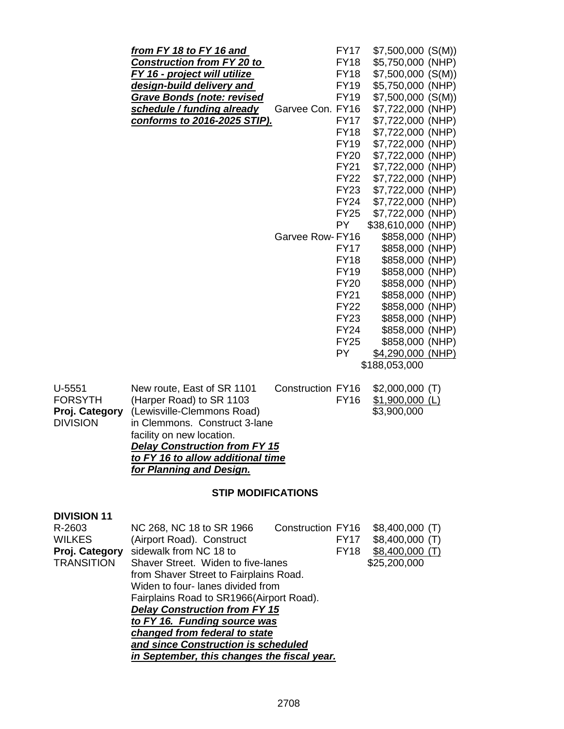| | | | | |
|---|---|---|---|---|
| | ***from FY 18 to FY 16 and Construction from FY 20 to FY 16 - project will utilize design-build delivery and Grave Bonds (note: revised schedule / funding already conforms to 2016-2025 STIP).*** | | FY17 | $7,500,000 (S(M)) |
| | | | FY18 | $5,750,000 (NHP) |
| | | | FY18 | $7,500,000 (S(M)) |
| | | | FY19 | $5,750,000 (NHP) |
| | | | FY19 | $7,500,000 (S(M)) |
| | | Garvee Con. | FY16 | $7,722,000 (NHP) |
| | | | FY17 | $7,722,000 (NHP) |
| | | | FY18 | $7,722,000 (NHP) |
| | | | FY19 | $7,722,000 (NHP) |
| | | | FY20 | $7,722,000 (NHP) |
| | | | FY21 | $7,722,000 (NHP) |
| | | | FY22 | $7,722,000 (NHP) |
| | | | FY23 | $7,722,000 (NHP) |
| | | | FY24 | $7,722,000 (NHP) |
| | | | FY25 | $7,722,000 (NHP) |
| | | | PY | $38,610,000 (NHP) |
| | | Garvee Row- | FY16 | $858,000 (NHP) |
| | | | FY17 | $858,000 (NHP) |
| | | | FY18 | $858,000 (NHP) |
| | | | FY19 | $858,000 (NHP) |
| | | | FY20 | $858,000 (NHP) |
| | | | FY21 | $858,000 (NHP) |
| | | | FY22 | $858,000 (NHP) |
| | | | FY23 | $858,000 (NHP) |
| | | | FY24 | $858,000 (NHP) |
| | | | FY25 | $858,000 (NHP) |
| | | | PY | $4,290,000 (NHP) |
| | | | | $188,053,000 |

| | | | | |
|---|---|---|---|---|
| U-5551<br>FORSYTH<br>**Proj. Category**<br>DIVISION | New route, East of SR 1101 (Harper Road) to SR 1103 (Lewisville-Clemmons Road) in Clemmons. Construct 3-lane facility on new location.<br>***Delay Construction from FY 15 to FY 16 to allow additional time for Planning and Design.*** | Construction | FY16 | $2,000,000 (T) |
| | | | FY16 | $1,900,000 (L) |
| | | | | $3,900,000 |

## STIP MODIFICATIONS

**DIVISION 11**

| | | | | |
|---|---|---|---|---|
| R-2603<br>WILKES<br>**Proj. Category**<br>TRANSITION | NC 268, NC 18 to SR 1966 (Airport Road). Construct sidewalk from NC 18 to Shaver Street. Widen to five-lanes from Shaver Street to Fairplains Road. Widen to four- lanes divided from Fairplains Road to SR1966(Airport Road).<br>***Delay Construction from FY 15 to FY 16. Funding source was changed from federal to state and since Construction is scheduled in September, this changes the fiscal year.*** | Construction | FY16 | $8,400,000 (T) |
| | | | FY17 | $8,400,000 (T) |
| | | | FY18 | $8,400,000 (T) |
| | | | | $25,200,000 |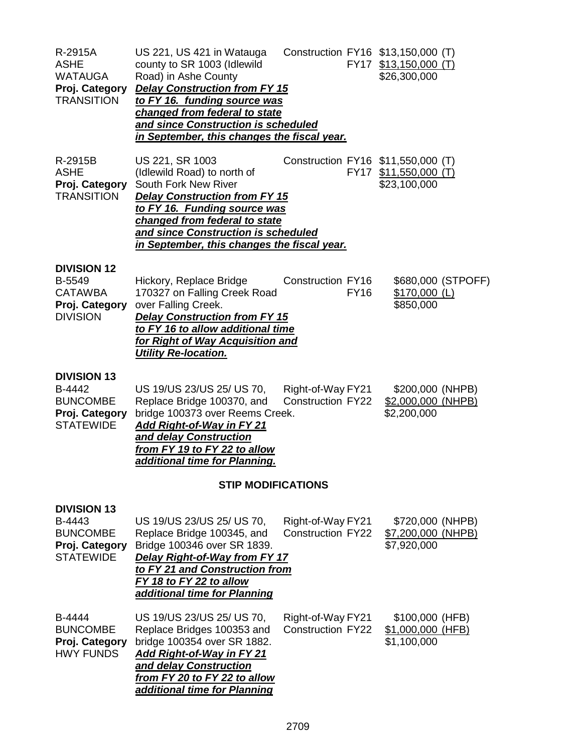R-2915A
ASHE
WATAUGA
**Proj. Category**
TRANSITION

US 221, US 421 in Watauga county to SR 1003 (Idlewild Road) in Ashe County
***Delay Construction from FY 15 to FY 16. funding source was changed from federal to state and since Construction is scheduled in September, this changes the fiscal year.***

| | | |
|---|---|---|
| Construction | FY16 | $13,150,000 (T) |
| | FY17 | $13,150,000 (T) |
| | | $26,300,000 |

R-2915B
ASHE
**Proj. Category**
TRANSITION

US 221, SR 1003 (Idlewild Road) to north of South Fork New River
***Delay Construction from FY 15 to FY 16. Funding source was changed from federal to state and since Construction is scheduled in September, this changes the fiscal year.***

| | | |
|---|---|---|
| Construction | FY16 | $11,550,000 (T) |
| | FY17 | $11,550,000 (T) |
| | | $23,100,000 |

**DIVISION 12**

B-5549
CATAWBA
**Proj. Category**
DIVISION

Hickory, Replace Bridge 170327 on Falling Creek Road over Falling Creek.
***Delay Construction from FY 15 to FY 16 to allow additional time for Right of Way Acquisition and Utility Re-location.***

| | | |
|---|---|---|
| Construction | FY16 | $680,000 (STPOFF) |
| | FY16 | $170,000 (L) |
| | | $850,000 |

**DIVISION 13**

B-4442
BUNCOMBE
**Proj. Category**
STATEWIDE

US 19/US 23/US 25/ US 70, Replace Bridge 100370, and bridge 100373 over Reems Creek.
***Add Right-of-Way in FY 21 and delay Construction from FY 19 to FY 22 to allow additional time for Planning.***

| | | |
|---|---|---|
| Right-of-Way | FY21 | $200,000 (NHPB) |
| Construction | FY22 | $2,000,000 (NHPB) |
| | | $2,200,000 |

## STIP MODIFICATIONS

**DIVISION 13**

B-4443
BUNCOMBE
**Proj. Category**
STATEWIDE

US 19/US 23/US 25/ US 70, Replace Bridge 100345, and Bridge 100346 over SR 1839.
***Delay Right-of-Way from FY 17 to FY 21 and Construction from FY 18 to FY 22 to allow additional time for Planning***

| | | |
|---|---|---|
| Right-of-Way | FY21 | $720,000 (NHPB) |
| Construction | FY22 | $7,200,000 (NHPB) |
| | | $7,920,000 |

B-4444
BUNCOMBE
**Proj. Category**
HWY FUNDS

US 19/US 23/US 25/ US 70, Replace Bridges 100353 and bridge 100354 over SR 1882.
***Add Right-of-Way in FY 21 and delay Construction from FY 20 to FY 22 to allow additional time for Planning***

| | | |
|---|---|---|
| Right-of-Way | FY21 | $100,000 (HFB) |
| Construction | FY22 | $1,000,000 (HFB) |
| | | $1,100,000 |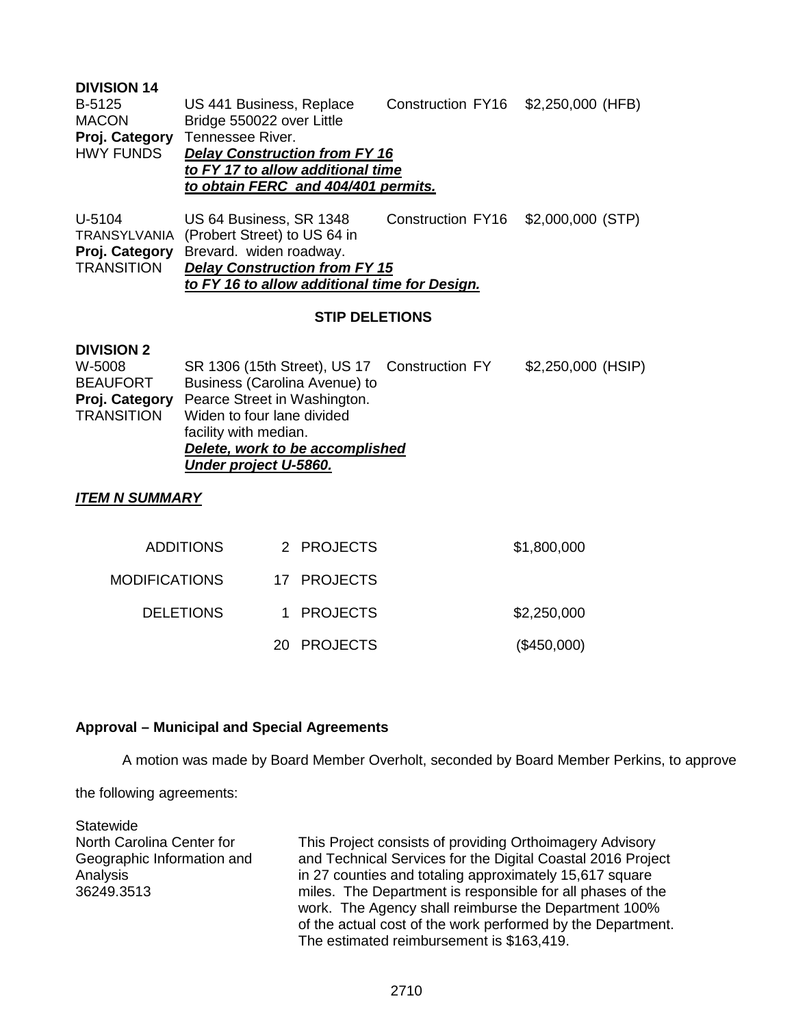**DIVISION 14**

| | | | |
|---|---|---|---|
| B-5125<br>MACON<br>**Proj. Category**<br>HWY FUNDS | US 441 Business, Replace Bridge 550022 over Little Tennessee River.<br>***Delay Construction from FY 16 to FY 17 to allow additional time to obtain FERC and 404/401 permits.*** | Construction FY16 | $2,250,000 (HFB) |
| U-5104<br>TRANSYLVANIA<br>**Proj. Category**<br>TRANSITION | US 64 Business, SR 1348 (Probert Street) to US 64 in Brevard. widen roadway.<br>***Delay Construction from FY 15 to FY 16 to allow additional time for Design.*** | Construction FY16 | $2,000,000 (STP) |

**STIP DELETIONS**

**DIVISION 2**

| | | | |
|---|---|---|---|
| W-5008<br>BEAUFORT<br>**Proj. Category**<br>TRANSITION | SR 1306 (15th Street), US 17 Business (Carolina Avenue) to Pearce Street in Washington. Widen to four lane divided facility with median.<br>***Delete, work to be accomplished Under project U-5860.*** | Construction FY | $2,250,000 (HSIP) |

***ITEM N SUMMARY***

| | | |
|---|---|---|
| ADDITIONS | 2 PROJECTS | $1,800,000 |
| MODIFICATIONS | 17 PROJECTS | |
| DELETIONS | 1 PROJECTS | $2,250,000 |
| | 20 PROJECTS | ($450,000) |

**Approval – Municipal and Special Agreements**

A motion was made by Board Member Overholt, seconded by Board Member Perkins, to approve the following agreements:

| | |
|---|---|
| Statewide<br>North Carolina Center for Geographic Information and Analysis<br>36249.3513 | This Project consists of providing Orthoimagery Advisory and Technical Services for the Digital Coastal 2016 Project in 27 counties and totaling approximately 15,617 square miles. The Department is responsible for all phases of the work. The Agency shall reimburse the Department 100% of the actual cost of the work performed by the Department. The estimated reimbursement is $163,419. |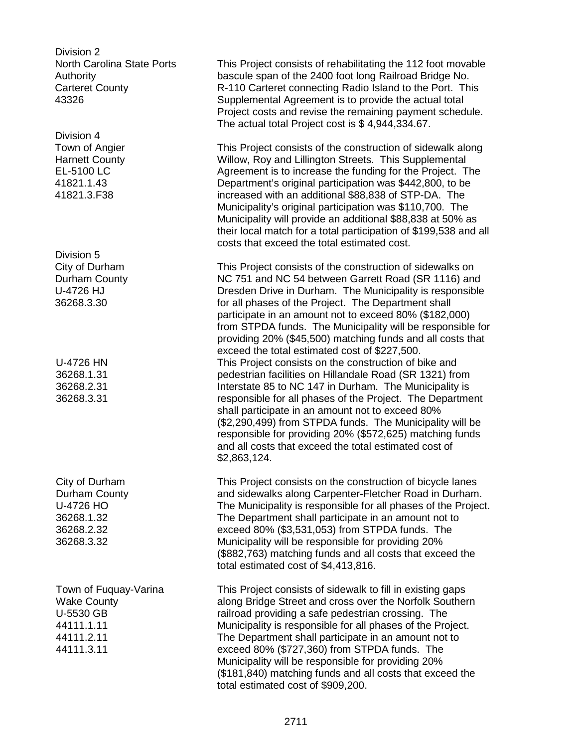Division 2
North Carolina State Ports Authority
Carteret County
43326

This Project consists of rehabilitating the 112 foot movable bascule span of the 2400 foot long Railroad Bridge No. R-110 Carteret connecting Radio Island to the Port. This Supplemental Agreement is to provide the actual total Project costs and revise the remaining payment schedule. The actual total Project cost is $ 4,944,334.67.

Division 4
Town of Angier
Harnett County
EL-5100 LC
41821.1.43
41821.3.F38

This Project consists of the construction of sidewalk along Willow, Roy and Lillington Streets. This Supplemental Agreement is to increase the funding for the Project. The Department's original participation was $442,800, to be increased with an additional $88,838 of STP-DA. The Municipality's original participation was $110,700. The Municipality will provide an additional $88,838 at 50% as their local match for a total participation of $199,538 and all costs that exceed the total estimated cost.

Division 5
City of Durham
Durham County
U-4726 HJ
36268.3.30

This Project consists of the construction of sidewalks on NC 751 and NC 54 between Garrett Road (SR 1116) and Dresden Drive in Durham. The Municipality is responsible for all phases of the Project. The Department shall participate in an amount not to exceed 80% ($182,000) from STPDA funds. The Municipality will be responsible for providing 20% ($45,500) matching funds and all costs that exceed the total estimated cost of $227,500.

U-4726 HN
36268.1.31
36268.2.31
36268.3.31

This Project consists on the construction of bike and pedestrian facilities on Hillandale Road (SR 1321) from Interstate 85 to NC 147 in Durham. The Municipality is responsible for all phases of the Project. The Department shall participate in an amount not to exceed 80% ($2,290,499) from STPDA funds. The Municipality will be responsible for providing 20% ($572,625) matching funds and all costs that exceed the total estimated cost of $2,863,124.

City of Durham
Durham County
U-4726 HO
36268.1.32
36268.2.32
36268.3.32

This Project consists on the construction of bicycle lanes and sidewalks along Carpenter-Fletcher Road in Durham. The Municipality is responsible for all phases of the Project. The Department shall participate in an amount not to exceed 80% ($3,531,053) from STPDA funds. The Municipality will be responsible for providing 20% ($882,763) matching funds and all costs that exceed the total estimated cost of $4,413,816.

Town of Fuquay-Varina
Wake County
U-5530 GB
44111.1.11
44111.2.11
44111.3.11

This Project consists of sidewalk to fill in existing gaps along Bridge Street and cross over the Norfolk Southern railroad providing a safe pedestrian crossing. The Municipality is responsible for all phases of the Project. The Department shall participate in an amount not to exceed 80% ($727,360) from STPDA funds. The Municipality will be responsible for providing 20% ($181,840) matching funds and all costs that exceed the total estimated cost of $909,200.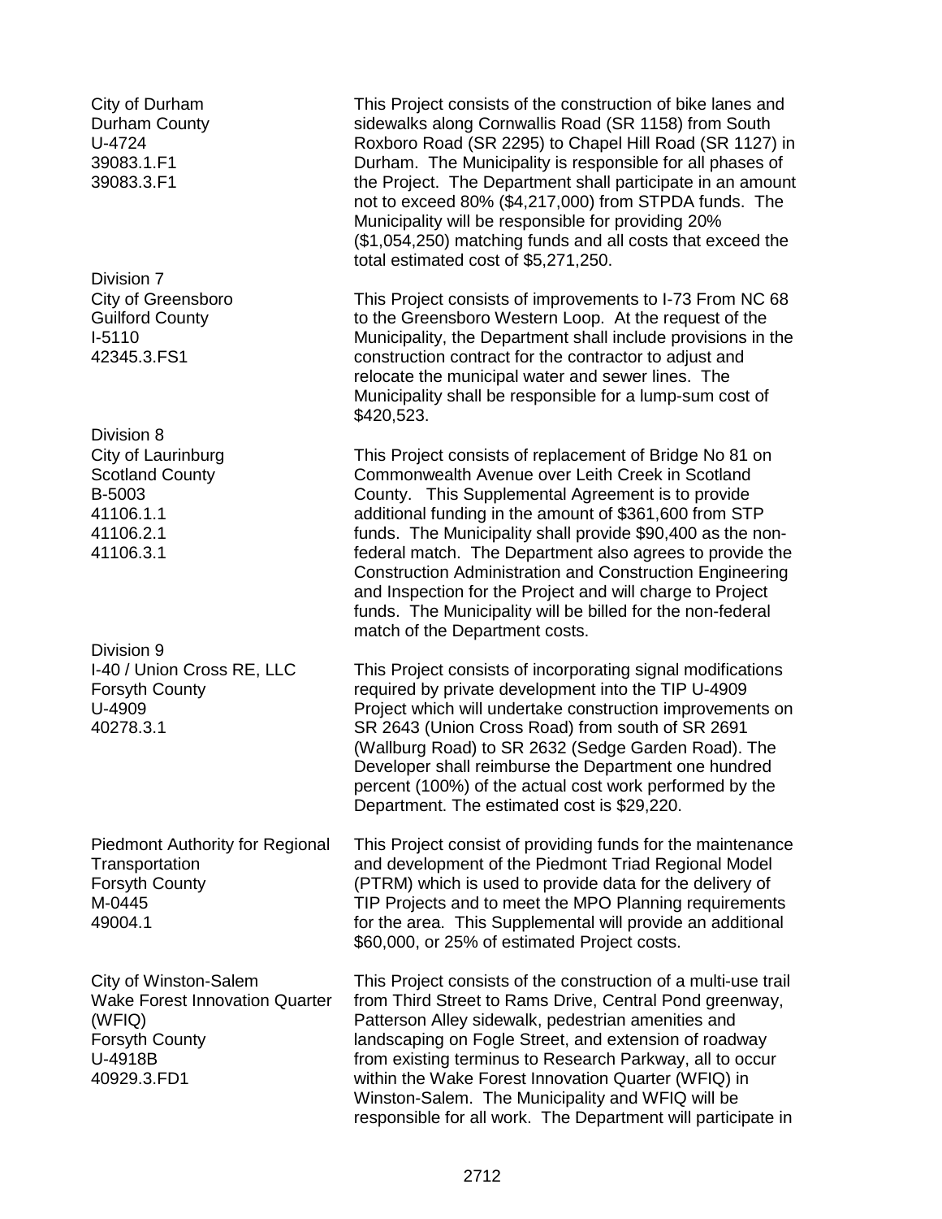| | |
|---|---|
| City of Durham<br>Durham County<br>U-4724<br>39083.1.F1<br>39083.3.F1 | This Project consists of the construction of bike lanes and sidewalks along Cornwallis Road (SR 1158) from South Roxboro Road (SR 2295) to Chapel Hill Road (SR 1127) in Durham. The Municipality is responsible for all phases of the Project. The Department shall participate in an amount not to exceed 80% ($4,217,000) from STPDA funds. The Municipality will be responsible for providing 20% ($1,054,250) matching funds and all costs that exceed the total estimated cost of $5,271,250. |
| Division 7<br>City of Greensboro<br>Guilford County<br>I-5110<br>42345.3.FS1 | This Project consists of improvements to I-73 From NC 68 to the Greensboro Western Loop. At the request of the Municipality, the Department shall include provisions in the construction contract for the contractor to adjust and relocate the municipal water and sewer lines. The Municipality shall be responsible for a lump-sum cost of $420,523. |
| Division 8<br>City of Laurinburg<br>Scotland County<br>B-5003<br>41106.1.1<br>41106.2.1<br>41106.3.1 | This Project consists of replacement of Bridge No 81 on Commonwealth Avenue over Leith Creek in Scotland County. This Supplemental Agreement is to provide additional funding in the amount of $361,600 from STP funds. The Municipality shall provide $90,400 as the non-federal match. The Department also agrees to provide the Construction Administration and Construction Engineering and Inspection for the Project and will charge to Project funds. The Municipality will be billed for the non-federal match of the Department costs. |
| Division 9<br>I-40 / Union Cross RE, LLC<br>Forsyth County<br>U-4909<br>40278.3.1 | This Project consists of incorporating signal modifications required by private development into the TIP U-4909 Project which will undertake construction improvements on SR 2643 (Union Cross Road) from south of SR 2691 (Wallburg Road) to SR 2632 (Sedge Garden Road). The Developer shall reimburse the Department one hundred percent (100%) of the actual cost work performed by the Department. The estimated cost is $29,220. |
| Piedmont Authority for Regional Transportation<br>Forsyth County<br>M-0445<br>49004.1 | This Project consist of providing funds for the maintenance and development of the Piedmont Triad Regional Model (PTRM) which is used to provide data for the delivery of TIP Projects and to meet the MPO Planning requirements for the area. This Supplemental will provide an additional $60,000, or 25% of estimated Project costs. |
| City of Winston-Salem<br>Wake Forest Innovation Quarter (WFIQ)<br>Forsyth County<br>U-4918B<br>40929.3.FD1 | This Project consists of the construction of a multi-use trail from Third Street to Rams Drive, Central Pond greenway, Patterson Alley sidewalk, pedestrian amenities and landscaping on Fogle Street, and extension of roadway from existing terminus to Research Parkway, all to occur within the Wake Forest Innovation Quarter (WFIQ) in Winston-Salem. The Municipality and WFIQ will be responsible for all work. The Department will participate in |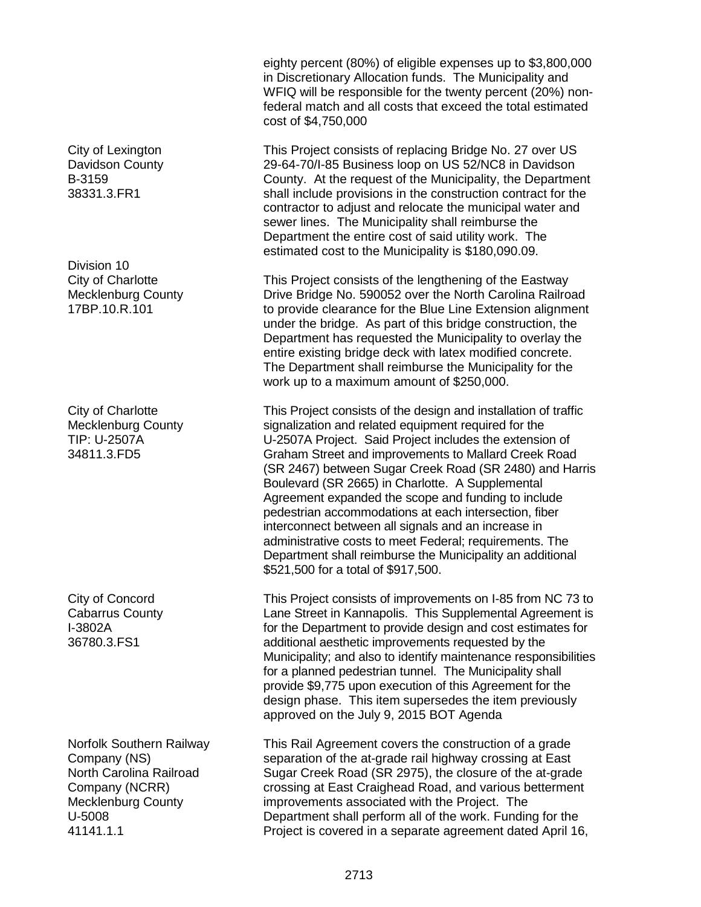| | |
|---|---|
| | eighty percent (80%) of eligible expenses up to $3,800,000 in Discretionary Allocation funds. The Municipality and WFIQ will be responsible for the twenty percent (20%) non-federal match and all costs that exceed the total estimated cost of $4,750,000 |
| City of Lexington<br>Davidson County<br>B-3159<br>38331.3.FR1 | This Project consists of replacing Bridge No. 27 over US 29-64-70/I-85 Business loop on US 52/NC8 in Davidson County. At the request of the Municipality, the Department shall include provisions in the construction contract for the contractor to adjust and relocate the municipal water and sewer lines. The Municipality shall reimburse the Department the entire cost of said utility work. The estimated cost to the Municipality is $180,090.09. |
| Division 10<br>City of Charlotte<br>Mecklenburg County<br>17BP.10.R.101 | This Project consists of the lengthening of the Eastway Drive Bridge No. 590052 over the North Carolina Railroad to provide clearance for the Blue Line Extension alignment under the bridge. As part of this bridge construction, the Department has requested the Municipality to overlay the entire existing bridge deck with latex modified concrete. The Department shall reimburse the Municipality for the work up to a maximum amount of $250,000. |
| City of Charlotte<br>Mecklenburg County<br>TIP: U-2507A<br>34811.3.FD5 | This Project consists of the design and installation of traffic signalization and related equipment required for the U-2507A Project. Said Project includes the extension of Graham Street and improvements to Mallard Creek Road (SR 2467) between Sugar Creek Road (SR 2480) and Harris Boulevard (SR 2665) in Charlotte. A Supplemental Agreement expanded the scope and funding to include pedestrian accommodations at each intersection, fiber interconnect between all signals and an increase in administrative costs to meet Federal; requirements. The Department shall reimburse the Municipality an additional $521,500 for a total of $917,500. |
| City of Concord<br>Cabarrus County<br>I-3802A<br>36780.3.FS1 | This Project consists of improvements on I-85 from NC 73 to Lane Street in Kannapolis. This Supplemental Agreement is for the Department to provide design and cost estimates for additional aesthetic improvements requested by the Municipality; and also to identify maintenance responsibilities for a planned pedestrian tunnel. The Municipality shall provide $9,775 upon execution of this Agreement for the design phase. This item supersedes the item previously approved on the July 9, 2015 BOT Agenda |
| Norfolk Southern Railway Company (NS)<br>North Carolina Railroad Company (NCRR)<br>Mecklenburg County<br>U-5008<br>41141.1.1 | This Rail Agreement covers the construction of a grade separation of the at-grade rail highway crossing at East Sugar Creek Road (SR 2975), the closure of the at-grade crossing at East Craighead Road, and various betterment improvements associated with the Project. The Department shall perform all of the work. Funding for the Project is covered in a separate agreement dated April 16, |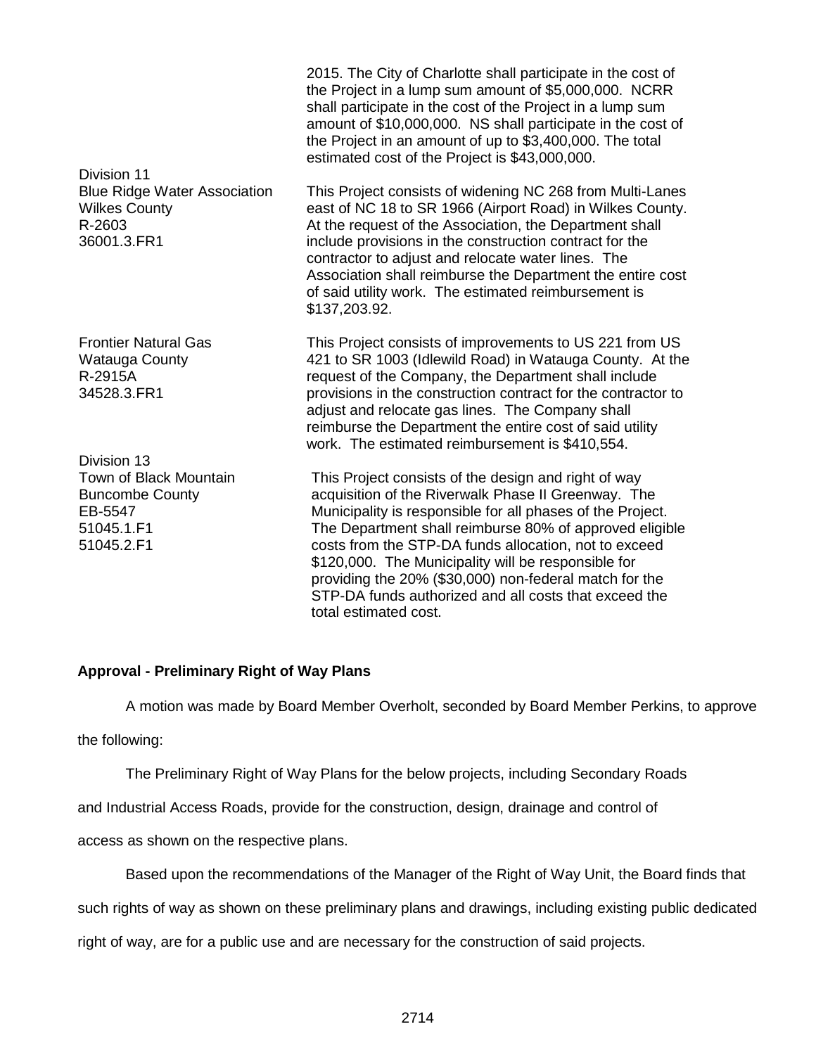| | |
|---|---|
| | 2015. The City of Charlotte shall participate in the cost of the Project in a lump sum amount of $5,000,000. NCRR shall participate in the cost of the Project in a lump sum amount of $10,000,000. NS shall participate in the cost of the Project in an amount of up to $3,400,000. The total estimated cost of the Project is $43,000,000. |
| Division 11<br>Blue Ridge Water Association<br>Wilkes County<br>R-2603<br>36001.3.FR1 | This Project consists of widening NC 268 from Multi-Lanes east of NC 18 to SR 1966 (Airport Road) in Wilkes County. At the request of the Association, the Department shall include provisions in the construction contract for the contractor to adjust and relocate water lines. The Association shall reimburse the Department the entire cost of said utility work. The estimated reimbursement is $137,203.92. |
| Frontier Natural Gas<br>Watauga County<br>R-2915A<br>34528.3.FR1 | This Project consists of improvements to US 221 from US 421 to SR 1003 (Idlewild Road) in Watauga County. At the request of the Company, the Department shall include provisions in the construction contract for the contractor to adjust and relocate gas lines. The Company shall reimburse the Department the entire cost of said utility work. The estimated reimbursement is $410,554. |
| Division 13<br>Town of Black Mountain<br>Buncombe County<br>EB-5547<br>51045.1.F1<br>51045.2.F1 | This Project consists of the design and right of way acquisition of the Riverwalk Phase II Greenway. The Municipality is responsible for all phases of the Project. The Department shall reimburse 80% of approved eligible costs from the STP-DA funds allocation, not to exceed $120,000. The Municipality will be responsible for providing the 20% ($30,000) non-federal match for the STP-DA funds authorized and all costs that exceed the total estimated cost. |

**Approval - Preliminary Right of Way Plans**

A motion was made by Board Member Overholt, seconded by Board Member Perkins, to approve the following:

The Preliminary Right of Way Plans for the below projects, including Secondary Roads and Industrial Access Roads, provide for the construction, design, drainage and control of access as shown on the respective plans.

Based upon the recommendations of the Manager of the Right of Way Unit, the Board finds that such rights of way as shown on these preliminary plans and drawings, including existing public dedicated right of way, are for a public use and are necessary for the construction of said projects.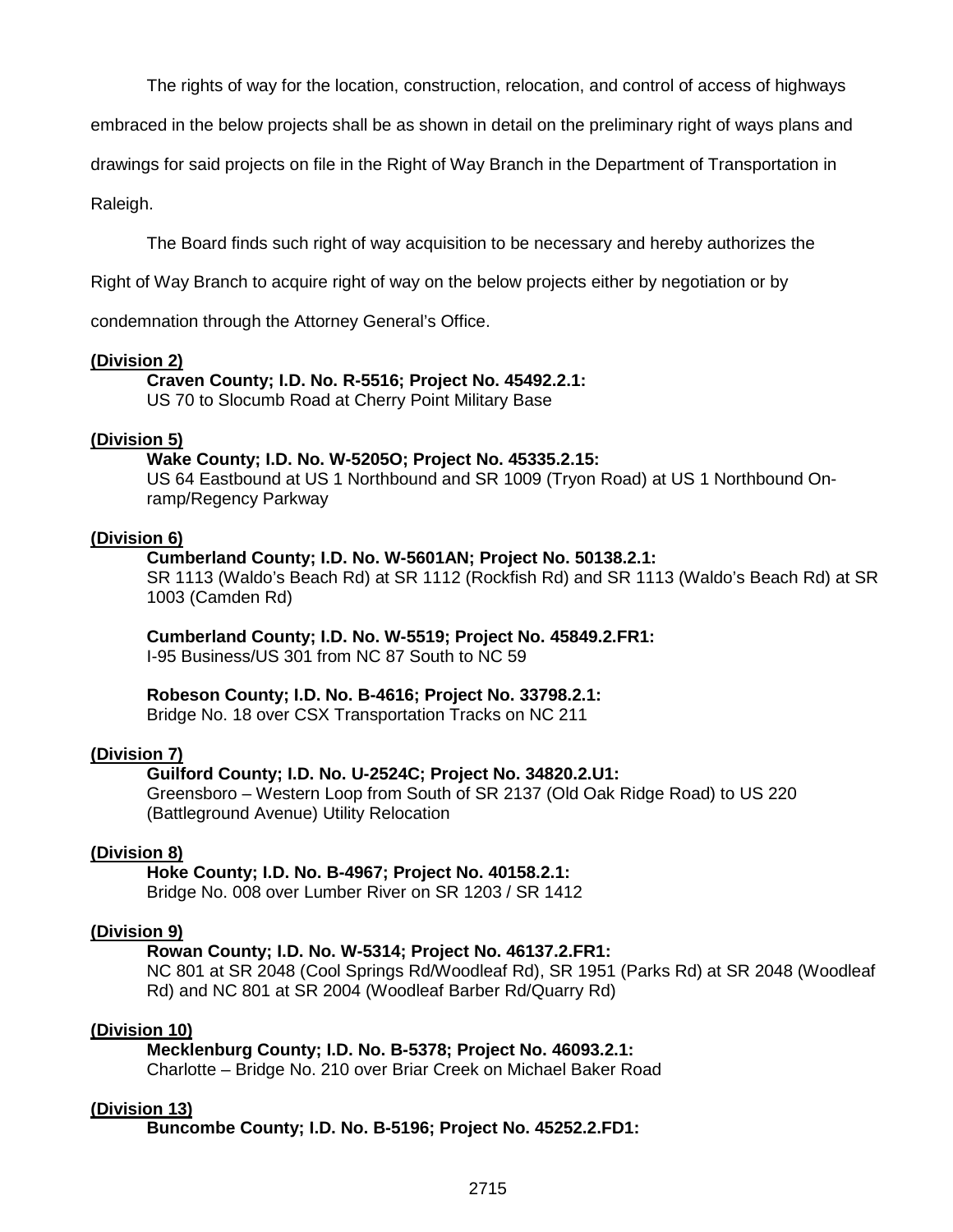The rights of way for the location, construction, relocation, and control of access of highways embraced in the below projects shall be as shown in detail on the preliminary right of ways plans and drawings for said projects on file in the Right of Way Branch in the Department of Transportation in Raleigh.

The Board finds such right of way acquisition to be necessary and hereby authorizes the Right of Way Branch to acquire right of way on the below projects either by negotiation or by condemnation through the Attorney General's Office.

**(Division 2)**

**Craven County; I.D. No. R-5516; Project No. 45492.2.1:**
US 70 to Slocumb Road at Cherry Point Military Base

**(Division 5)**

**Wake County; I.D. No. W-5205O; Project No. 45335.2.15:**
US 64 Eastbound at US 1 Northbound and SR 1009 (Tryon Road) at US 1 Northbound On-ramp/Regency Parkway

**(Division 6)**

**Cumberland County; I.D. No. W-5601AN; Project No. 50138.2.1:**
SR 1113 (Waldo's Beach Rd) at SR 1112 (Rockfish Rd) and SR 1113 (Waldo's Beach Rd) at SR 1003 (Camden Rd)

**Cumberland County; I.D. No. W-5519; Project No. 45849.2.FR1:**
I-95 Business/US 301 from NC 87 South to NC 59

**Robeson County; I.D. No. B-4616; Project No. 33798.2.1:**
Bridge No. 18 over CSX Transportation Tracks on NC 211

**(Division 7)**

**Guilford County; I.D. No. U-2524C; Project No. 34820.2.U1:**
Greensboro – Western Loop from South of SR 2137 (Old Oak Ridge Road) to US 220 (Battleground Avenue) Utility Relocation

**(Division 8)**

**Hoke County; I.D. No. B-4967; Project No. 40158.2.1:**
Bridge No. 008 over Lumber River on SR 1203 / SR 1412

**(Division 9)**

**Rowan County; I.D. No. W-5314; Project No. 46137.2.FR1:**
NC 801 at SR 2048 (Cool Springs Rd/Woodleaf Rd), SR 1951 (Parks Rd) at SR 2048 (Woodleaf Rd) and NC 801 at SR 2004 (Woodleaf Barber Rd/Quarry Rd)

**(Division 10)**

**Mecklenburg County; I.D. No. B-5378; Project No. 46093.2.1:**
Charlotte – Bridge No. 210 over Briar Creek on Michael Baker Road

**(Division 13)**

**Buncombe County; I.D. No. B-5196; Project No. 45252.2.FD1:**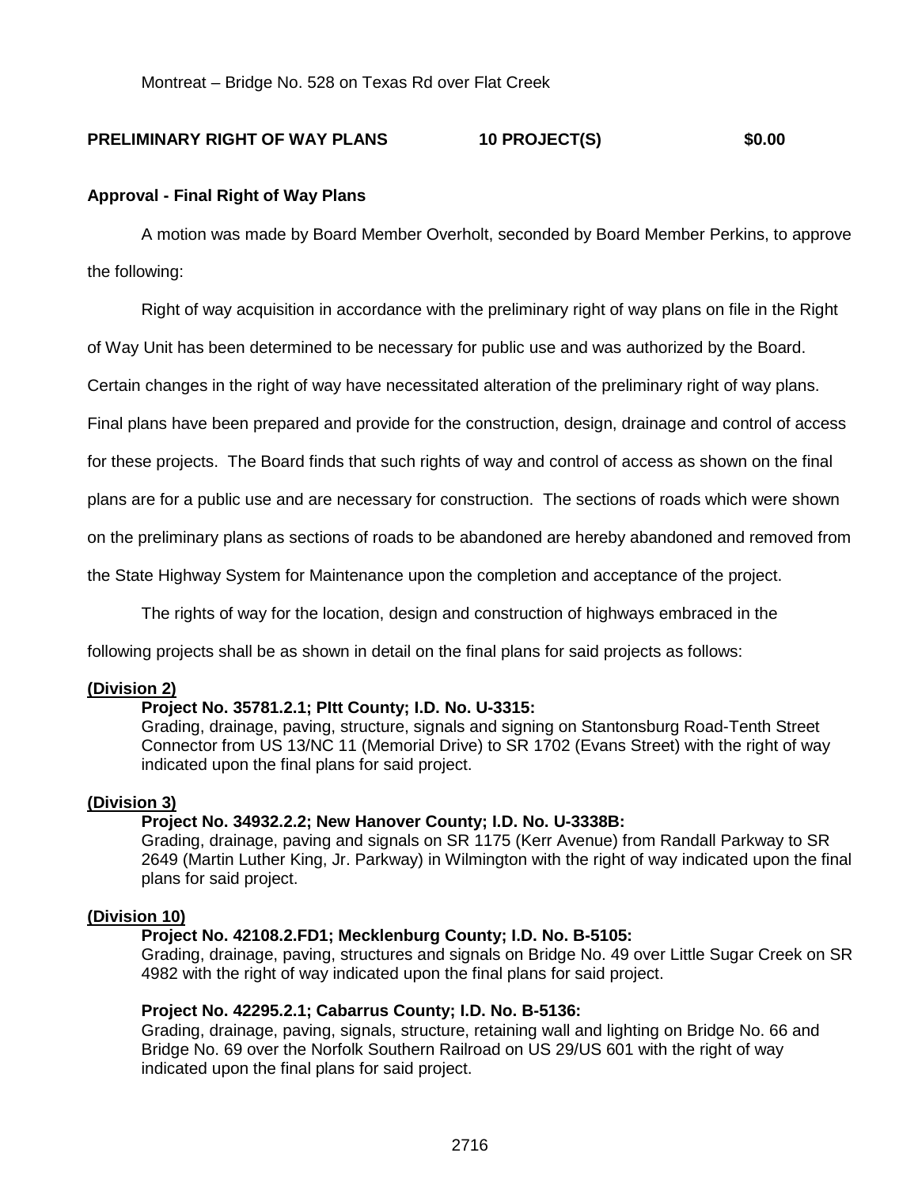Montreat – Bridge No. 528 on Texas Rd over Flat Creek

**PRELIMINARY RIGHT OF WAY PLANS 10 PROJECT(S) $0.00**

**Approval - Final Right of Way Plans**

A motion was made by Board Member Overholt, seconded by Board Member Perkins, to approve the following:

Right of way acquisition in accordance with the preliminary right of way plans on file in the Right of Way Unit has been determined to be necessary for public use and was authorized by the Board. Certain changes in the right of way have necessitated alteration of the preliminary right of way plans. Final plans have been prepared and provide for the construction, design, drainage and control of access for these projects. The Board finds that such rights of way and control of access as shown on the final plans are for a public use and are necessary for construction. The sections of roads which were shown on the preliminary plans as sections of roads to be abandoned are hereby abandoned and removed from the State Highway System for Maintenance upon the completion and acceptance of the project.

The rights of way for the location, design and construction of highways embraced in the following projects shall be as shown in detail on the final plans for said projects as follows:

**(Division 2)**

**Project No. 35781.2.1; PItt County; I.D. No. U-3315:**
Grading, drainage, paving, structure, signals and signing on Stantonsburg Road-Tenth Street Connector from US 13/NC 11 (Memorial Drive) to SR 1702 (Evans Street) with the right of way indicated upon the final plans for said project.

**(Division 3)**

**Project No. 34932.2.2; New Hanover County; I.D. No. U-3338B:**
Grading, drainage, paving and signals on SR 1175 (Kerr Avenue) from Randall Parkway to SR 2649 (Martin Luther King, Jr. Parkway) in Wilmington with the right of way indicated upon the final plans for said project.

**(Division 10)**

**Project No. 42108.2.FD1; Mecklenburg County; I.D. No. B-5105:**
Grading, drainage, paving, structures and signals on Bridge No. 49 over Little Sugar Creek on SR 4982 with the right of way indicated upon the final plans for said project.

**Project No. 42295.2.1; Cabarrus County; I.D. No. B-5136:**
Grading, drainage, paving, signals, structure, retaining wall and lighting on Bridge No. 66 and Bridge No. 69 over the Norfolk Southern Railroad on US 29/US 601 with the right of way indicated upon the final plans for said project.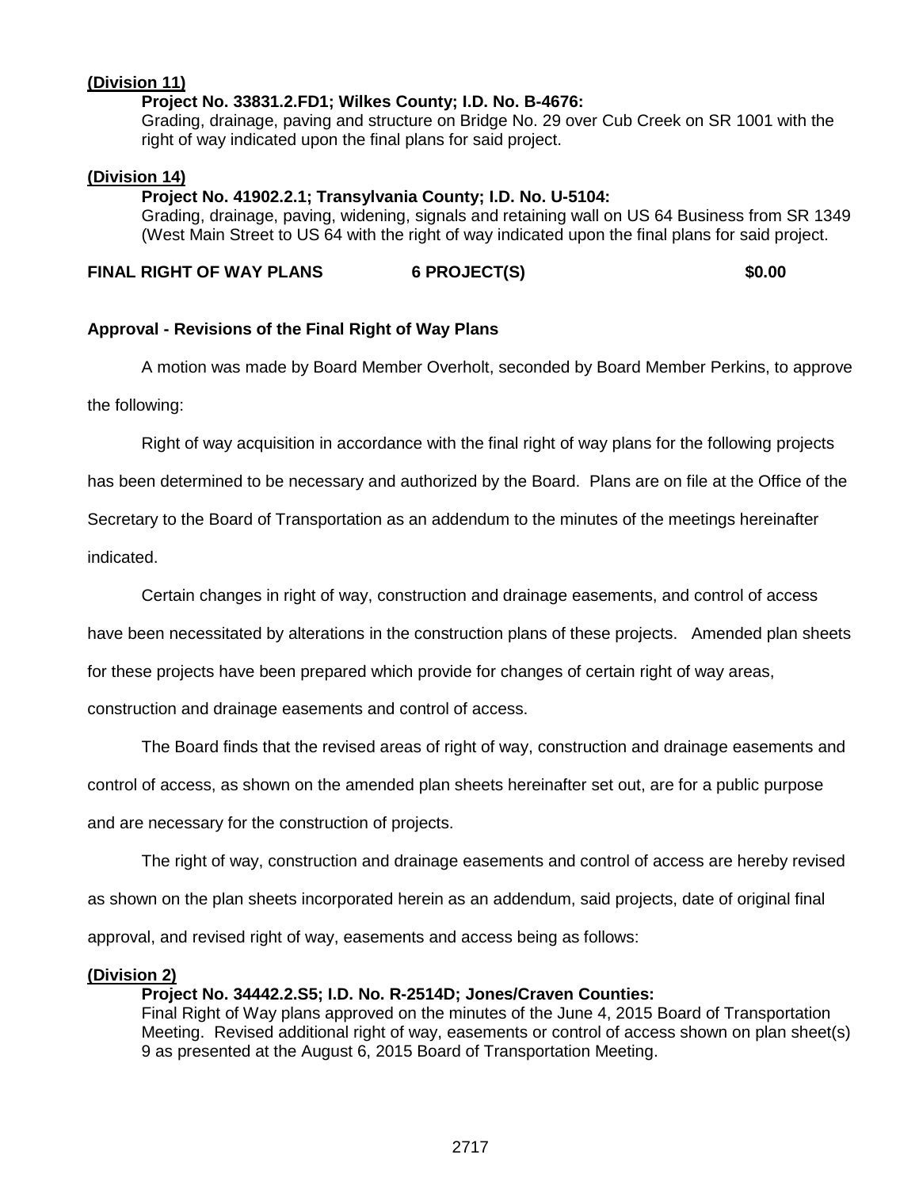**(Division 11)**

**Project No. 33831.2.FD1; Wilkes County; I.D. No. B-4676:**
Grading, drainage, paving and structure on Bridge No. 29 over Cub Creek on SR 1001 with the right of way indicated upon the final plans for said project.

**(Division 14)**

**Project No. 41902.2.1; Transylvania County; I.D. No. U-5104:**
Grading, drainage, paving, widening, signals and retaining wall on US 64 Business from SR 1349 (West Main Street to US 64 with the right of way indicated upon the final plans for said project.

**FINAL RIGHT OF WAY PLANS 6 PROJECT(S) $0.00**

**Approval - Revisions of the Final Right of Way Plans**

A motion was made by Board Member Overholt, seconded by Board Member Perkins, to approve the following:

Right of way acquisition in accordance with the final right of way plans for the following projects has been determined to be necessary and authorized by the Board. Plans are on file at the Office of the Secretary to the Board of Transportation as an addendum to the minutes of the meetings hereinafter indicated.

Certain changes in right of way, construction and drainage easements, and control of access have been necessitated by alterations in the construction plans of these projects. Amended plan sheets for these projects have been prepared which provide for changes of certain right of way areas, construction and drainage easements and control of access.

The Board finds that the revised areas of right of way, construction and drainage easements and control of access, as shown on the amended plan sheets hereinafter set out, are for a public purpose and are necessary for the construction of projects.

The right of way, construction and drainage easements and control of access are hereby revised as shown on the plan sheets incorporated herein as an addendum, said projects, date of original final approval, and revised right of way, easements and access being as follows:

**(Division 2)**

**Project No. 34442.2.S5; I.D. No. R-2514D; Jones/Craven Counties:**
Final Right of Way plans approved on the minutes of the June 4, 2015 Board of Transportation Meeting. Revised additional right of way, easements or control of access shown on plan sheet(s) 9 as presented at the August 6, 2015 Board of Transportation Meeting.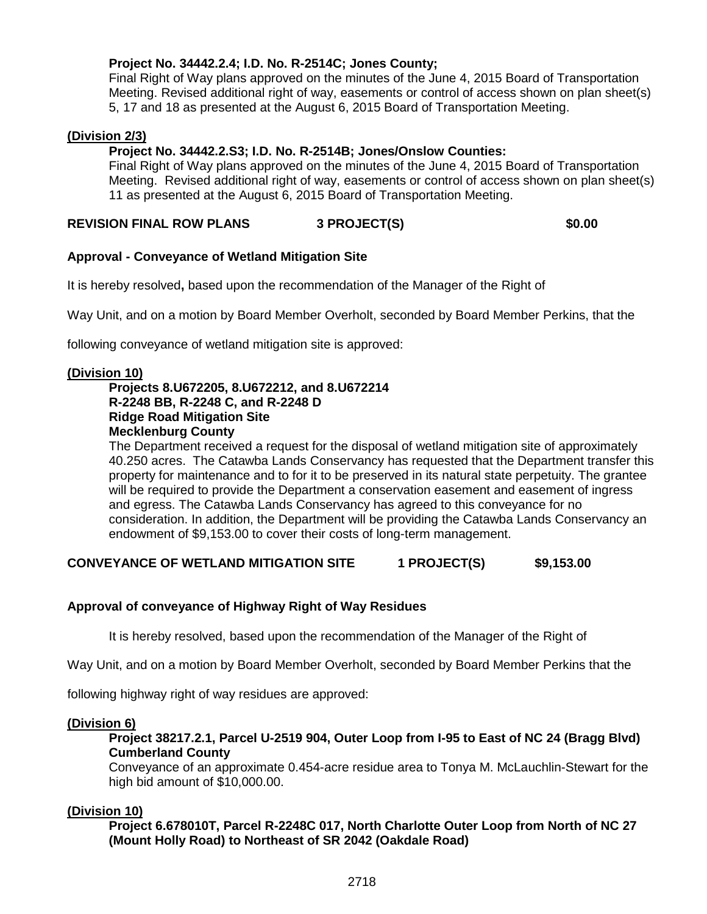**Project No. 34442.2.4; I.D. No. R-2514C; Jones County;**

Final Right of Way plans approved on the minutes of the June 4, 2015 Board of Transportation Meeting. Revised additional right of way, easements or control of access shown on plan sheet(s) 5, 17 and 18 as presented at the August 6, 2015 Board of Transportation Meeting.

**(Division 2/3)**

**Project No. 34442.2.S3; I.D. No. R-2514B; Jones/Onslow Counties:**

Final Right of Way plans approved on the minutes of the June 4, 2015 Board of Transportation Meeting. Revised additional right of way, easements or control of access shown on plan sheet(s) 11 as presented at the August 6, 2015 Board of Transportation Meeting.

**REVISION FINAL ROW PLANS 3 PROJECT(S) $0.00**

**Approval - Conveyance of Wetland Mitigation Site**

It is hereby resolved**,** based upon the recommendation of the Manager of the Right of Way Unit, and on a motion by Board Member Overholt, seconded by Board Member Perkins, that the following conveyance of wetland mitigation site is approved:

**(Division 10)**

**Projects 8.U672205, 8.U672212, and 8.U672214**
**R-2248 BB, R-2248 C, and R-2248 D**
**Ridge Road Mitigation Site**
**Mecklenburg County**

The Department received a request for the disposal of wetland mitigation site of approximately 40.250 acres. The Catawba Lands Conservancy has requested that the Department transfer this property for maintenance and to for it to be preserved in its natural state perpetuity. The grantee will be required to provide the Department a conservation easement and easement of ingress and egress. The Catawba Lands Conservancy has agreed to this conveyance for no consideration. In addition, the Department will be providing the Catawba Lands Conservancy an endowment of $9,153.00 to cover their costs of long-term management.

**CONVEYANCE OF WETLAND MITIGATION SITE 1 PROJECT(S) $9,153.00**

**Approval of conveyance of Highway Right of Way Residues**

It is hereby resolved, based upon the recommendation of the Manager of the Right of Way Unit, and on a motion by Board Member Overholt, seconded by Board Member Perkins that the following highway right of way residues are approved:

**(Division 6)**

**Project 38217.2.1, Parcel U-2519 904, Outer Loop from I-95 to East of NC 24 (Bragg Blvd) Cumberland County**

Conveyance of an approximate 0.454-acre residue area to Tonya M. McLauchlin-Stewart for the high bid amount of $10,000.00.

**(Division 10)**

**Project 6.678010T, Parcel R-2248C 017, North Charlotte Outer Loop from North of NC 27 (Mount Holly Road) to Northeast of SR 2042 (Oakdale Road)**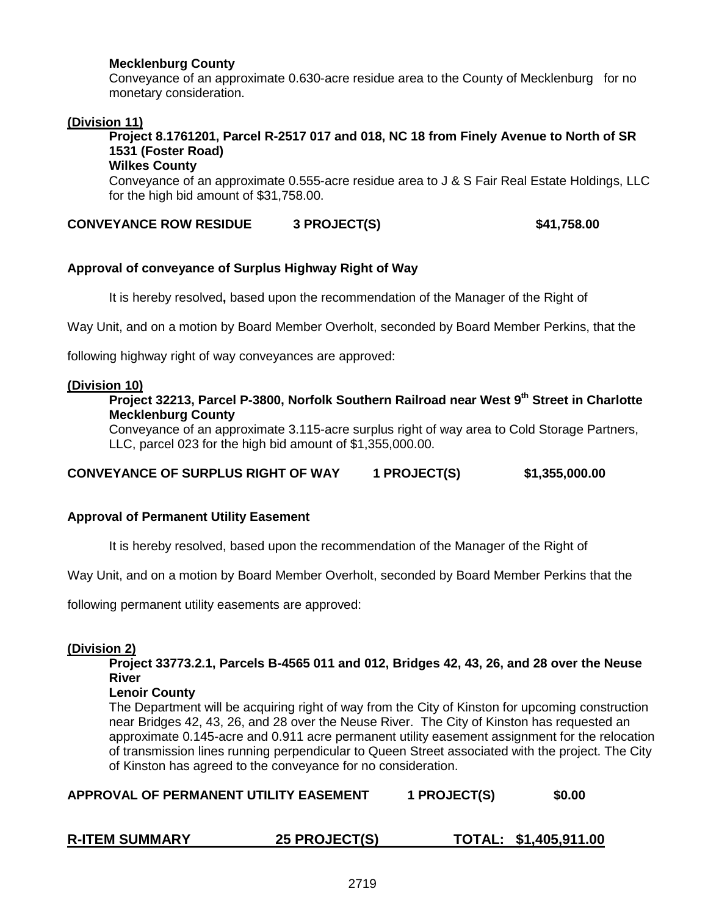**Mecklenburg County**
Conveyance of an approximate 0.630-acre residue area to the County of Mecklenburg for no monetary consideration.

**(Division 11)**

**Project 8.1761201, Parcel R-2517 017 and 018, NC 18 from Finely Avenue to North of SR 1531 (Foster Road)**
**Wilkes County**
Conveyance of an approximate 0.555-acre residue area to J & S Fair Real Estate Holdings, LLC for the high bid amount of $31,758.00.

**CONVEYANCE ROW RESIDUE 3 PROJECT(S) $41,758.00**

**Approval of conveyance of Surplus Highway Right of Way**

It is hereby resolved**,** based upon the recommendation of the Manager of the Right of Way Unit, and on a motion by Board Member Overholt, seconded by Board Member Perkins, that the following highway right of way conveyances are approved:

**(Division 10)**

**Project 32213, Parcel P-3800, Norfolk Southern Railroad near West 9th Street in Charlotte**
**Mecklenburg County**
Conveyance of an approximate 3.115-acre surplus right of way area to Cold Storage Partners, LLC, parcel 023 for the high bid amount of $1,355,000.00.

**CONVEYANCE OF SURPLUS RIGHT OF WAY 1 PROJECT(S) $1,355,000.00**

**Approval of Permanent Utility Easement**

It is hereby resolved, based upon the recommendation of the Manager of the Right of Way Unit, and on a motion by Board Member Overholt, seconded by Board Member Perkins that the following permanent utility easements are approved:

**(Division 2)**

**Project 33773.2.1, Parcels B-4565 011 and 012, Bridges 42, 43, 26, and 28 over the Neuse River**
**Lenoir County**
The Department will be acquiring right of way from the City of Kinston for upcoming construction near Bridges 42, 43, 26, and 28 over the Neuse River. The City of Kinston has requested an approximate 0.145-acre and 0.911 acre permanent utility easement assignment for the relocation of transmission lines running perpendicular to Queen Street associated with the project. The City of Kinston has agreed to the conveyance for no consideration.

**APPROVAL OF PERMANENT UTILITY EASEMENT 1 PROJECT(S) $0.00**

**R-ITEM SUMMARY 25 PROJECT(S) TOTAL: $1,405,911.00**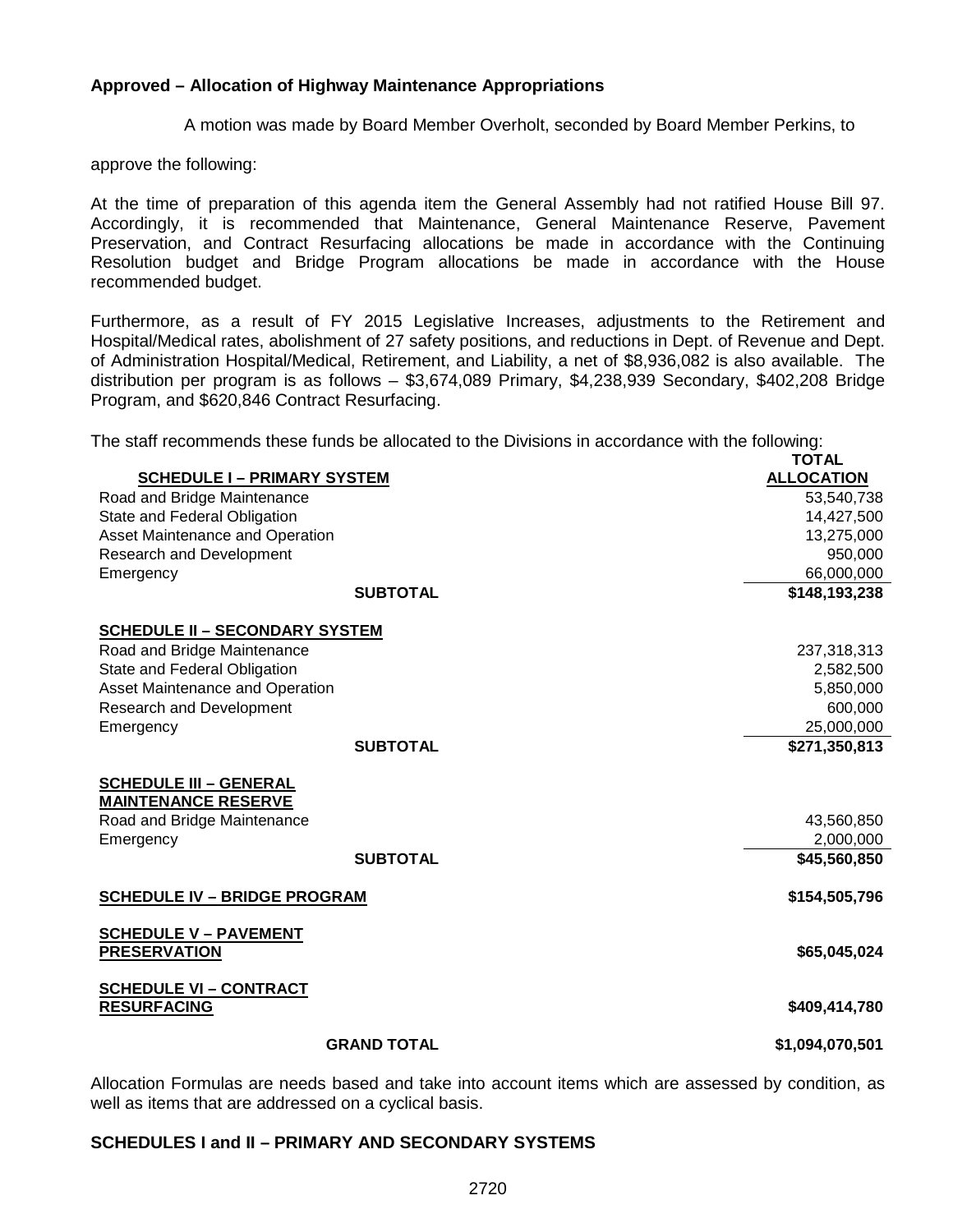**Approved – Allocation of Highway Maintenance Appropriations**

A motion was made by Board Member Overholt, seconded by Board Member Perkins, to approve the following:

At the time of preparation of this agenda item the General Assembly had not ratified House Bill 97. Accordingly, it is recommended that Maintenance, General Maintenance Reserve, Pavement Preservation, and Contract Resurfacing allocations be made in accordance with the Continuing Resolution budget and Bridge Program allocations be made in accordance with the House recommended budget.

Furthermore, as a result of FY 2015 Legislative Increases, adjustments to the Retirement and Hospital/Medical rates, abolishment of 27 safety positions, and reductions in Dept. of Revenue and Dept. of Administration Hospital/Medical, Retirement, and Liability, a net of $8,936,082 is also available. The distribution per program is as follows – $3,674,089 Primary, $4,238,939 Secondary, $402,208 Bridge Program, and $620,846 Contract Resurfacing.

The staff recommends these funds be allocated to the Divisions in accordance with the following:

| | TOTAL ALLOCATION |
|---|---|
| **SCHEDULE I – PRIMARY SYSTEM** | |
| Road and Bridge Maintenance | 53,540,738 |
| State and Federal Obligation | 14,427,500 |
| Asset Maintenance and Operation | 13,275,000 |
| Research and Development | 950,000 |
| Emergency | 66,000,000 |
| **SUBTOTAL** | **$148,193,238** |
| **SCHEDULE II – SECONDARY SYSTEM** | |
| Road and Bridge Maintenance | 237,318,313 |
| State and Federal Obligation | 2,582,500 |
| Asset Maintenance and Operation | 5,850,000 |
| Research and Development | 600,000 |
| Emergency | 25,000,000 |
| **SUBTOTAL** | **$271,350,813** |
| **SCHEDULE III – GENERAL MAINTENANCE RESERVE** | |
| Road and Bridge Maintenance | 43,560,850 |
| Emergency | 2,000,000 |
| **SUBTOTAL** | **$45,560,850** |
| **SCHEDULE IV – BRIDGE PROGRAM** | **$154,505,796** |
| **SCHEDULE V – PAVEMENT PRESERVATION** | **$65,045,024** |
| **SCHEDULE VI – CONTRACT RESURFACING** | **$409,414,780** |
| **GRAND TOTAL** | **$1,094,070,501** |

Allocation Formulas are needs based and take into account items which are assessed by condition, as well as items that are addressed on a cyclical basis.

**SCHEDULES I and II – PRIMARY AND SECONDARY SYSTEMS**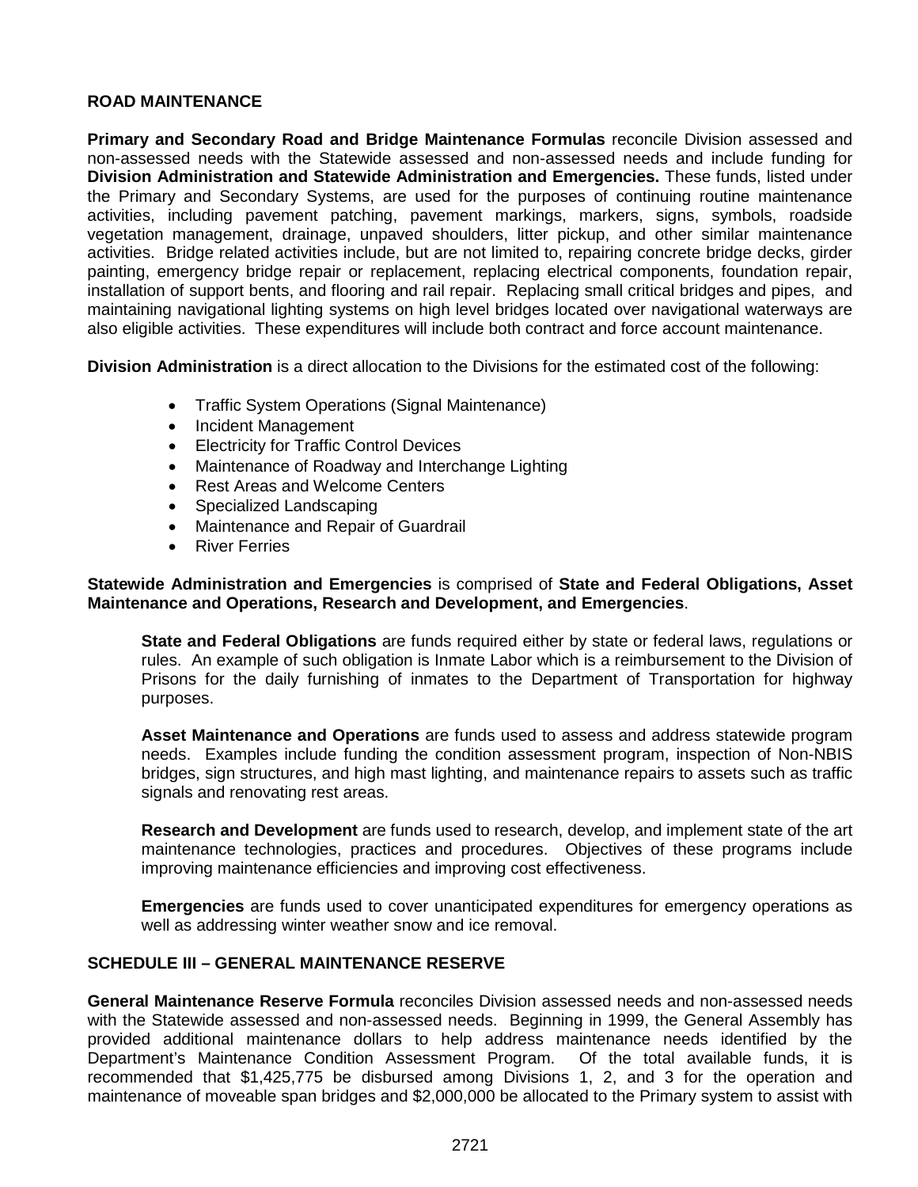## ROAD MAINTENANCE

**Primary and Secondary Road and Bridge Maintenance Formulas** reconcile Division assessed and non-assessed needs with the Statewide assessed and non-assessed needs and include funding for **Division Administration and Statewide Administration and Emergencies.** These funds, listed under the Primary and Secondary Systems, are used for the purposes of continuing routine maintenance activities, including pavement patching, pavement markings, markers, signs, symbols, roadside vegetation management, drainage, unpaved shoulders, litter pickup, and other similar maintenance activities. Bridge related activities include, but are not limited to, repairing concrete bridge decks, girder painting, emergency bridge repair or replacement, replacing electrical components, foundation repair, installation of support bents, and flooring and rail repair. Replacing small critical bridges and pipes, and maintaining navigational lighting systems on high level bridges located over navigational waterways are also eligible activities. These expenditures will include both contract and force account maintenance.

**Division Administration** is a direct allocation to the Divisions for the estimated cost of the following:

- Traffic System Operations (Signal Maintenance)
- Incident Management
- Electricity for Traffic Control Devices
- Maintenance of Roadway and Interchange Lighting
- Rest Areas and Welcome Centers
- Specialized Landscaping
- Maintenance and Repair of Guardrail
- River Ferries

**Statewide Administration and Emergencies** is comprised of **State and Federal Obligations, Asset Maintenance and Operations, Research and Development, and Emergencies**.

**State and Federal Obligations** are funds required either by state or federal laws, regulations or rules. An example of such obligation is Inmate Labor which is a reimbursement to the Division of Prisons for the daily furnishing of inmates to the Department of Transportation for highway purposes.

**Asset Maintenance and Operations** are funds used to assess and address statewide program needs. Examples include funding the condition assessment program, inspection of Non-NBIS bridges, sign structures, and high mast lighting, and maintenance repairs to assets such as traffic signals and renovating rest areas.

**Research and Development** are funds used to research, develop, and implement state of the art maintenance technologies, practices and procedures. Objectives of these programs include improving maintenance efficiencies and improving cost effectiveness.

**Emergencies** are funds used to cover unanticipated expenditures for emergency operations as well as addressing winter weather snow and ice removal.

## SCHEDULE III – GENERAL MAINTENANCE RESERVE

**General Maintenance Reserve Formula** reconciles Division assessed needs and non-assessed needs with the Statewide assessed and non-assessed needs. Beginning in 1999, the General Assembly has provided additional maintenance dollars to help address maintenance needs identified by the Department's Maintenance Condition Assessment Program. Of the total available funds, it is recommended that $1,425,775 be disbursed among Divisions 1, 2, and 3 for the operation and maintenance of moveable span bridges and $2,000,000 be allocated to the Primary system to assist with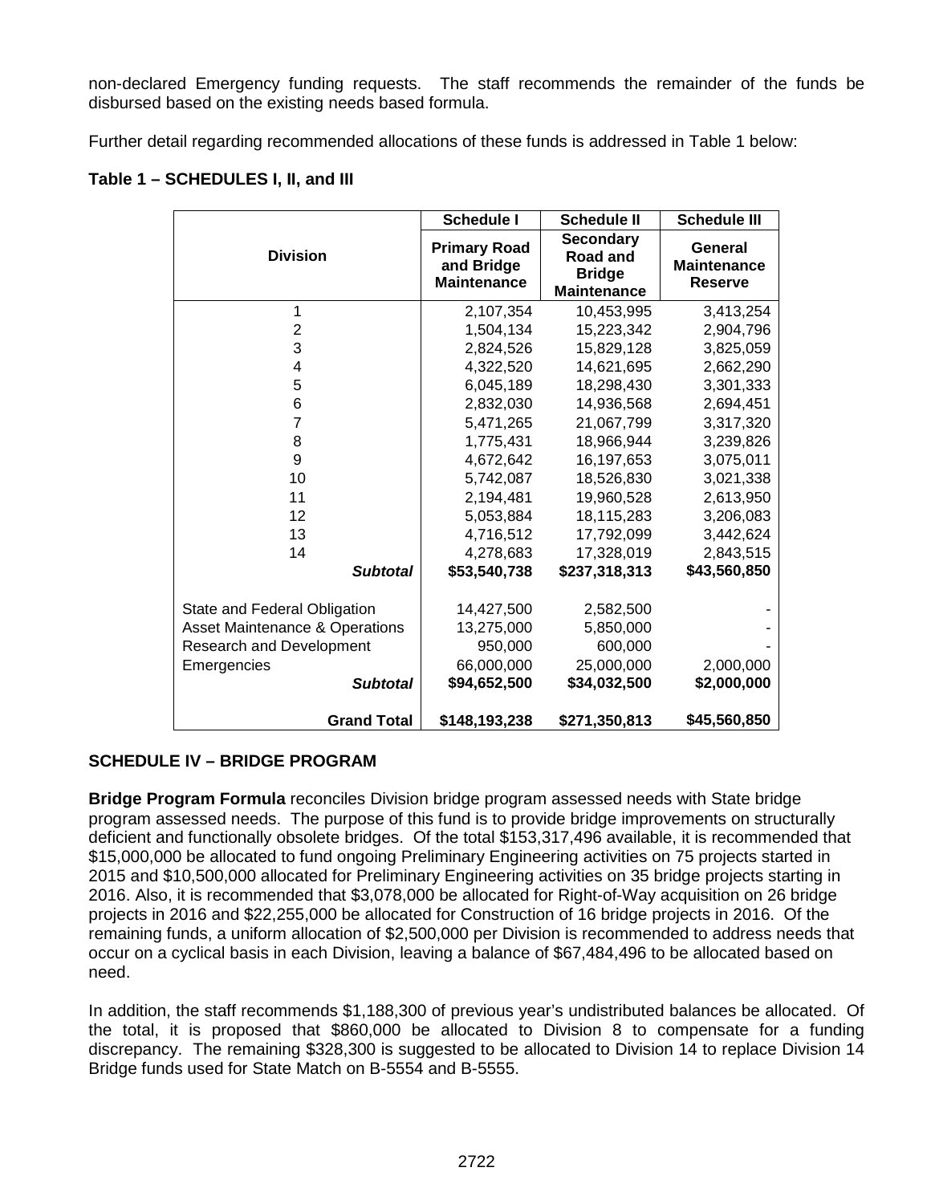non-declared Emergency funding requests. The staff recommends the remainder of the funds be disbursed based on the existing needs based formula.

Further detail regarding recommended allocations of these funds is addressed in Table 1 below:

**Table 1 – SCHEDULES I, II, and III**

| | Schedule I | Schedule II | Schedule III |
|---|---|---|---|
| **Division** | **Primary Road and Bridge Maintenance** | **Secondary Road and Bridge Maintenance** | **General Maintenance Reserve** |
| 1 | 2,107,354 | 10,453,995 | 3,413,254 |
| 2 | 1,504,134 | 15,223,342 | 2,904,796 |
| 3 | 2,824,526 | 15,829,128 | 3,825,059 |
| 4 | 4,322,520 | 14,621,695 | 2,662,290 |
| 5 | 6,045,189 | 18,298,430 | 3,301,333 |
| 6 | 2,832,030 | 14,936,568 | 2,694,451 |
| 7 | 5,471,265 | 21,067,799 | 3,317,320 |
| 8 | 1,775,431 | 18,966,944 | 3,239,826 |
| 9 | 4,672,642 | 16,197,653 | 3,075,011 |
| 10 | 5,742,087 | 18,526,830 | 3,021,338 |
| 11 | 2,194,481 | 19,960,528 | 2,613,950 |
| 12 | 5,053,884 | 18,115,283 | 3,206,083 |
| 13 | 4,716,512 | 17,792,099 | 3,442,624 |
| 14 | 4,278,683 | 17,328,019 | 2,843,515 |
| ***Subtotal*** | **$53,540,738** | **$237,318,313** | **$43,560,850** |
| State and Federal Obligation | 14,427,500 | 2,582,500 | - |
| Asset Maintenance & Operations | 13,275,000 | 5,850,000 | - |
| Research and Development | 950,000 | 600,000 | - |
| Emergencies | 66,000,000 | 25,000,000 | 2,000,000 |
| ***Subtotal*** | **$94,652,500** | **$34,032,500** | **$2,000,000** |
| **Grand Total** | **$148,193,238** | **$271,350,813** | **$45,560,850** |

## SCHEDULE IV – BRIDGE PROGRAM

**Bridge Program Formula** reconciles Division bridge program assessed needs with State bridge program assessed needs. The purpose of this fund is to provide bridge improvements on structurally deficient and functionally obsolete bridges. Of the total $153,317,496 available, it is recommended that $15,000,000 be allocated to fund ongoing Preliminary Engineering activities on 75 projects started in 2015 and $10,500,000 allocated for Preliminary Engineering activities on 35 bridge projects starting in 2016. Also, it is recommended that $3,078,000 be allocated for Right-of-Way acquisition on 26 bridge projects in 2016 and $22,255,000 be allocated for Construction of 16 bridge projects in 2016. Of the remaining funds, a uniform allocation of $2,500,000 per Division is recommended to address needs that occur on a cyclical basis in each Division, leaving a balance of $67,484,496 to be allocated based on need.

In addition, the staff recommends $1,188,300 of previous year's undistributed balances be allocated. Of the total, it is proposed that $860,000 be allocated to Division 8 to compensate for a funding discrepancy. The remaining $328,300 is suggested to be allocated to Division 14 to replace Division 14 Bridge funds used for State Match on B-5554 and B-5555.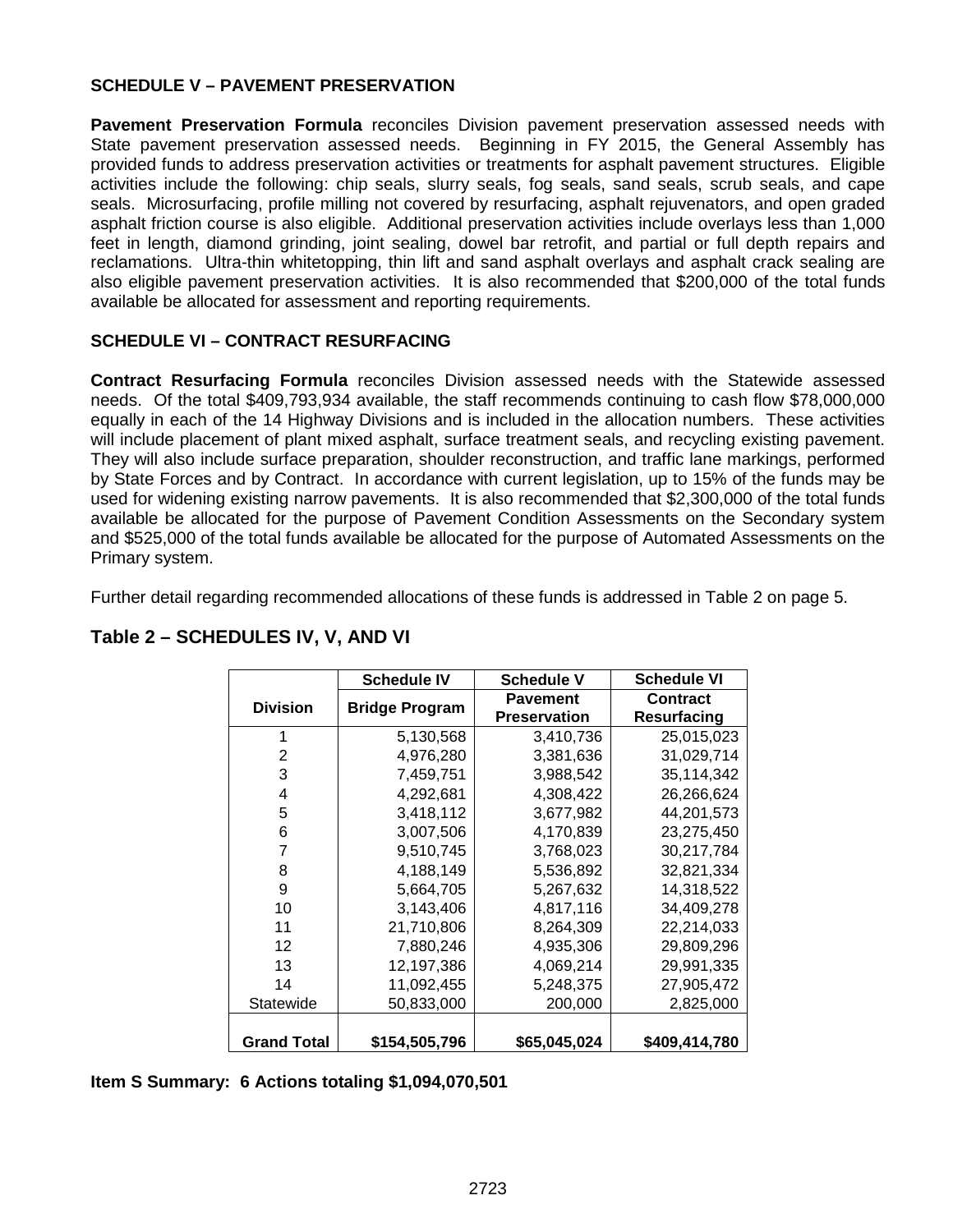**SCHEDULE V – PAVEMENT PRESERVATION**

**Pavement Preservation Formula** reconciles Division pavement preservation assessed needs with State pavement preservation assessed needs. Beginning in FY 2015, the General Assembly has provided funds to address preservation activities or treatments for asphalt pavement structures. Eligible activities include the following: chip seals, slurry seals, fog seals, sand seals, scrub seals, and cape seals. Microsurfacing, profile milling not covered by resurfacing, asphalt rejuvenators, and open graded asphalt friction course is also eligible. Additional preservation activities include overlays less than 1,000 feet in length, diamond grinding, joint sealing, dowel bar retrofit, and partial or full depth repairs and reclamations. Ultra-thin whitetopping, thin lift and sand asphalt overlays and asphalt crack sealing are also eligible pavement preservation activities. It is also recommended that $200,000 of the total funds available be allocated for assessment and reporting requirements.

**SCHEDULE VI – CONTRACT RESURFACING**

**Contract Resurfacing Formula** reconciles Division assessed needs with the Statewide assessed needs. Of the total $409,793,934 available, the staff recommends continuing to cash flow $78,000,000 equally in each of the 14 Highway Divisions and is included in the allocation numbers. These activities will include placement of plant mixed asphalt, surface treatment seals, and recycling existing pavement. They will also include surface preparation, shoulder reconstruction, and traffic lane markings, performed by State Forces and by Contract. In accordance with current legislation, up to 15% of the funds may be used for widening existing narrow pavements. It is also recommended that $2,300,000 of the total funds available be allocated for the purpose of Pavement Condition Assessments on the Secondary system and $525,000 of the total funds available be allocated for the purpose of Automated Assessments on the Primary system.

Further detail regarding recommended allocations of these funds is addressed in Table 2 on page 5.

## Table 2 – SCHEDULES IV, V, AND VI

| | Schedule IV | Schedule V | Schedule VI |
|---|---|---|---|
| **Division** | **Bridge Program** | **Pavement Preservation** | **Contract Resurfacing** |
| 1 | 5,130,568 | 3,410,736 | 25,015,023 |
| 2 | 4,976,280 | 3,381,636 | 31,029,714 |
| 3 | 7,459,751 | 3,988,542 | 35,114,342 |
| 4 | 4,292,681 | 4,308,422 | 26,266,624 |
| 5 | 3,418,112 | 3,677,982 | 44,201,573 |
| 6 | 3,007,506 | 4,170,839 | 23,275,450 |
| 7 | 9,510,745 | 3,768,023 | 30,217,784 |
| 8 | 4,188,149 | 5,536,892 | 32,821,334 |
| 9 | 5,664,705 | 5,267,632 | 14,318,522 |
| 10 | 3,143,406 | 4,817,116 | 34,409,278 |
| 11 | 21,710,806 | 8,264,309 | 22,214,033 |
| 12 | 7,880,246 | 4,935,306 | 29,809,296 |
| 13 | 12,197,386 | 4,069,214 | 29,991,335 |
| 14 | 11,092,455 | 5,248,375 | 27,905,472 |
| Statewide | 50,833,000 | 200,000 | 2,825,000 |
| **Grand Total** | **$154,505,796** | **$65,045,024** | **$409,414,780** |

**Item S Summary: 6 Actions totaling $1,094,070,501**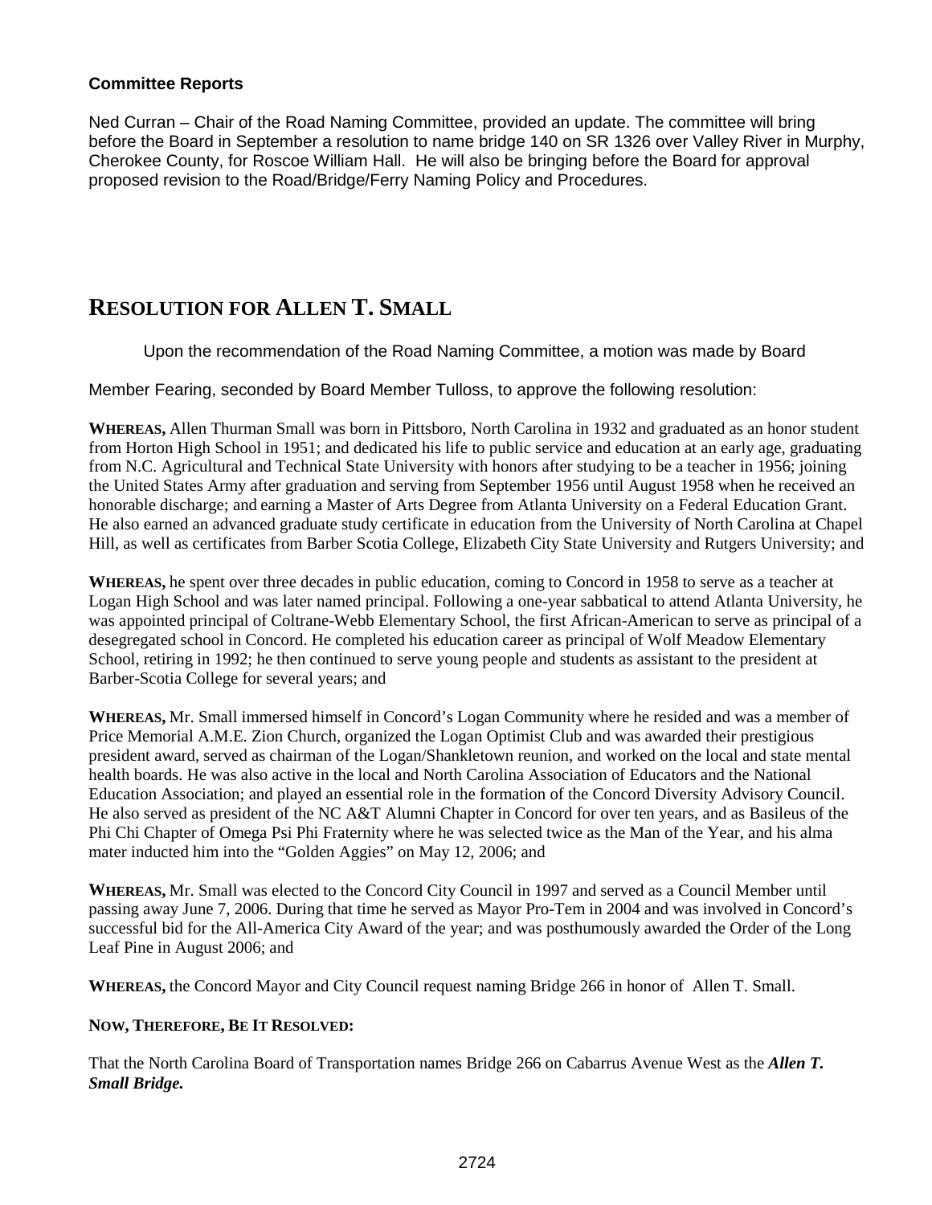**Committee Reports**

Ned Curran – Chair of the Road Naming Committee, provided an update. The committee will bring before the Board in September a resolution to name bridge 140 on SR 1326 over Valley River in Murphy, Cherokee County, for Roscoe William Hall. He will also be bringing before the Board for approval proposed revision to the Road/Bridge/Ferry Naming Policy and Procedures.

## RESOLUTION FOR ALLEN T. SMALL

Upon the recommendation of the Road Naming Committee, a motion was made by Board Member Fearing, seconded by Board Member Tulloss, to approve the following resolution:

**WHEREAS,** Allen Thurman Small was born in Pittsboro, North Carolina in 1932 and graduated as an honor student from Horton High School in 1951; and dedicated his life to public service and education at an early age, graduating from N.C. Agricultural and Technical State University with honors after studying to be a teacher in 1956; joining the United States Army after graduation and serving from September 1956 until August 1958 when he received an honorable discharge; and earning a Master of Arts Degree from Atlanta University on a Federal Education Grant. He also earned an advanced graduate study certificate in education from the University of North Carolina at Chapel Hill, as well as certificates from Barber Scotia College, Elizabeth City State University and Rutgers University; and

**WHEREAS,** he spent over three decades in public education, coming to Concord in 1958 to serve as a teacher at Logan High School and was later named principal. Following a one-year sabbatical to attend Atlanta University, he was appointed principal of Coltrane-Webb Elementary School, the first African-American to serve as principal of a desegregated school in Concord. He completed his education career as principal of Wolf Meadow Elementary School, retiring in 1992; he then continued to serve young people and students as assistant to the president at Barber-Scotia College for several years; and

**WHEREAS,** Mr. Small immersed himself in Concord's Logan Community where he resided and was a member of Price Memorial A.M.E. Zion Church, organized the Logan Optimist Club and was awarded their prestigious president award, served as chairman of the Logan/Shankletown reunion, and worked on the local and state mental health boards. He was also active in the local and North Carolina Association of Educators and the National Education Association; and played an essential role in the formation of the Concord Diversity Advisory Council. He also served as president of the NC A&T Alumni Chapter in Concord for over ten years, and as Basileus of the Phi Chi Chapter of Omega Psi Phi Fraternity where he was selected twice as the Man of the Year, and his alma mater inducted him into the "Golden Aggies" on May 12, 2006; and

**WHEREAS,** Mr. Small was elected to the Concord City Council in 1997 and served as a Council Member until passing away June 7, 2006. During that time he served as Mayor Pro-Tem in 2004 and was involved in Concord's successful bid for the All-America City Award of the year; and was posthumously awarded the Order of the Long Leaf Pine in August 2006; and

**WHEREAS,** the Concord Mayor and City Council request naming Bridge 266 in honor of Allen T. Small.

**NOW, THEREFORE, BE IT RESOLVED:**

That the North Carolina Board of Transportation names Bridge 266 on Cabarrus Avenue West as the ***Allen T. Small Bridge.***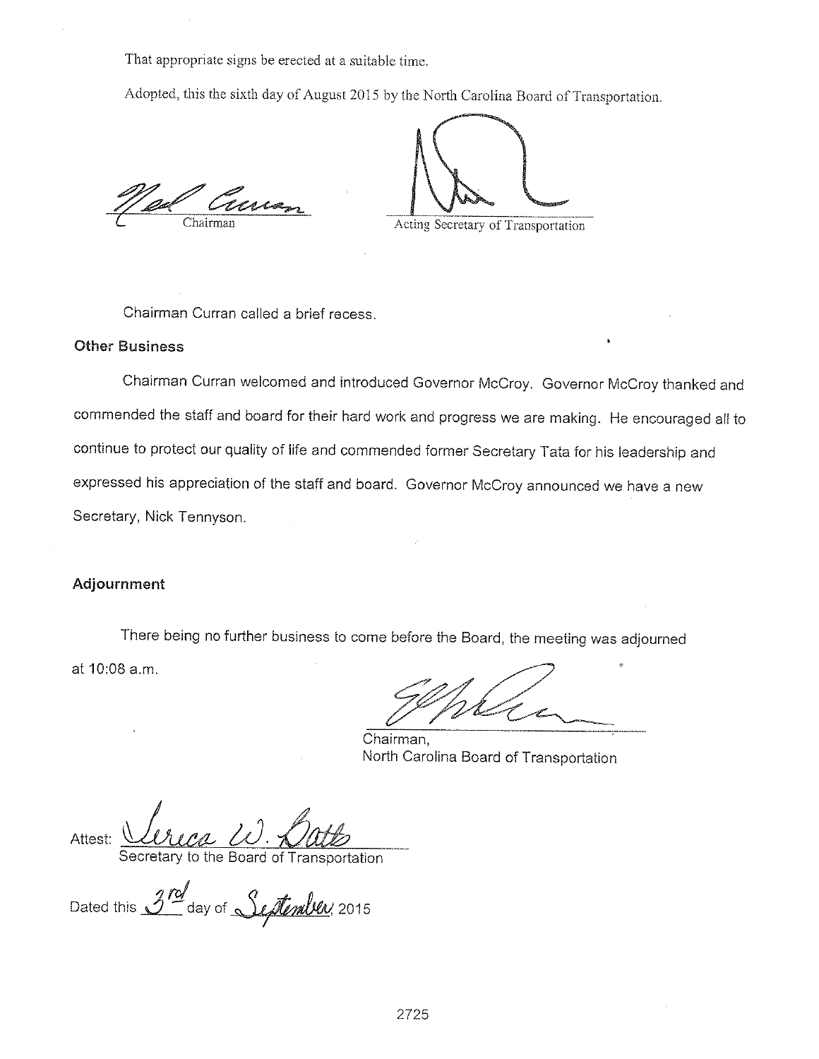That appropriate signs be erected at a suitable time.

Adopted, this the sixth day of August 2015 by the North Carolina Board of Transportation.

Chairman

Acting Secretary of Transportation

Chairman Curran called a brief recess.

**Other Business**

Chairman Curran welcomed and introduced Governor McCroy. Governor McCroy thanked and commended the staff and board for their hard work and progress we are making. He encouraged all to continue to protect our quality of life and commended former Secretary Tata for his leadership and expressed his appreciation of the staff and board. Governor McCroy announced we have a new Secretary, Nick Tennyson.

**Adjournment**

There being no further business to come before the Board, the meeting was adjourned at 10:08 a.m.

Chairman,
North Carolina Board of Transportation

Attest: Secretary to the Board of Transportation

Dated this 3rd day of September 2015